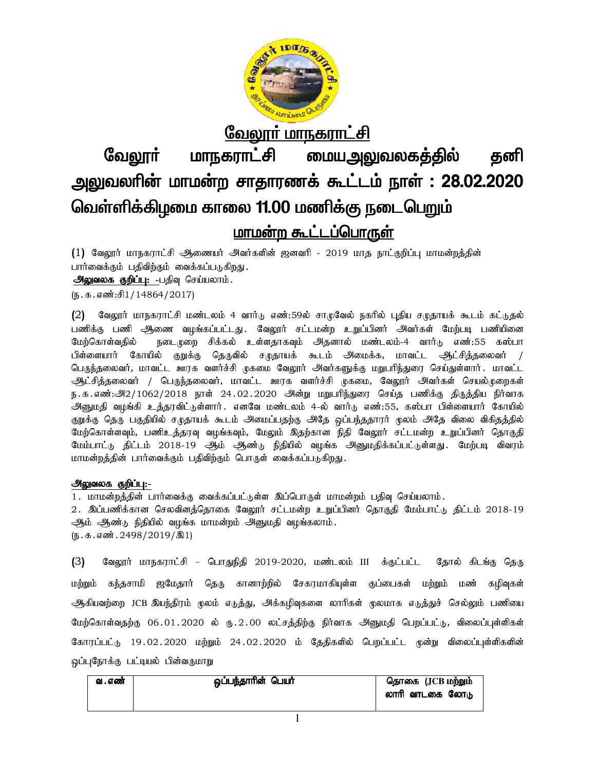# வேலூர் மாநகராட்சி

# வேலூர் மாநகராட்சி மையஅலுவலகத்தில் தனி அலுவலரின் மாமன்ற சாதாரணக் கூட்டம் நாள் : 28.02.2020 வெள்ளிக்கிழமை காலை 11.00 மணிக்கு நடைபெறும்

## மாமன்ற கூட்டப்பொருள்

(1) வேலூர் மாநகராட்சி ஆணையர் அவர்களின் ஜனவரி - 2019 மாத நாட்குறிப்பு மாமன்றத்தின் பார்வைக்கும் பதிவிற்கும் வைக்கப்படுகிறது.

**அலுவலக குறிப்பு:** -பதிவு செய்யலாம்.

(ந.க.எண்:சி1/14864/2017)

(2) வேலூர் மாநகராட்சி மண்டலம் 4 வார்டு எண்:59ல் சாமுவேல் நகரில் புதிய சமுதாயக் கூடம் கட்டுதல் பணிக்கு பணி ஆணை வழங்கப்பட்டது. வேலூர் சட்டமன்ற உறுப்பினர் அவர்கள் மேற்படி பணியினை மேற்கொள்வதில் நடைமுறை சிக்கல் உள்ளதாகவும் அதனால் மண்டலம்-4 வார்டு எண்:55 கஸ்பா பிள்ளையார் கோயில் குறுக்கு தெருவில் சமுதாயக் கூடம் அமைக்க, மாவட்ட ஆட்சித்தலைவர் / பெருந்தலைவர், மாவட்ட ஊரக வளர்ச்சி முகமை வேலூர் அவர்களுக்கு மறுபரிந்துரை செய்துள்ளார். மாவட்ட ஆட்சித்தலைவர் / பெருந்தலைவர், மாவட்ட ஊரக வளர்ச்சி முகமை, வேலூர் அவர்கள் செயல்முறைகள் ந.க.எண்:அ2/1062/2018 நாள் 24.02.2020 அன்று மறுபரிந்துரை செய்த பணிக்கு திருத்திய நிர்வாக அனுமதி வழங்கி உத்தரவிட்டுள்ளார். எனவே மண்டலம் 4-ல் வார்டு எண்:55, கஸ்பா பிள்ளையார் கோயில் குறுக்கு தெரு பகுதியில் சமுதாயக் கூடம் அமைப்பதற்கு அதே ஒப்பந்ததாரர் மூலம் அதே விலை விகிதத்தில் மேற்கொள்ளவும், பணிஉத்தரவு வழங்கவும், மேலும் இதற்கான நிதி வேலூர் சட்டமன்ற உறுப்பினர் தொகுதி மேம்பாட்டு திட்டம் 2018-19 ஆம் ஆண்டு நிதியில் வழங்க அனுமதிக்கப்பட்டுள்ளது. மேற்படி விவரம் மாமன்றத்தின் பார்வைக்கும் பதிவிற்கும் பொருள் வைக்கப்படுகிறது.

**அலுவலக குறிப்பு:-**

1. மாமன்றத்தின் பார்வைக்கு வைக்கப்பட்டுள்ள இப்பொருள் மாமன்றம் பதிவு செய்யலாம்.
2. இப்பணிக்கான செலவினத்தொகை வேலூர் சட்டமன்ற உறுப்பினர் தொகுதி மேம்பாட்டு திட்டம் 2018-19 ஆம் ஆண்டு நிதியில் வழங்க மாமன்றம் அனுமதி வழங்கலாம்.

(ந.க.எண்.2498/2019/இ1)

(3) வேலூர் மாநகராட்சி – பொதுநிதி 2019-2020, மண்டலம் III க்குட்பட்ட தோல் கிடங்கு தெரு மற்றும் கந்தசாமி ஐமேதார் தெரு கானாற்றில் சேகரமாகியுள்ள குப்பைகள் மற்றும் மண் கழிவுகள் ஆகியவற்றை JCB இயந்திரம் மூலம் எடுத்து, அக்கழிவுகளை லாரிகள் மூலமாக எடுத்துச் செல்லும் பணியை மேற்கொள்வதற்கு 06.01.2020 ல் ரூ.2.00 லட்சத்திற்கு நிர்வாக அனுமதி பெறப்பட்டு, விலைப்புள்ளிகள் கோரப்பட்டு 19.02.2020 மற்றும் 24.02.2020 ம் தேதிகளில் பெறப்பட்ட மூன்று விலைப்புள்ளிகளின் ஒப்புநோக்கு பட்டியல் பின்வருமாறு

| வ.எண் | ஒப்பந்தாரின் பெயர் | தொகை (JCB மற்றும் லாரி வாடகை லோடு |
|---|---|---|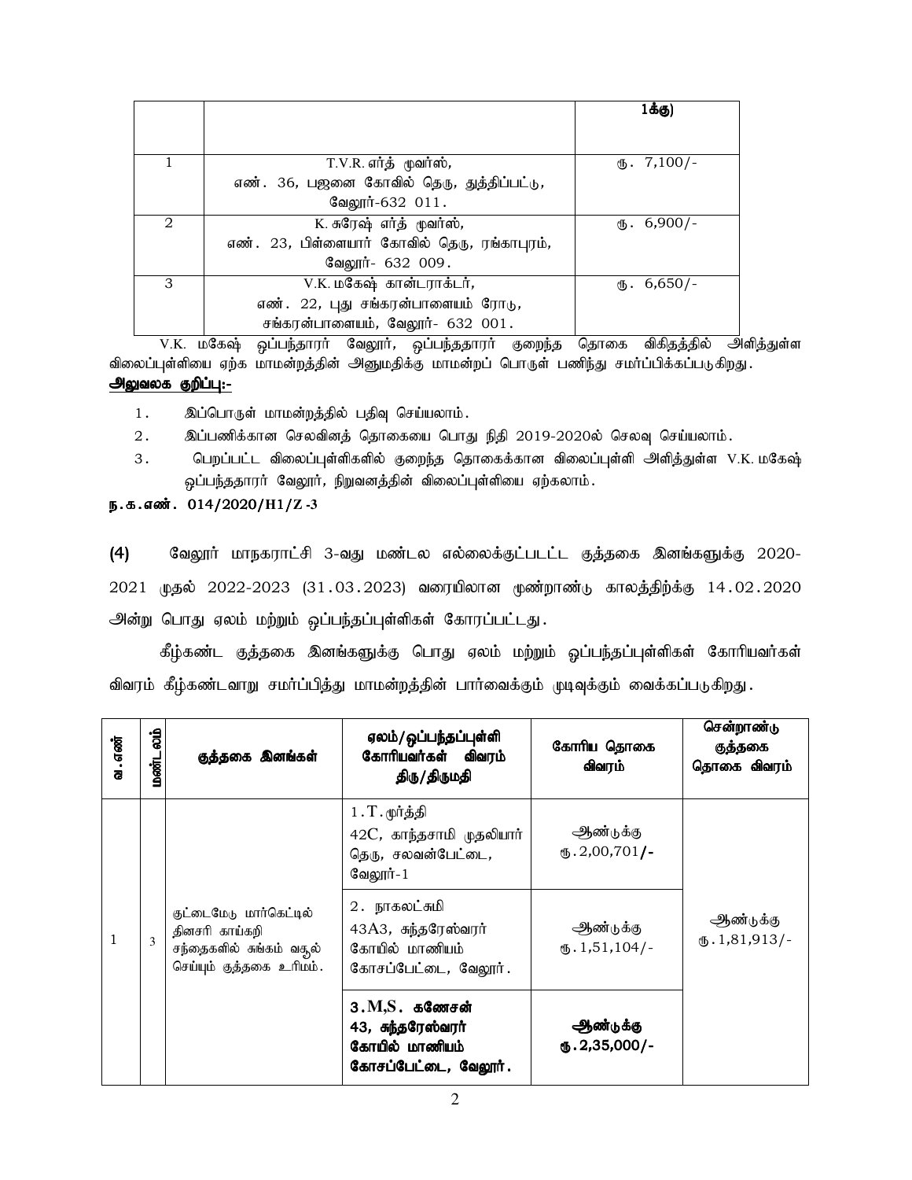| | | 1க்கு) |
|---|---|---|
| 1 | T.V.R. எர்த் முவர்ஸ், எண். 36, பஜனை கோவில் தெரு, துத்திப்பட்டு, வேலூர்-632 011. | ரூ. 7,100/- |
| 2 | K. சுரேஷ் எர்த் முவர்ஸ், எண். 23, பிள்ளையார் கோவில் தெரு, ரங்காபுரம், வேலூர்- 632 009. | ரூ. 6,900/- |
| 3 | V.K. மகேஷ் கான்டராக்டர், எண். 22, புது சங்கரன்பாளையம் ரோடு, சங்கரன்பாளையம், வேலூர்- 632 001. | ரூ. 6,650/- |

V.K. மகேஷ் ஒப்பந்தாரர் வேலூர், ஒப்பந்ததாரர் குறைந்த தொகை விகிதத்தில் அளித்துள்ள விலைப்புள்ளியை ஏற்க மாமன்றத்தின் அனுமதிக்கு மாமன்றப் பொருள் பணிந்து சமர்ப்பிக்கப்படுகிறது.

**அலுவலக குறிப்பு:-**

1. இப்பொருள் மாமன்றத்தில் பதிவு செய்யலாம்.
2. இப்பணிக்கான செலவினத் தொகையை பொது நிதி 2019-2020ல் செலவு செய்யலாம்.
3. பெறப்பட்ட விலைப்புள்ளிகளில் குறைந்த தொகைக்கான விலைப்புள்ளி அளித்துள்ள V.K. மகேஷ் ஒப்பந்ததாரர் வேலூர், நிறுவனத்தின் விலைப்புள்ளியை ஏற்கலாம்.

**ந.க.எண். 014/2020/H1/Z-3**

**(4)** வேலூர் மாநகராட்சி 3-வது மண்டல எல்லைக்குட்படட்ட குத்தகை இனங்களுக்கு 2020-2021 முதல் 2022-2023 (31.03.2023) வரையிலான மூண்றாண்டு காலத்திற்க்கு 14.02.2020 அன்று பொது ஏலம் மற்றும் ஒப்பந்தப்புள்ளிகள் கோரப்பட்டது.

கீழ்கண்ட குத்தகை இனங்களுக்கு பொது ஏலம் மற்றும் ஒப்பந்தப்புள்ளிகள் கோரியவர்கள் விவரம் கீழ்கண்டவாறு சமர்ப்பித்து மாமன்றத்தின் பார்வைக்கும் முடிவுக்கும் வைக்கப்படுகிறது.

| வ.எண் | மண்டலம் | குத்தகை இனங்கள் | ஏலம்/ஒப்பந்தப்புள்ளி கோரியவர்கள் விவரம் திரு/திருமதி | கோரிய தொகை விவரம் | சென்றாண்டு குத்தகை தொகை விவரம் |
|---|---|---|---|---|---|
| 1 | 3 | குட்டைமேடு மார்கெட்டில் தினசரி காய்கறி சந்தைகளில் சுங்கம் வசூல் செய்யும் குத்தகை உரிமம். | 1.T. மூர்த்தி 42C, காந்தசாமி முதலியார் தெரு, சலவன்பேட்டை, வேலூர்-1 | ஆண்டுக்கு ரூ.2,00,701/- | ஆண்டுக்கு ரூ.1,81,913/- |
| | | | 2. நாகலட்சுமி 43A3, சுந்தரேஸ்வரர் கோயில் மாணியம் கோசப்பேட்டை, வேலூர். | ஆண்டுக்கு ரூ.1,51,104/- | |
| | | | **3.M,S. கணேசன் 43, சுந்தரேஸ்வரர் கோயில் மாணியம் கோசப்பேட்டை, வேலூர்.** | **ஆண்டுக்கு ரூ.2,35,000/-** | |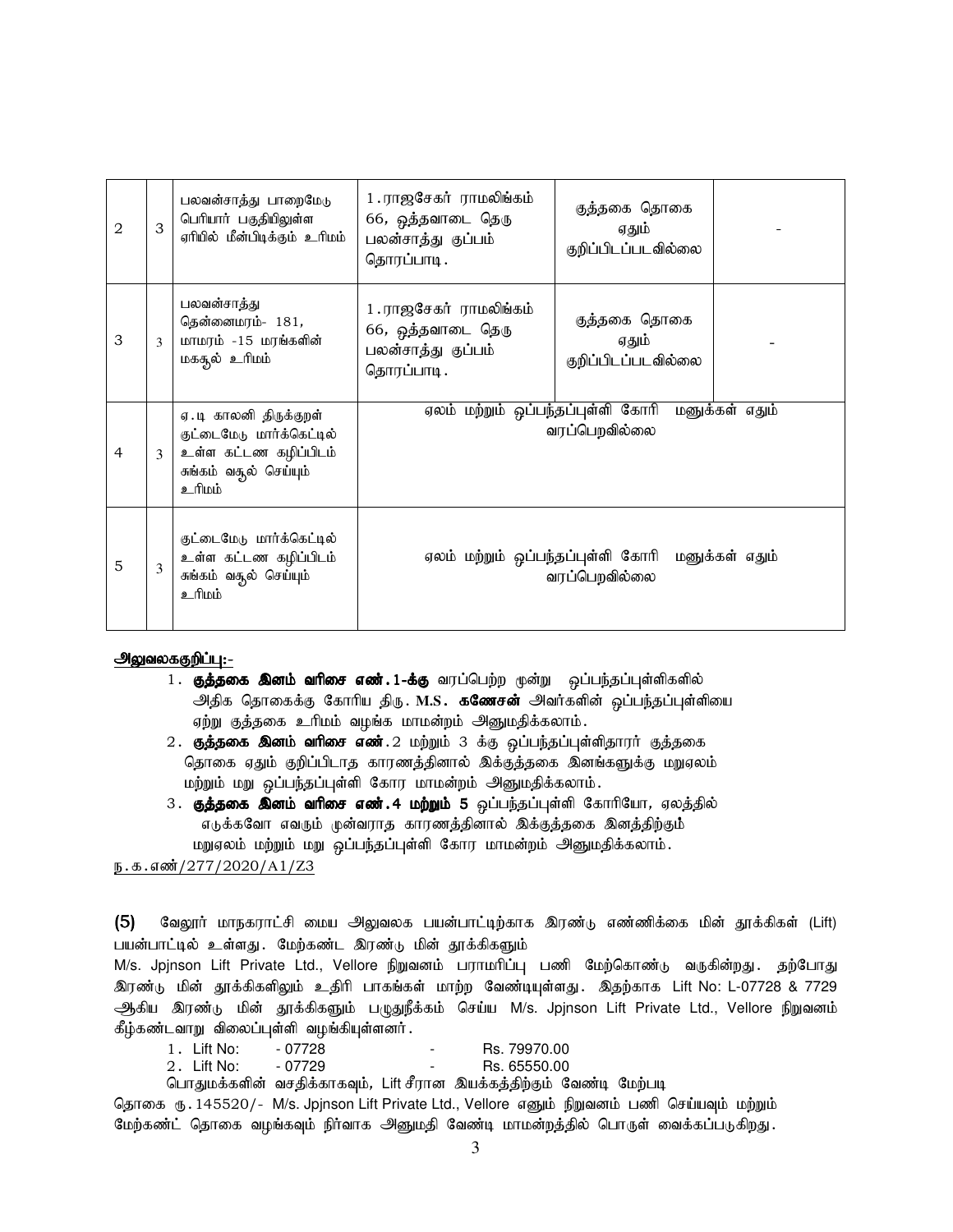| | | | | | |
|---|---|---|---|---|---|
| 2 | 3 | பலவன்சாத்து பாறைமேடு பெரியார் பகுதியிலுள்ள ஏரியில் மீன்பிடிக்கும் உரிமம் | 1.ராஜசேகர் ராமலிங்கம் 66, ஒத்தவாடை தெரு பலன்சாத்து குப்பம் தொரப்பாடி. | குத்தகை தொகை ஏதும் குறிப்பிடப்படவில்லை | - |
| 3 | 3 | பலவன்சாத்து தென்னைமரம்- 181, மாமரம் -15 மரங்களின் மகசூல் உரிமம் | 1.ராஜசேகர் ராமலிங்கம் 66, ஒத்தவாடை தெரு பலன்சாத்து குப்பம் தொரப்பாடி. | குத்தகை தொகை ஏதும் குறிப்பிடப்படவில்லை | - |
| 4 | 3 | ஏ.டி காலனி திருக்குறள் குட்டைமேடு மார்க்கெட்டில் உள்ள கட்டண கழிப்பிடம் சுங்கம் வசூல் செய்யும் உரிமம் | ஏலம் மற்றும் ஒப்பந்தப்புள்ளி கோரி மனுக்கள் எதும் வரப்பெறவில்லை | | |
| 5 | 3 | குட்டைமேடு மார்க்கெட்டில் உள்ள கட்டண கழிப்பிடம் சுங்கம் வசூல் செய்யும் உரிமம் | ஏலம் மற்றும் ஒப்பந்தப்புள்ளி கோரி மனுக்கள் எதும் வரப்பெறவில்லை | | |

**அலுவலககுறிப்பு:-**

1. **குத்தகை இனம் வரிசை எண்.1-க்கு** வரப்பெற்ற மூன்று ஒப்பந்தப்புள்ளிகளில் அதிக தொகைக்கு கோரிய திரு. **M.S. கணேசன்** அவர்களின் ஒப்பந்தப்புள்ளியை ஏற்று குத்தகை உரிமம் வழங்க மாமன்றம் அனுமதிக்கலாம்.
2. **குத்தகை இனம் வரிசை எண்**.2 மற்றும் 3 க்கு ஒப்பந்தப்புள்ளிதாரர் குத்தகை தொகை ஏதும் குறிப்பிடாத காரணத்தினால் இக்குத்தகை இனங்களுக்கு மறுஏலம் மற்றும் மறு ஒப்பந்தப்புள்ளி கோர மாமன்றம் அனுமதிக்கலாம்.
3. **குத்தகை இனம் வரிசை எண்.4 மற்றும் 5** ஒப்பந்தப்புள்ளி கோரியோ, ஏலத்தில் எடுக்கவோ எவரும் முன்வராத காரணத்தினால் இக்குத்தகை இனத்திற்கும் மறுஏலம் மற்றும் மறு ஒப்பந்தப்புள்ளி கோர மாமன்றம் அனுமதிக்கலாம்.

ந.க.எண்/277/2020/A1/Z3

**(5)** வேலூர் மாநகராட்சி மைய அலுவலக பயன்பாட்டிற்காக இரண்டு எண்ணிக்கை மின் தூக்கிகள் (Lift) பயன்பாட்டில் உள்ளது. மேற்கண்ட இரண்டு மின் தூக்கிகளும் M/s. Jpjnson Lift Private Ltd., Vellore நிறுவனம் பராமரிப்பு பணி மேற்கொண்டு வருகின்றது. தற்போது இரண்டு மின் தூக்கிகளிலும் உதிரி பாகங்கள் மாற்ற வேண்டியுள்ளது. இதற்காக Lift No: L-07728 & 7729 ஆகிய இரண்டு மின் தூக்கிகளும் பழுதுநீக்கம் செய்ய M/s. Jpjnson Lift Private Ltd., Vellore நிறுவனம் கீழ்கண்டவாறு விலைப்புள்ளி வழங்கியுள்ளனர்.

1. Lift No: - 07728 - Rs. 79970.00
2. Lift No: - 07729 - Rs. 65550.00

பொதுமக்களின் வசதிக்காகவும், Lift சீரான இயக்கத்திற்கும் வேண்டி மேற்படி தொகை ரூ.145520/- M/s. Jpjnson Lift Private Ltd., Vellore எனும் நிறுவனம் பணி செய்யவும் மற்றும் மேற்கண்ட் தொகை வழங்கவும் நிர்வாக அனுமதி வேண்டி மாமன்றத்தில் பொருள் வைக்கப்படுகிறது.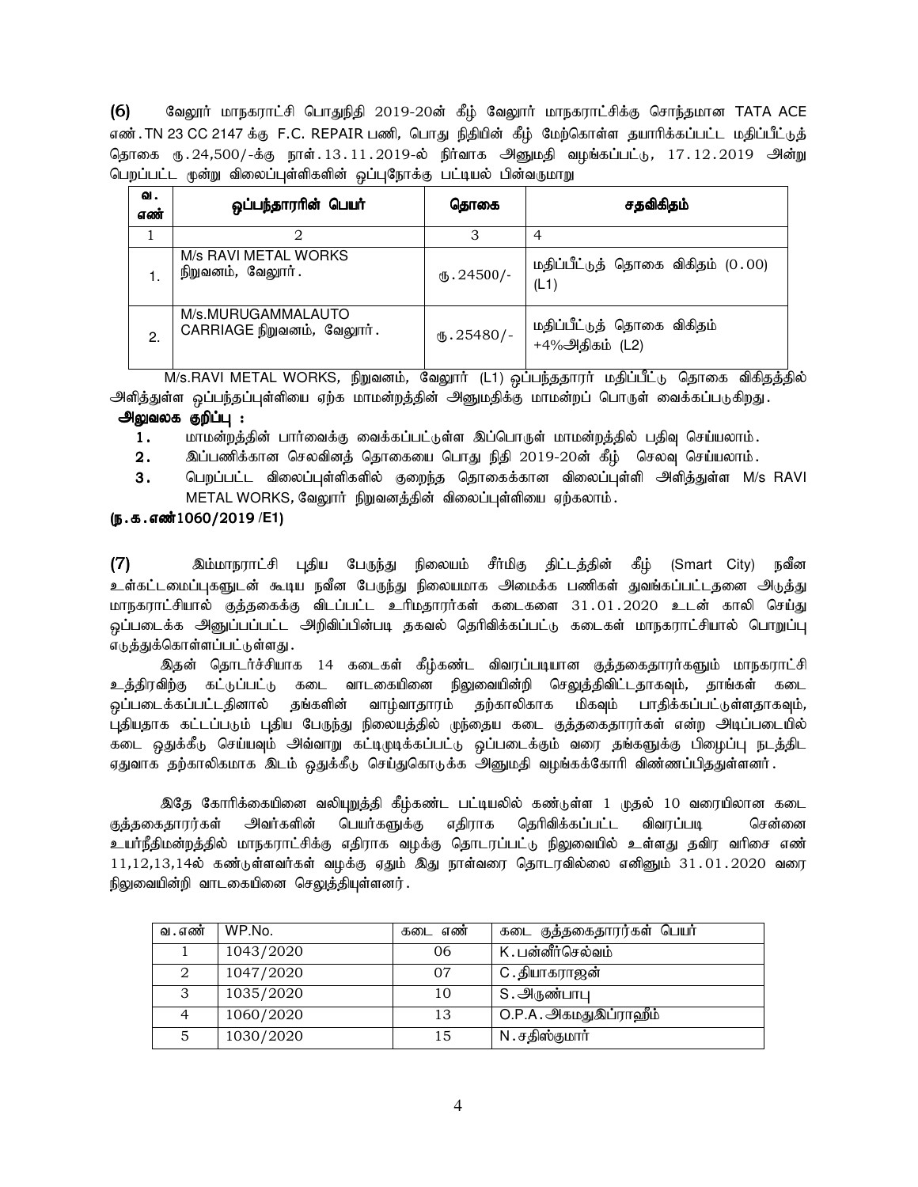**(6)** வேலூர் மாநகராட்சி பொதுநிதி 2019-20ன் கீழ் வேலூர் மாநகராட்சிக்கு சொந்தமான TATA ACE எண்.TN 23 CC 2147 க்கு F.C. REPAIR பணி, பொது நிதியின் கீழ் மேற்கொள்ள தயாரிக்கப்பட்ட மதிப்பீட்டுத் தொகை ரு.24,500/-க்கு நாள்.13.11.2019-ல் நிர்வாக அனுமதி வழங்கப்பட்டு, 17.12.2019 அன்று பெறப்பட்ட மூன்று விலைப்புள்ளிகளின் ஒப்புநோக்கு பட்டியல் பின்வருமாறு

| வ. எண் | ஒப்பந்தாரின் பெயர் | தொகை | சதவிகிதம் |
|---|---|---|---|
| 1 | 2 | 3 | 4 |
| 1. | M/s RAVI METAL WORKS நிறுவனம், வேலூர். | ரு.24500/- | மதிப்பீட்டுத் தொகை விகிதம் (0.00) (L1) |
| 2. | M/s.MURUGAMMALAUTO CARRIAGE நிறுவனம், வேலூர். | ரு.25480/- | மதிப்பீட்டுத் தொகை விகிதம் +4%அதிகம் (L2) |

M/s.RAVI METAL WORKS, நிறுவனம், வேலூர் (L1) ஒப்பந்ததாரர் மதிப்பீட்டு தொகை விகிதத்தில் அளித்துள்ள ஒப்பந்தப்புள்ளியை ஏற்க மாமன்றத்தின் அனுமதிக்கு மாமன்றப் பொருள் வைக்கப்படுகிறது.

**அலுவலக குறிப்பு :**

1. மாமன்றத்தின் பார்வைக்கு வைக்கப்பட்டுள்ள இப்பொருள் மாமன்றத்தில் பதிவு செய்யலாம்.
2. இப்பணிக்கான செலவினத் தொகையை பொது நிதி 2019-20ன் கீழ் செலவு செய்யலாம்.
3. பெறப்பட்ட விலைப்புள்ளிகளில் குறைந்த தொகைக்கான விலைப்புள்ளி அளித்துள்ள M/s RAVI METAL WORKS, வேலூர் நிறுவனத்தின் விலைப்புள்ளியை ஏற்கலாம்.

**(ந.க.எண்1060/2019 /E1)**

**(7)** இம்மாநகராட்சி புதிய பேருந்து நிலையம் சீர்மிகு திட்டத்தின் கீழ் (Smart City) நவீன உள்கட்டமைப்புகளுடன் கூடிய நவீன பேருந்து நிலையமாக அமைக்க பணிகள் துவங்கப்பட்டதனை அடுத்து மாநகராட்சியால் குத்தகைக்கு விடப்பட்ட உரிமதாரர்கள் கடைகளை 31.01.2020 உடன் காலி செய்து ஒப்படைக்க அனுப்பப்பட்ட அறிவிப்பின்படி தகவல் தெரிவிக்கப்பட்டு கடைகள் மாநகராட்சியால் பொறுப்பு எடுத்துக்கொள்ளப்பட்டுள்ளது.

இதன் தொடர்ச்சியாக 14 கடைகள் கீழ்கண்ட விவரப்படியான குத்தகைதாரர்களும் மாநகராட்சி உத்திரவிற்கு கட்டுப்பட்டு கடை வாடகையினை நிலுவையின்றி செலுத்திவிட்டதாகவும், தாங்கள் கடை ஒப்படைக்கப்பட்டதினால் தங்களின் வாழ்வாதாரம் தற்காலிகாக மிகவும் பாதிக்கப்பட்டுள்ளதாகவும், புதியதாக கட்டப்படும் புதிய பேருந்து நிலையத்தில் முந்தைய கடை குத்தகைதாரர்கள் என்ற அடிப்படையில் கடை ஒதுக்கீடு செய்யவும் அவ்வாறு கட்டிமுடிக்கப்பட்டு ஒப்படைக்கும் வரை தங்களுக்கு பிழைப்பு நடத்திட ஏதுவாக தற்காலிகமாக இடம் ஒதுக்கீடு செய்துகொடுக்க அனுமதி வழங்கக்கோரி விண்ணப்பித்துள்ளனர்.

இதே கோரிக்கையினை வலியுறுத்தி கீழ்கண்ட பட்டியலில் கண்டுள்ள 1 முதல் 10 வரையிலான கடை குத்தகைதாரர்கள் அவர்களின் பெயர்களுக்கு எதிராக தெரிவிக்கப்பட்ட விவரப்படி சென்னை உயர்நீதிமன்றத்தில் மாநகராட்சிக்கு எதிராக வழக்கு தொடரப்பட்டு நிலுவையில் உள்ளது தவிர வரிசை எண் 11,12,13,14ல் கண்டுள்ளவர்கள் வழக்கு ஏதும் இது நாள்வரை தொடரவில்லை எனினும் 31.01.2020 வரை நிலுவையின்றி வாடகையினை செலுத்தியுள்ளனர்.

| வ.எண் | WP.No. | கடை எண் | கடை குத்தகைதாரர்கள் பெயர் |
|---|---|---|---|
| 1 | 1043/2020 | 06 | K.பன்னீர்செல்வம் |
| 2 | 1047/2020 | 07 | C.தியாகராஜன் |
| 3 | 1035/2020 | 10 | S.அருண்பாபு |
| 4 | 1060/2020 | 13 | O.P.A.அகமதுஇப்ராஹீம் |
| 5 | 1030/2020 | 15 | N.சதிஸ்குமார் |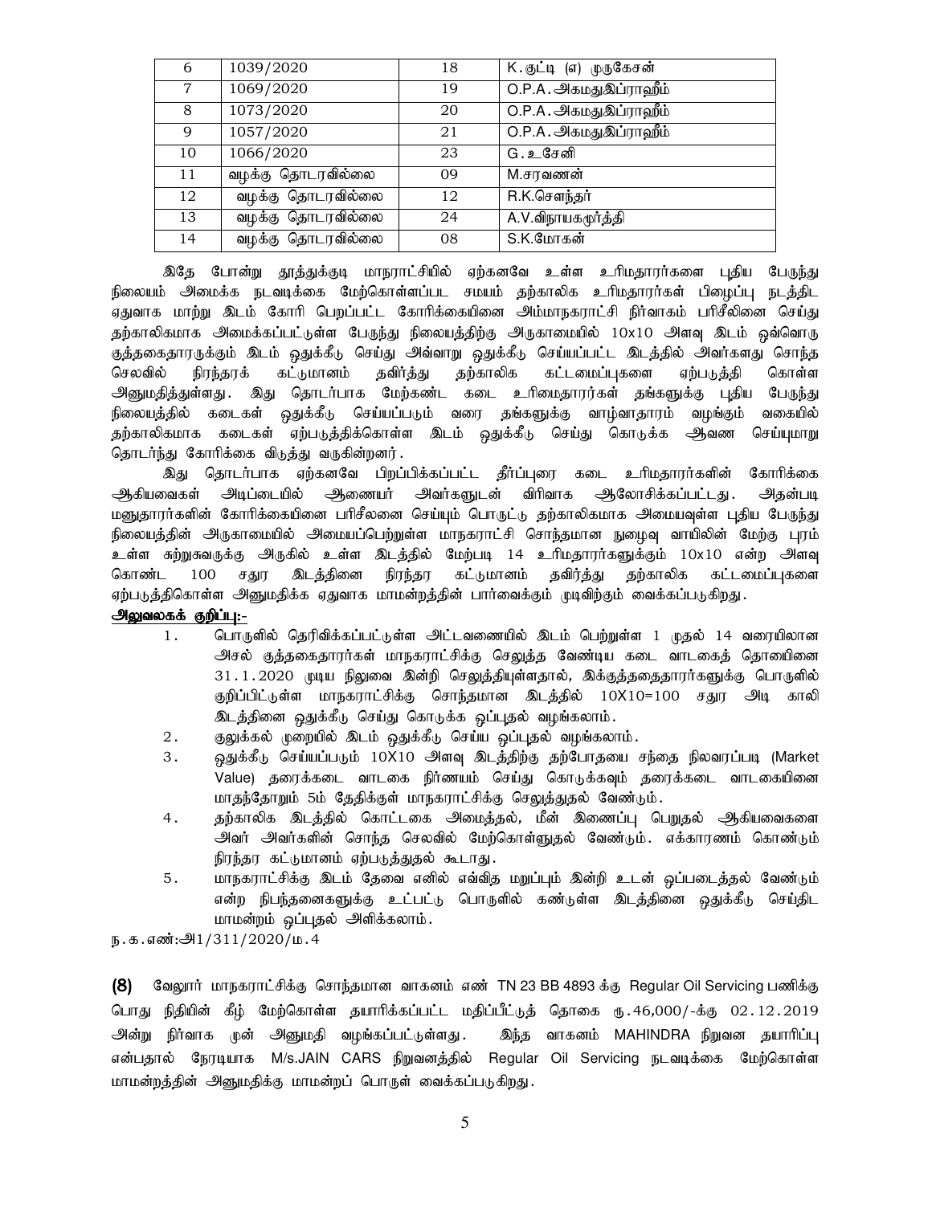| 6 | 1039/2020 | 18 | K.குட்டி (எ) முருகேசன் |
|---|---|---|---|
| 7 | 1069/2020 | 19 | O.P.A.அகமதுஇப்ராஹீம் |
| 8 | 1073/2020 | 20 | O.P.A.அகமதுஇப்ராஹீம் |
| 9 | 1057/2020 | 21 | O.P.A.அகமதுஇப்ராஹீம் |
| 10 | 1066/2020 | 23 | G.உசேனி |
| 11 | வழக்கு தொடரவில்லை | 09 | M.சரவணன் |
| 12 | வழக்கு தொடரவில்லை | 12 | R.K.சௌந்தர் |
| 13 | வழக்கு தொடரவில்லை | 24 | A.V.விநாயகமூர்த்தி |
| 14 | வழக்கு தொடரவில்லை | 08 | S.K.மோகன் |

இதே போன்று தூத்துக்குடி மாநராட்சியில் ஏற்கனவே உள்ள உரிமதாரர்களை புதிய பேருந்து நிலையம் அமைக்க நடவடிக்கை மேற்கொள்ளப்பட சமயம் தற்காலிக உரிமதாரர்கள் பிழைப்பு நடத்திட ஏதுவாக மாற்று இடம் கோரி பெறப்பட்ட கோரிக்கையினை அம்மாநகராட்சி நிர்வாகம் பரிசீலினை செய்து தற்காலிகமாக அமைக்கப்பட்டுள்ள பேருந்து நிலையத்திற்கு அருகாமையில் 10x10 அளவு இடம் ஒவ்வொரு குத்தகைதாரருக்கும் இடம் ஒதுக்கீடு செய்து அவ்வாறு ஒதுக்கீடு செய்யப்பட்ட இடத்தில் அவர்களது சொந்த செலவில் நிரந்தரக் கட்டுமானம் தவிர்த்து தற்காலிக கட்டமைப்புகளை ஏற்படுத்தி கொள்ள அனுமதித்துள்ளது. இது தொடர்பாக மேற்கண்ட கடை உரிமைதாரர்கள் தங்களுக்கு புதிய பேருந்து நிலையத்தில் கடைகள் ஒதுக்கீடு செய்யப்படும் வரை தங்களுக்கு வாழ்வாதாரம் வழங்கும் வகையில் தற்காலிகமாக கடைகள் ஏற்படுத்திக்கொள்ள இடம் ஒதுக்கீடு செய்து கொடுக்க ஆவண செய்யுமாறு தொடர்ந்து கோரிக்கை விடுத்து வருகின்றனர்.

இது தொடர்பாக ஏற்கனவே பிறப்பிக்கப்பட்ட தீர்ப்புரை கடை உரிமதாரர்களின் கோரிக்கை ஆகியவைகள் அடிப்டையில் ஆணையர் அவர்களுடன் விரிவாக ஆலோசிக்கப்பட்டது. அதன்படி மனுதாரர்களின் கோரிக்கையினை பரிசீலனை செய்யும் பொருட்டு தற்காலிகமாக அமையவுள்ள புதிய பேருந்து நிலையத்தின் அருகாமையில் அமையப்பெற்றுள்ள மாநகராட்சி சொந்தமான நுழைவு வாயிலின் மேற்கு புரம் உள்ள சுற்றுசுவருக்கு அருகில் உள்ள இடத்தில் மேற்படி 14 உரிமதாரர்களுக்கும் 10x10 என்ற அளவு கொண்ட 100 சதுர இடத்தினை நிரந்தர கட்டுமானம் தவிர்த்து தற்காலிக கட்டமைப்புகளை ஏற்படுத்திகொள்ள அனுமதிக்க ஏதுவாக மாமன்றத்தின் பார்வைக்கும் முடிவிற்கும் வைக்கப்படுகிறது.

**அலுவலகக் குறிப்பு:-**

1. பொருளில் தெரிவிக்கப்பட்டுள்ள அட்டவணையில் இடம் பெற்றுள்ள 1 முதல் 14 வரையிலான அசல் குத்தகைதாரர்கள் மாநகராட்சிக்கு செலுத்த வேண்டிய கடை வாடகைத் தொயினை 31.1.2020 முடிய நிலுவை இன்றி செலுத்தியுள்ளதால், இக்குத்தகைதாரர்களுக்கு பொருளில் குறிப்பிட்டுள்ள மாநகராட்சிக்கு சொந்தமான இடத்தில் 10X10=100 சதுர அடி காலி இடத்தினை ஒதுக்கீடு செய்து கொடுக்க ஒப்புதல் வழங்கலாம்.
2. குலுக்கல் முறையில் இடம் ஒதுக்கீடு செய்ய ஒப்புதல் வழங்கலாம்.
3. ஒதுக்கீடு செய்யப்படும் 10X10 அளவு இடத்திற்கு தற்போதைய சந்தை நிலவரப்படி (Market Value) தரைக்கடை வாடகை நிர்ணயம் செய்து கொடுக்கவும் தரைக்கடை வாடகையினை மாதந்தோறும் 5ம் தேதிக்குள் மாநகராட்சிக்கு செலுத்துதல் வேண்டும்.
4. தற்காலிக இடத்தில் கொட்டகை அமைத்தல், மின் இணைப்பு பெறுதல் ஆகியவைகளை அவர் அவர்களின் சொந்த செலவில் மேற்கொள்ளுதல் வேண்டும். எக்காரணம் கொண்டும் நிரந்தர கட்டுமானம் ஏற்படுத்துதல் கூடாது.
5. மாநகராட்சிக்கு இடம் தேவை எனில் எவ்வித மறுப்பும் இன்றி உடன் ஒப்படைத்தல் வேண்டும் என்ற நிபந்தனைகளுக்கு உட்பட்டு பொருளில் கண்டுள்ள இடத்தினை ஒதுக்கீடு செய்திட மாமன்றம் ஒப்புதல் அளிக்கலாம்.

ந.க.எண்:அ1/311/2020/ம.4

**(8)** வேலூர் மாநகராட்சிக்கு சொந்தமான வாகனம் எண் TN 23 BB 4893 க்கு Regular Oil Servicing பணிக்கு பொது நிதியின் கீழ் மேற்கொள்ள தயாரிக்கப்பட்ட மதிப்பீட்டுத் தொகை ரு.46,000/-க்கு 02.12.2019 அன்று நிர்வாக முன் அனுமதி வழங்கப்பட்டுள்ளது. இந்த வாகனம் MAHINDRA நிறுவன தயாரிப்பு என்பதால் நேரடியாக M/s.JAIN CARS நிறுவனத்தில் Regular Oil Servicing நடவடிக்கை மேற்கொள்ள மாமன்றத்தின் அனுமதிக்கு மாமன்றப் பொருள் வைக்கப்படுகிறது.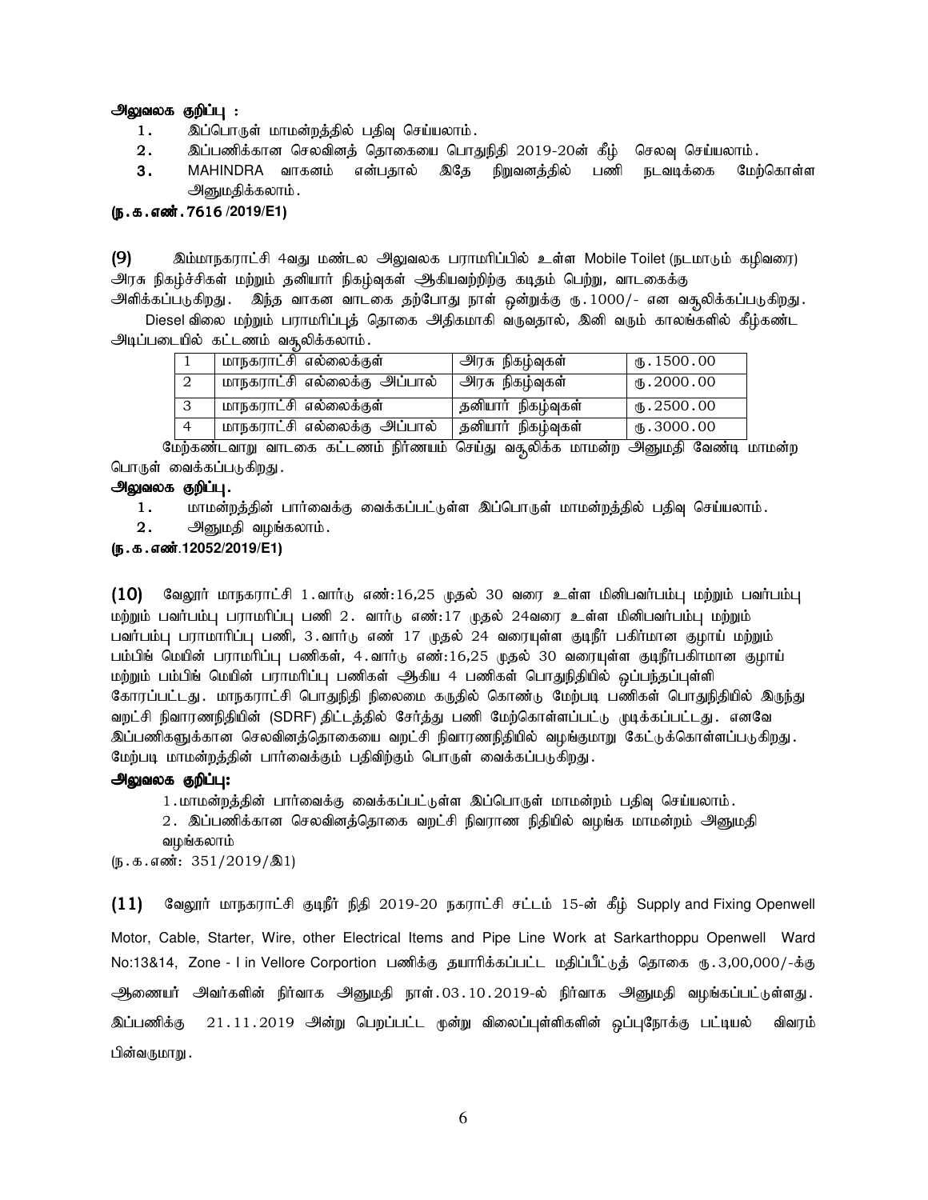**அலுவலக குறிப்பு :**

1. இப்பொருள் மாமன்றத்தில் பதிவு செய்யலாம்.
2. இப்பணிக்கான செலவினத் தொகையை பொதுநிதி 2019-20ன் கீழ் செலவு செய்யலாம்.
3. MAHINDRA வாகனம் என்பதால் இதே நிறுவனத்தில் பணி நடவடிக்கை மேற்கொள்ள அனுமதிக்கலாம்.

**(ந.க.எண்.7616 /2019/E1)**

**(9)** இம்மாநகராட்சி 4வது மண்டல அலுவலக பராமரிப்பில் உள்ள Mobile Toilet (நடமாடும் கழிவறை) அரசு நிகழ்ச்சிகள் மற்றும் தனியார் நிகழ்வுகள் ஆகியவற்றிற்கு கடிதம் பெற்று, வாடகைக்கு அளிக்கப்படுகிறது. இந்த வாகன வாடகை தற்போது நாள் ஒன்றுக்கு ரு.1000/- என வசூலிக்கப்படுகிறது. Diesel விலை மற்றும் பராமரிப்புத் தொகை அதிகமாகி வருவதால், இனி வரும் காலங்களில் கீழ்கண்ட அடிப்படையில் கட்டணம் வசூலிக்கலாம்.

| | | | |
|---|---|---|---|
| 1 | மாநகராட்சி எல்லைக்குள் | அரசு நிகழ்வுகள் | ரு.1500.00 |
| 2 | மாநகராட்சி எல்லைக்கு அப்பால் | அரசு நிகழ்வுகள் | ரு.2000.00 |
| 3 | மாநகராட்சி எல்லைக்குள் | தனியார் நிகழ்வுகள் | ரு.2500.00 |
| 4 | மாநகராட்சி எல்லைக்கு அப்பால் | தனியார் நிகழ்வுகள் | ரு.3000.00 |

மேற்கண்டவாறு வாடகை கட்டணம் நிர்ணயம் செய்து வசூலிக்க மாமன்ற அனுமதி வேண்டி மாமன்ற பொருள் வைக்கப்படுகிறது.

**அலுவலக குறிப்பு.**

1. மாமன்றத்தின் பார்வைக்கு வைக்கப்பட்டுள்ள இப்பொருள் மாமன்றத்தில் பதிவு செய்யலாம்.
2. அனுமதி வழங்கலாம்.

**(ந.க.எண்.12052/2019/E1)**

**(10)** வேலூர் மாநகராட்சி 1.வார்டு எண்:16,25 முதல் 30 வரை உள்ள மினிபவர்பம்பு மற்றும் பவர்பம்பு மற்றும் பவர்பம்பு பராமரிப்பு பணி 2. வார்டு எண்:17 முதல் 24வரை உள்ள மினிபவர்பம்பு மற்றும் பவர்பம்பு பராமாரிப்பு பணி, 3.வார்டு எண் 17 முதல் 24 வரையுள்ள குடிநீர் பகிர்மான குழாய் மற்றும் பம்பிங் மெயின் பராமரிப்பு பணிகள், 4.வார்டு எண்:16,25 முதல் 30 வரையுள்ள குடிநீர்பகிமான குழாய் மற்றும் பம்பிங் மெயின் பராமரிப்பு பணிகள் ஆகிய 4 பணிகள் பொதுநிதியில் ஒப்பந்தப்புள்ளி கோரப்பட்டது. மாநகராட்சி பொதுநிதி நிலைமை கருதில் கொண்டு மேற்படி பணிகள் பொதுநிதியில் இருந்து வறட்சி நிவாரணநிதியின் (SDRF) திட்டத்தில் சேர்த்து பணி மேற்கொள்ளப்பட்டு முடிக்கப்பட்டது. எனவே இப்பணிகளுக்கான செலவினத்தொகையை வறட்சி நிவாரணநிதியில் வழங்குமாறு கேட்டுக்கொள்ளப்படுகிறது. மேற்படி மாமன்றத்தின் பார்வைக்கும் பதிவிற்கும் பொருள் வைக்கப்படுகிறது.

**அலுவலக குறிப்பு:**

1.மாமன்றத்தின் பார்வைக்கு வைக்கப்பட்டுள்ள இப்பொருள் மாமன்றம் பதிவு செய்யலாம்.

2. இப்பணிக்கான செலவினத்தொகை வறட்சி நிவாராண நிதியில் வழங்க மாமன்றம் அனுமதி வழங்கலாம்

(ந.க.எண்: 351/2019/இ1)

**(11)** வேலூர் மாநகராட்சி குடிநீர் நிதி 2019-20 நகராட்சி சட்டம் 15-ன் கீழ் Supply and Fixing Openwell Motor, Cable, Starter, Wire, other Electrical Items and Pipe Line Work at Sarkarthoppu Openwell Ward No:13&14, Zone - I in Vellore Corportion பணிக்கு தயாரிக்கப்பட்ட மதிப்பீட்டுத் தொகை ரு.3,00,000/-க்கு ஆணையர் அவர்களின் நிர்வாக அனுமதி நாள்.03.10.2019-ல் நிர்வாக அனுமதி வழங்கப்பட்டுள்ளது. இப்பணிக்கு 21.11.2019 அன்று பெறப்பட்ட மூன்று விலைப்புள்ளிகளின் ஒப்புநோக்கு பட்டியல் விவரம் பின்வருமாறு.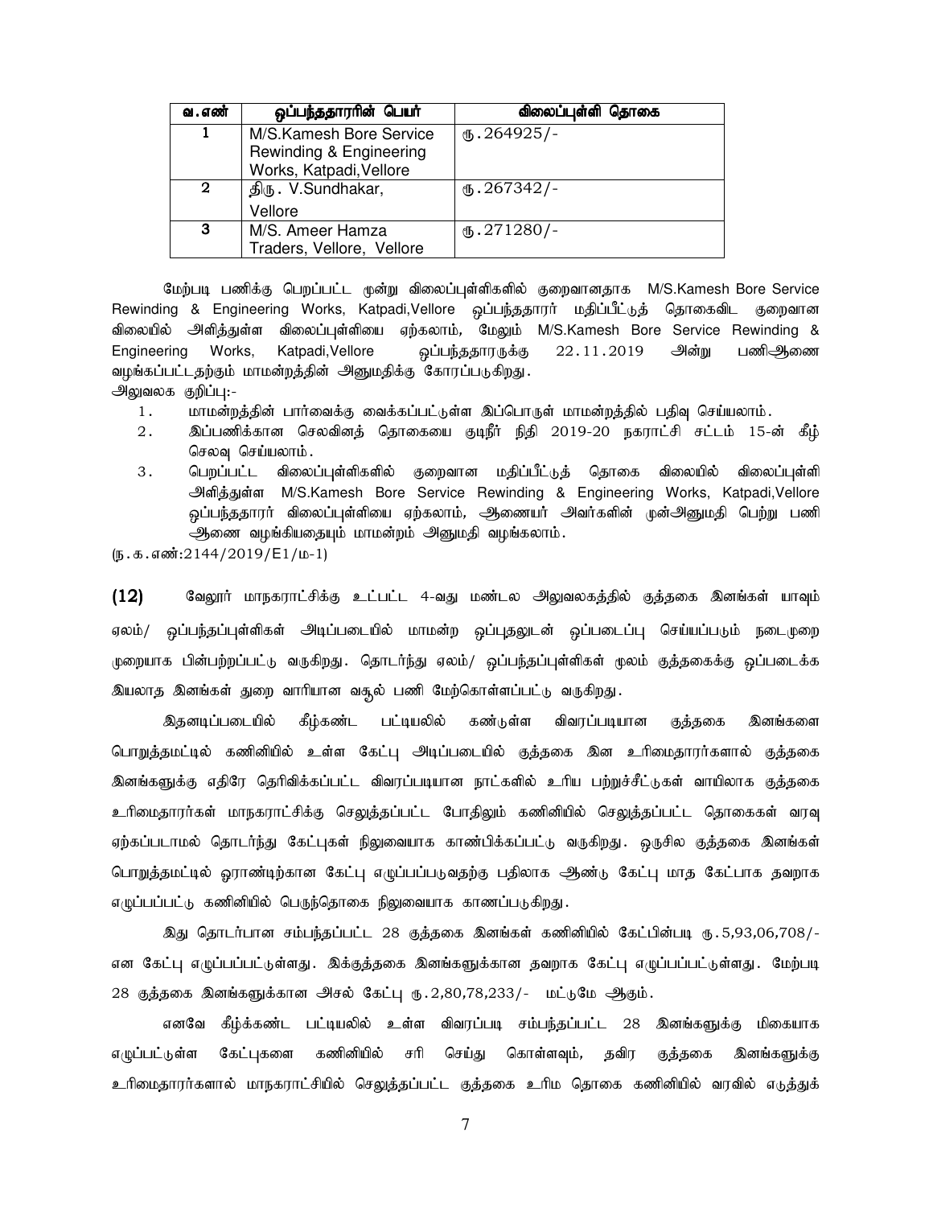| வ.எண் | ஒப்பந்ததாரரின் பெயர் | விலைப்புள்ளி தொகை |
|---|---|---|
| 1 | M/S.Kamesh Bore Service Rewinding & Engineering Works, Katpadi,Vellore | ரூ.264925/- |
| 2 | திரு. V.Sundhakar, Vellore | ரூ.267342/- |
| 3 | M/S. Ameer Hamza Traders, Vellore, Vellore | ரூ.271280/- |

மேற்படி பணிக்கு பெறப்பட்ட மூன்று விலைப்புள்ளிகளில் குறைவானதாக M/S.Kamesh Bore Service Rewinding & Engineering Works, Katpadi,Vellore ஒப்பந்ததாரர் மதிப்பீட்டுத் தொகைவிட குறைவான விலையில் அளித்துள்ள விலைப்புள்ளியை ஏற்கலாம், மேலும் M/S.Kamesh Bore Service Rewinding & Engineering Works, Katpadi,Vellore ஒப்பந்ததாரருக்கு 22.11.2019 அன்று பணிஆணை வழங்கப்பட்டதற்கும் மாமன்றத்தின் அனுமதிக்கு கோரப்படுகிறது.

அலுவலக குறிப்பு:-

1. மாமன்றத்தின் பார்வைக்கு வைக்கப்பட்டுள்ள இப்பொருள் மாமன்றத்தில் பதிவு செய்யலாம்.
2. இப்பணிக்கான செலவினத் தொகையை குடிநீர் நிதி 2019-20 நகராட்சி சட்டம் 15-ன் கீழ் செலவு செய்யலாம்.
3. பெறப்பட்ட விலைப்புள்ளிகளில் குறைவான மதிப்பீட்டுத் தொகை விலையில் விலைப்புள்ளி அளித்துள்ள M/S.Kamesh Bore Service Rewinding & Engineering Works, Katpadi,Vellore ஒப்பந்ததாரர் விலைப்புள்ளியை ஏற்கலாம், ஆணையர் அவர்களின் முன்அனுமதி பெற்று பணி ஆணை வழங்கியதையும் மாமன்றம் அனுமதி வழங்கலாம்.

(ந.க.எண்:2144/2019/E1/ம-1)

**(12)** வேலூர் மாநகராட்சிக்கு உட்பட்ட 4-வது மண்டல அலுவலகத்தில் குத்தகை இனங்கள் யாவும் ஏலம்/ ஒப்பந்தப்புள்ளிகள் அடிப்படையில் மாமன்ற ஒப்புதலுடன் ஒப்படைப்பு செய்யப்படும் நடைமுறை முறையாக பின்பற்றப்பட்டு வருகிறது. தொடர்ந்து ஏலம்/ ஒப்பந்தப்புள்ளிகள் மூலம் குத்தகைக்கு ஒப்படைக்க இயலாத இனங்கள் துறை வாரியான வசூல் பணி மேற்கொள்ளப்பட்டு வருகிறது.

இதனடிப்படையில் கீழ்கண்ட பட்டியலில் கண்டுள்ள விவரப்படியான குத்தகை இனங்களை பொறுத்தமட்டில் கணினியில் உள்ள கேட்பு அடிப்படையில் குத்தகை இன உரிமைதாரர்களால் குத்தகை இனங்களுக்கு எதிரே தெரிவிக்கப்பட்ட விவரப்படியான நாட்களில் உரிய பற்றுச்சீட்டுகள் வாயிலாக குத்தகை உரிமைதாரர்கள் மாநகராட்சிக்கு செலுத்தப்பட்ட போதிலும் கணினியில் செலுத்தப்பட்ட தொகைகள் வரவு ஏற்கப்படாமல் தொடர்ந்து கேட்புகள் நிலுவையாக காண்பிக்கப்பட்டு வருகிறது. ஒருசில குத்தகை இனங்கள் பொறுத்தமட்டில் ஓராண்டிற்கான கேட்பு எழுப்பப்படுவதற்கு பதிலாக ஆண்டு கேட்பு மாத கேட்பாக தவறாக எழுப்பப்பட்டு கணினியில் பெருந்தொகை நிலுவையாக காணப்படுகிறது.

இது தொடர்பான சம்பந்தப்பட்ட 28 குத்தகை இனங்கள் கணினியில் கேட்பின்படி ரூ.5,93,06,708/- என கேட்பு எழுப்பப்பட்டுள்ளது. இக்குத்தகை இனங்களுக்கான தவறாக கேட்பு எழுப்பப்பட்டுள்ளது. மேற்படி 28 குத்தகை இனங்களுக்கான அசல் கேட்பு ரூ.2,80,78,233/- மட்டுமே ஆகும்.

எனவே கீழ்க்கண்ட பட்டியலில் உள்ள விவரப்படி சம்பந்தப்பட்ட 28 இனங்களுக்கு மிகையாக எழுப்பட்டுள்ள கேட்புகளை கணினியில் சரி செய்து கொள்ளவும், தவிர குத்தகை இனங்களுக்கு உரிமைதாரர்களால் மாநகராட்சியில் செலுத்தப்பட்ட குத்தகை உரிம தொகை கணினியில் வரவில் எடுத்துக்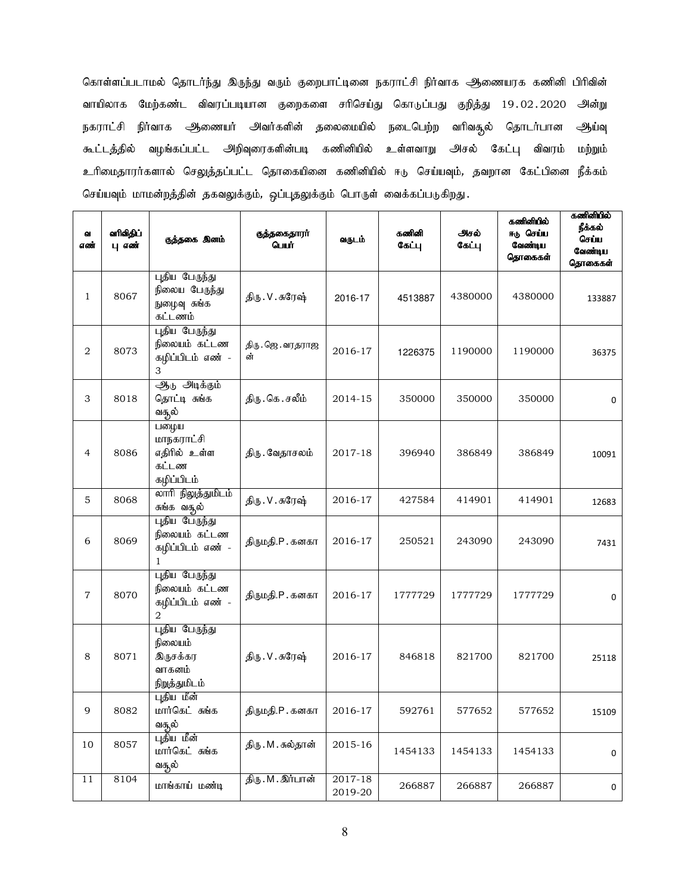கொள்ளப்படாமல் தொடர்ந்து இருந்து வரும் குறைபாட்டினை நகராட்சி நிர்வாக ஆணையரக கணினி பிரிவின் வாயிலாக மேற்கண்ட விவரப்படியான குறைகளை சரிசெய்து கொடுப்பது குறித்து 19.02.2020 அன்று நகராட்சி நிர்வாக ஆணையர் அவர்களின் தலைமையில் நடைபெற்ற வரிவசூல் தொடர்பான ஆய்வு கூட்டத்தில் வழங்கப்பட்ட அறிவுரைகளின்படி கணினியில் உள்ளவாறு அசல் கேட்பு விவரம் மற்றும் உரிமைதாரர்களால் செலுத்தப்பட்ட தொகையினை கணினியில் ஈடு செய்யவும், தவறான கேட்பினை நீக்கம் செய்யவும் மாமன்றத்தின் தகவலுக்கும், ஒப்புதலுக்கும் பொருள் வைக்கப்படுகிறது.

| வ எண் | வரிவிதிப்பு எண் | குத்தகை இனம் | குத்தகைதாரர் பெயர் | வருடம் | கணினி கேட்பு | அசல் கேட்பு | கணினியில் ஈடு செய்ய வேண்டிய தொகைகள் | கணினியில் நீக்கல் செய்ய வேண்டிய தொகைகள் |
|---|---|---|---|---|---|---|---|---|
| 1 | 8067 | புதிய பேருந்து நிலைய பேருந்து நுழைவு சுங்க கட்டணம் | திரு.V.சுரேஷ் | 2016-17 | 4513887 | 4380000 | 4380000 | 133887 |
| 2 | 8073 | புதிய பேருந்து நிலையம் கட்டண கழிப்பிடம் எண் - 3 | திரு.ஜெ.வரதராஜன் | 2016-17 | 1226375 | 1190000 | 1190000 | 36375 |
| 3 | 8018 | ஆடு அடிக்கும் தொட்டி சுங்க வசூல் | திரு.கெ.சலீம் | 2014-15 | 350000 | 350000 | 350000 | 0 |
| 4 | 8086 | பழைய மாநகராட்சி எதிரில் உள்ள கட்டண கழிப்பிடம் | திரு.வேதாசலம் | 2017-18 | 396940 | 386849 | 386849 | 10091 |
| 5 | 8068 | லாரி நிலுத்துமிடம் சுங்க வசூல் | திரு.V.சுரேஷ் | 2016-17 | 427584 | 414901 | 414901 | 12683 |
| 6 | 8069 | புதிய பேருந்து நிலையம் கட்டண கழிப்பிடம் எண் - 1 | திருமதி.P.கனகா | 2016-17 | 250521 | 243090 | 243090 | 7431 |
| 7 | 8070 | புதிய பேருந்து நிலையம் கட்டண கழிப்பிடம் எண் - 2 | திருமதி.P.கனகா | 2016-17 | 1777729 | 1777729 | 1777729 | 0 |
| 8 | 8071 | புதிய பேருந்து நிலையம் இருசக்கர வாகனம் நிறுத்துமிடம் | திரு.V.சுரேஷ் | 2016-17 | 846818 | 821700 | 821700 | 25118 |
| 9 | 8082 | புதிய மீன் மார்கெட் சுங்க வசூல் | திருமதி.P.கனகா | 2016-17 | 592761 | 577652 | 577652 | 15109 |
| 10 | 8057 | புதிய மீன் மார்கெட் சுங்க வசூல் | திரு.M.சுல்தான் | 2015-16 | 1454133 | 1454133 | 1454133 | 0 |
| 11 | 8104 | மாங்காய் மண்டி | திரு.M.இர்பான் | 2017-18 2019-20 | 266887 | 266887 | 266887 | 0 |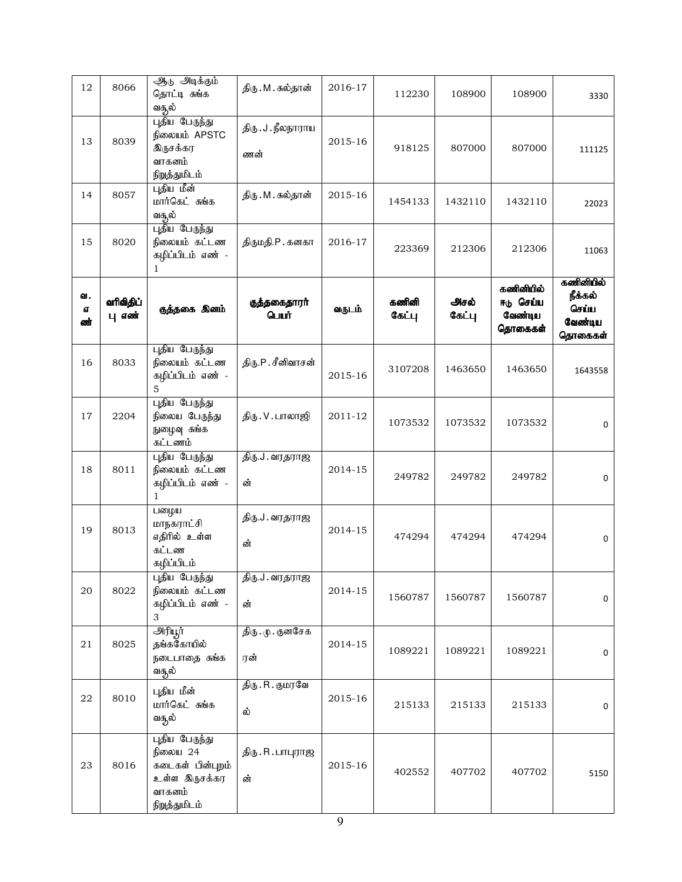| 12 | 8066 | ஆடு அடிக்கும் தொட்டி சுங்க வசூல் | திரு.M.சுல்தான் | 2016-17 | 112230 | 108900 | 108900 | 3330 |
|---|---|---|---|---|---|---|---|---|
| 13 | 8039 | புதிய பேருந்து நிலையம் APSTC இருசக்கர வாகனம் நிறுத்துமிடம் | திரு.J.நீலநாராயணன் | 2015-16 | 918125 | 807000 | 807000 | 111125 |
| 14 | 8057 | புதிய மீன் மார்கெட் சுங்க வசூல் | திரு.M.சுல்தான் | 2015-16 | 1454133 | 1432110 | 1432110 | 22023 |
| 15 | 8020 | புதிய பேருந்து நிலையம் கட்டண கழிப்பிடம் எண் - 1 | திருமதி.P.கனகா | 2016-17 | 223369 | 212306 | 212306 | 11063 |
| **வ. எ ண்** | **வரிவிதிப் பு எண்** | **குத்தகை இனம்** | **குத்தகைதாரர் பெயர்** | **வருடம்** | **கணினி கேட்பு** | **அசல் கேட்பு** | **கணினியில் ஈடு செய்ய வேண்டிய தொகைகள்** | **கணினியில் நீக்கல் செய்ய வேண்டிய தொகைகள்** |
| 16 | 8033 | புதிய பேருந்து நிலையம் கட்டண கழிப்பிடம் எண் - 5 | திரு.P.சீனிவாசன் | 2015-16 | 3107208 | 1463650 | 1463650 | 1643558 |
| 17 | 2204 | புதிய பேருந்து நிலைய பேருந்து நுழைவு சுங்க கட்டணம் | திரு.V.பாலாஜி | 2011-12 | 1073532 | 1073532 | 1073532 | 0 |
| 18 | 8011 | புதிய பேருந்து நிலையம் கட்டண கழிப்பிடம் எண் - 1 | திரு.J.வரதராஜன் | 2014-15 | 249782 | 249782 | 249782 | 0 |
| 19 | 8013 | பழைய மாநகராட்சி எதிரில் உள்ள கட்டண கழிப்பிடம் | திரு.J.வரதராஜன் | 2014-15 | 474294 | 474294 | 474294 | 0 |
| 20 | 8022 | புதிய பேருந்து நிலையம் கட்டண கழிப்பிடம் எண் - 3 | திரு.J.வரதராஜன் | 2014-15 | 1560787 | 1560787 | 1560787 | 0 |
| 21 | 8025 | அரியூர் தங்ககோயில் நடைபாதை சுங்க வசூல் | திரு.மு.குனசேகரன் | 2014-15 | 1089221 | 1089221 | 1089221 | 0 |
| 22 | 8010 | புதிய மீன் மார்கெட் சுங்க வசூல் | திரு.R.குமரவேல் | 2015-16 | 215133 | 215133 | 215133 | 0 |
| 23 | 8016 | புதிய பேருந்து நிலைய 24 கடைகள் பின்புறம் உள்ள இருசக்கர வாகனம் நிறுத்துமிடம் | திரு.R.பாபுராஜன் | 2015-16 | 402552 | 407702 | 407702 | 5150 |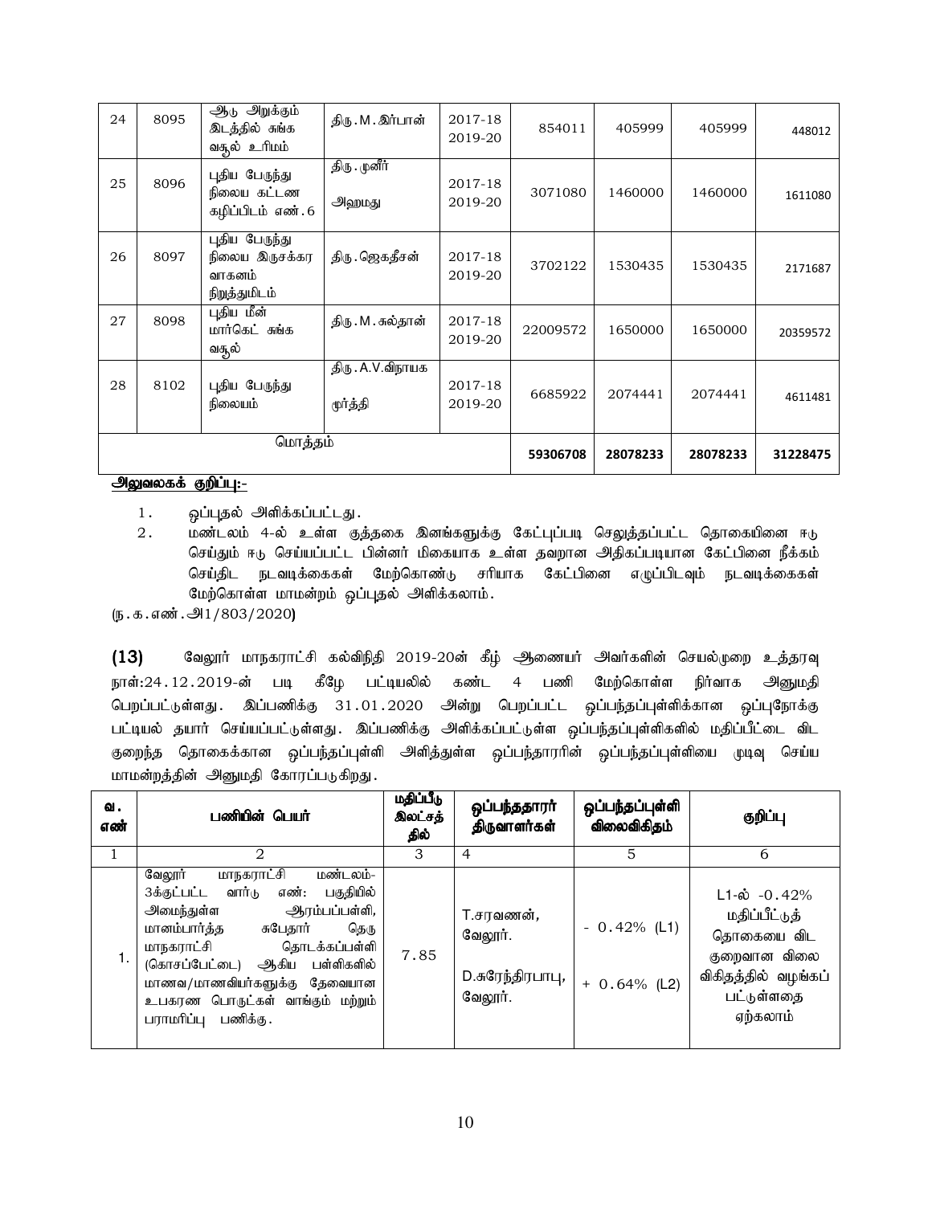| 24 | 8095 | ஆடு அறுக்கும் இடத்தில் சுங்க வசூல் உரிமம் | திரு.M.இர்பான் | 2017-18 2019-20 | 854011 | 405999 | 405999 | 448012 |
|---|---|---|---|---|---|---|---|---|
| 25 | 8096 | புதிய பேருந்து நிலைய கட்டண கழிப்பிடம் எண்.6 | திரு.முனீர் அஹமது | 2017-18 2019-20 | 3071080 | 1460000 | 1460000 | 1611080 |
| 26 | 8097 | புதிய பேருந்து நிலைய இருசக்கர வாகனம் நிறுத்துமிடம் | திரு.ஜெகதீசன் | 2017-18 2019-20 | 3702122 | 1530435 | 1530435 | 2171687 |
| 27 | 8098 | புதிய மீன் மார்கெட் சுங்க வசூல் | திரு.M.சுல்தான் | 2017-18 2019-20 | 22009572 | 1650000 | 1650000 | 20359572 |
| 28 | 8102 | புதிய பேருந்து நிலையம் | திரு.A.V.விநாயக மூர்த்தி | 2017-18 2019-20 | 6685922 | 2074441 | 2074441 | 4611481 |
| மொத்தம் | | | | | **59306708** | **28078233** | **28078233** | **31228475** |

**அலுவலகக் குறிப்பு:-**

1. ஒப்புதல் அளிக்கப்பட்டது.
2. மண்டலம் 4-ல் உள்ள குத்தகை இனங்களுக்கு கேட்புப்படி செலுத்தப்பட்ட தொகையினை ஈடு செய்தும் ஈடு செய்யப்பட்ட பின்னர் மிகையாக உள்ள தவறான அதிகப்படியான கேட்பினை நீக்கம் செய்திட நடவடிக்கைகள் மேற்கொண்டு சரியாக கேட்பினை எழுப்பிடவும் நடவடிக்கைகள் மேற்கொள்ள மாமன்றம் ஒப்புதல் அளிக்கலாம்.

(ந.க.எண்.அ1/803/2020)

**(13)** வேலூர் மாநகராட்சி கல்விநிதி 2019-20ன் கீழ் ஆணையர் அவர்களின் செயல்முறை உத்தரவு நாள்:24.12.2019-ன் படி கீழே பட்டியலில் கண்ட 4 பணி மேற்கொள்ள நிர்வாக அனுமதி பெறப்பட்டுள்ளது. இப்பணிக்கு 31.01.2020 அன்று பெறப்பட்ட ஒப்பந்தப்புள்ளிக்கான ஒப்புநோக்கு பட்டியல் தயார் செய்யப்பட்டுள்ளது. இப்பணிக்கு அளிக்கப்பட்டுள்ள ஒப்பந்தப்புள்ளிகளில் மதிப்பீட்டை விட குறைந்த தொகைக்கான ஒப்பந்தப்புள்ளி அளித்துள்ள ஒப்பந்தாரரின் ஒப்பந்தப்புள்ளியை முடிவு செய்ய மாமன்றத்தின் அனுமதி கோரப்படுகிறது.

| வ. எண் | பணியின் பெயர் | மதிப்பீடு இலட்சத்தில் | ஒப்பந்ததாரர் திருவாளர்கள் | ஒப்பந்தப்புள்ளி விலைவிகிதம் | குறிப்பு |
|---|---|---|---|---|---|
| 1 | 2 | 3 | 4 | 5 | 6 |
| 1. | வேலூர் மாநகராட்சி மண்டலம்-3க்குட்பட்ட வார்டு எண்: பகுதியில் அமைந்துள்ள ஆரம்பப்பள்ளி, மானம்பார்த்த சுபேதார் தெரு மாநகராட்சி தொடக்கப்பள்ளி (கொசப்பேட்டை) ஆகிய பள்ளிகளில் மாணவ/மாணவியர்களுக்கு தேவையான உபகரண பொருட்கள் வாங்கும் மற்றும் பராமரிப்பு பணிக்கு. | 7.85 | T.சரவணன், வேலூர். D.சுரேந்திரபாபு, வேலூர். | - 0.42% (L1) + 0.64% (L2) | L1-ல் -0.42% மதிப்பீட்டுத் தொகையை விட குறைவான விலை விகிதத்தில் வழங்கப் பட்டுள்ளதை ஏற்கலாம் |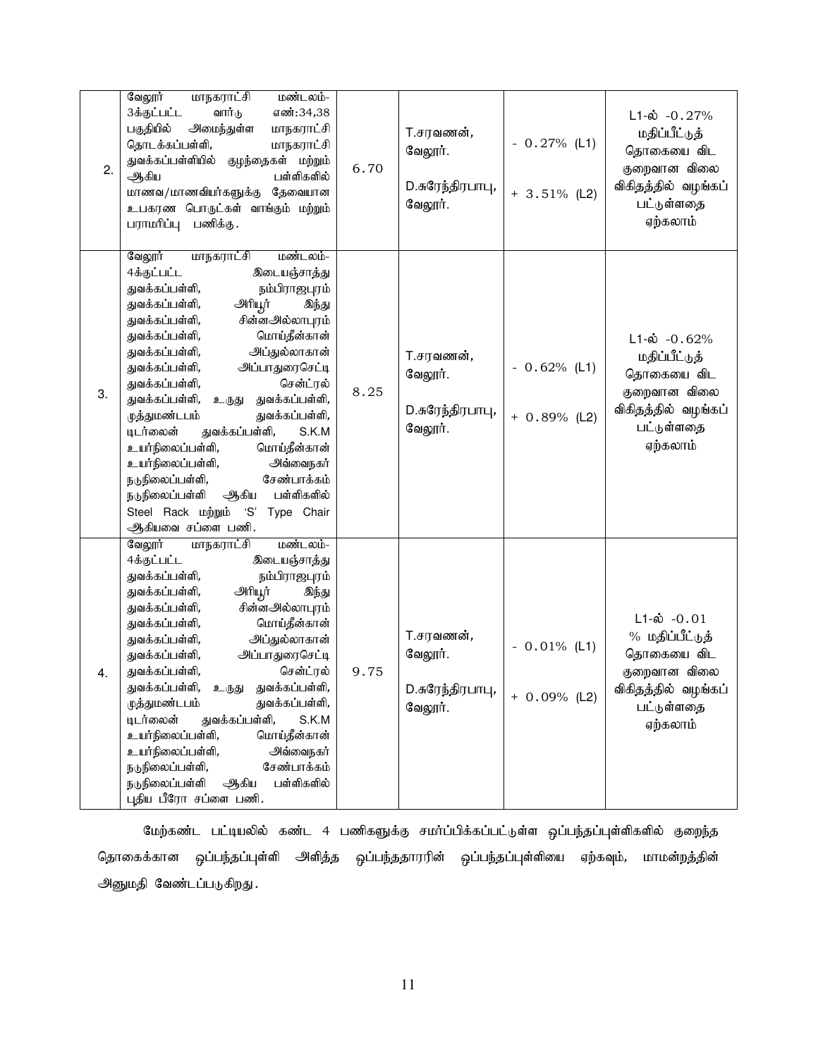| | | | | | |
|---|---|---|---|---|---|
| 2. | வேலூர் மாநகராட்சி மண்டலம்-3க்குட்பட்ட வார்டு எண்:34,38 பகுதியில் அமைந்துள்ள மாநகராட்சி தொடக்கப்பள்ளி, மாநகராட்சி துவக்கப்பள்ளியில் குழந்தைகள் மற்றும் ஆகிய பள்ளிகளில் மாணவ/மாணவியர்களுக்கு தேவையான உபகரண பொருட்கள் வாங்கும் மற்றும் பராமரிப்பு பணிக்கு. | 6.70 | T.சரவணன், வேலூர்.<br><br>D.சுரேந்திரபாபு, வேலூர். | - 0.27% (L1)<br><br>+ 3.51% (L2) | L1-ல் -0.27% மதிப்பீட்டுத் தொகையை விட குறைவான விலை விகிதத்தில் வழங்கப் பட்டுள்ளதை ஏற்கலாம் |
| 3. | வேலூர் மாநகராட்சி மண்டலம்-4க்குட்பட்ட இடையஞ்சாத்து துவக்கப்பள்ளி, நம்பிராஜபுரம் துவக்கப்பள்ளி, அரியூர் இந்து துவக்கப்பள்ளி, சின்னஅல்லாபுரம் துவக்கப்பள்ளி, மொய்தீன்கான் துவக்கப்பள்ளி, அப்துல்லாகான் துவக்கப்பள்ளி, அப்பாதுரைசெட்டி துவக்கப்பள்ளி, சென்ட்ரல் துவக்கப்பள்ளி, உருது துவக்கப்பள்ளி, முத்துமண்டபம் துவக்கப்பள்ளி, டிடர்லைன் துவக்கப்பள்ளி, S.K.M உயர்நிலைப்பள்ளி, மொய்தீன்கான் உயர்நிலைப்பள்ளி, அவ்வைநகர் நடுநிலைப்பள்ளி, சேண்பாக்கம் நடுநிலைப்பள்ளி ஆகிய பள்ளிகளில் Steel Rack மற்றும் 'S' Type Chair ஆகியவை சப்ளை பணி. | 8.25 | T.சரவணன், வேலூர்.<br><br>D.சுரேந்திரபாபு, வேலூர். | - 0.62% (L1)<br><br>+ 0.89% (L2) | L1-ல் -0.62% மதிப்பீட்டுத் தொகையை விட குறைவான விலை விகிதத்தில் வழங்கப் பட்டுள்ளதை ஏற்கலாம் |
| 4. | வேலூர் மாநகராட்சி மண்டலம்-4க்குட்பட்ட இடையஞ்சாத்து துவக்கப்பள்ளி, நம்பிராஜபுரம் துவக்கப்பள்ளி, அரியூர் இந்து துவக்கப்பள்ளி, சின்னஅல்லாபுரம் துவக்கப்பள்ளி, மொய்தீன்கான் துவக்கப்பள்ளி, அப்துல்லாகான் துவக்கப்பள்ளி, அப்பாதுரைசெட்டி துவக்கப்பள்ளி, சென்ட்ரல் துவக்கப்பள்ளி, உருது துவக்கப்பள்ளி, முத்துமண்டபம் துவக்கப்பள்ளி, டிடர்லைன் துவக்கப்பள்ளி, S.K.M உயர்நிலைப்பள்ளி, மொய்தீன்கான் உயர்நிலைப்பள்ளி, அவ்வைநகர் நடுநிலைப்பள்ளி, சேண்பாக்கம் நடுநிலைப்பள்ளி ஆகிய பள்ளிகளில் புதிய பீரோ சப்ளை பணி. | 9.75 | T.சரவணன், வேலூர்.<br><br>D.சுரேந்திரபாபு, வேலூர். | - 0.01% (L1)<br><br>+ 0.09% (L2) | L1-ல் -0.01 % மதிப்பீட்டுத் தொகையை விட குறைவான விலை விகிதத்தில் வழங்கப் பட்டுள்ளதை ஏற்கலாம் |

மேற்கண்ட பட்டியலில் கண்ட 4 பணிகளுக்கு சமர்ப்பிக்கப்பட்டுள்ள ஒப்பந்தப்புள்ளிகளில் குறைந்த தொகைக்கான ஒப்பந்தப்புள்ளி அளித்த ஒப்பந்ததாரரின் ஒப்பந்தப்புள்ளியை ஏற்கவும், மாமன்றத்தின் அனுமதி வேண்டப்படுகிறது.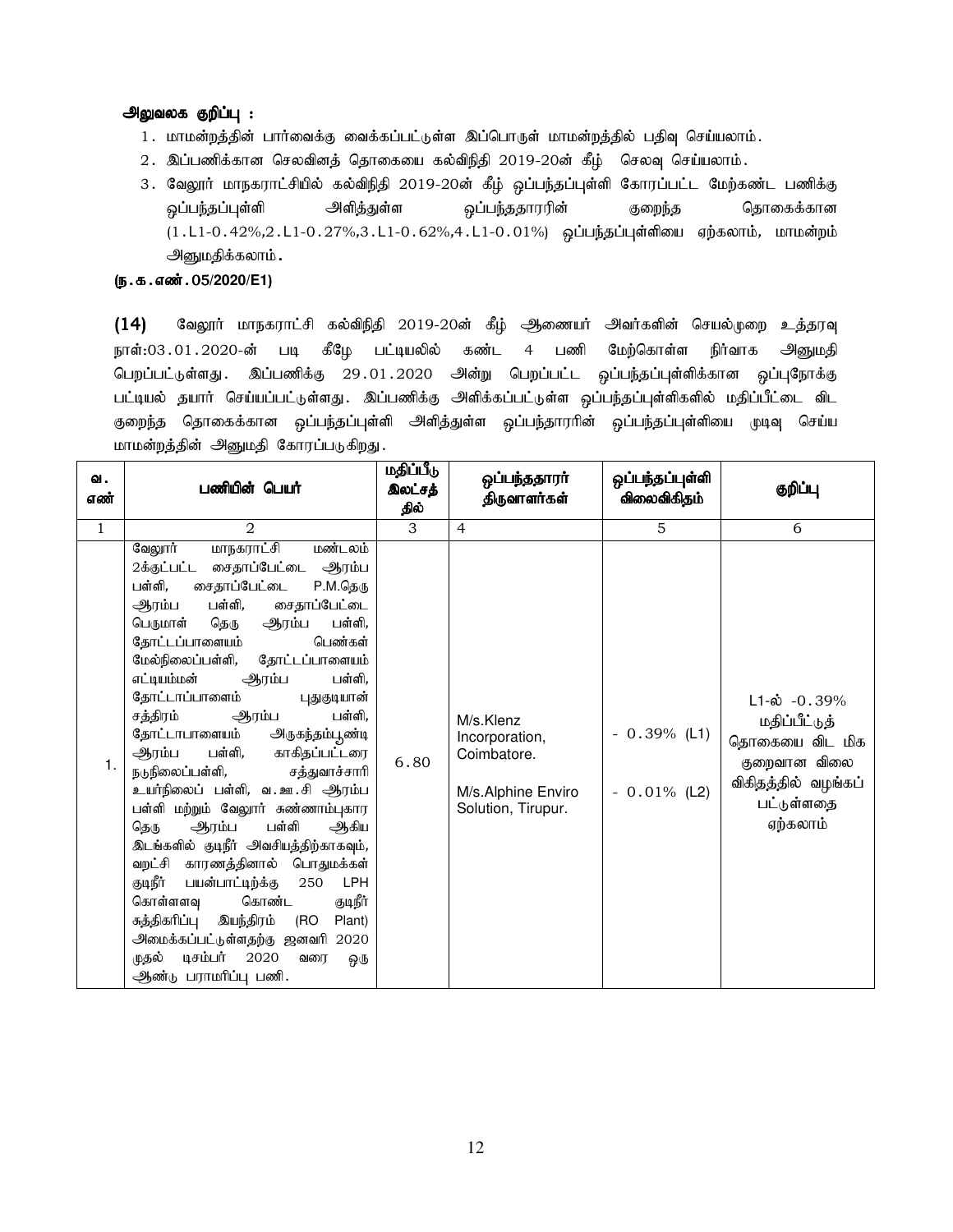**அலுவலக குறிப்பு :**

1. மாமன்றத்தின் பார்வைக்கு வைக்கப்பட்டுள்ள இப்பொருள் மாமன்றத்தில் பதிவு செய்யலாம்.
2. இப்பணிக்கான செலவினத் தொகையை கல்விநிதி 2019-20ன் கீழ் செலவு செய்யலாம்.
3. வேலூர் மாநகராட்சியில் கல்விநிதி 2019-20ன் கீழ் ஒப்பந்தப்புள்ளி கோரப்பட்ட மேற்கண்ட பணிக்கு ஒப்பந்தப்புள்ளி அளித்துள்ள ஒப்பந்ததாரரின் குறைந்த தொகைக்கான (1.L1-0.42%,2.L1-0.27%,3.L1-0.62%,4.L1-0.01%) ஒப்பந்தப்புள்ளியை ஏற்கலாம், மாமன்றம் அனுமதிக்கலாம்.

**(ந.க.எண்.05/2020/E1)**

**(14)** வேலூர் மாநகராட்சி கல்விநிதி 2019-20ன் கீழ் ஆணையர் அவர்களின் செயல்முறை உத்தரவு நாள்:03.01.2020-ன் படி கீழே பட்டியலில் கண்ட 4 பணி மேற்கொள்ள நிர்வாக அனுமதி பெறப்பட்டுள்ளது. இப்பணிக்கு 29.01.2020 அன்று பெறப்பட்ட ஒப்பந்தப்புள்ளிக்கான ஒப்புநோக்கு பட்டியல் தயார் செய்யப்பட்டுள்ளது. இப்பணிக்கு அளிக்கப்பட்டுள்ள ஒப்பந்தப்புள்ளிகளில் மதிப்பீட்டை விட குறைந்த தொகைக்கான ஒப்பந்தப்புள்ளி அளித்துள்ள ஒப்பந்தாரரின் ஒப்பந்தப்புள்ளியை முடிவு செய்ய மாமன்றத்தின் அனுமதி கோரப்படுகிறது.

| வ. எண் | பணியின் பெயர் | மதிப்பீடு இலட்சத்தில் | ஒப்பந்ததாரர் திருவாளர்கள் | ஒப்பந்தப்புள்ளி விலைவிகிதம் | குறிப்பு |
|---|---|---|---|---|---|
| 1 | 2 | 3 | 4 | 5 | 6 |
| 1. | வேலூர் மாநகராட்சி மண்டலம் 2க்குட்பட்ட சைதாப்பேட்டை ஆரம்ப பள்ளி, சைதாப்பேட்டை P.M.தெரு ஆரம்ப பள்ளி, சைதாப்பேட்டை பெருமாள் தெரு ஆரம்ப பள்ளி, தோட்டப்பாளையம் பெண்கள் மேல்நிலைப்பள்ளி, தோட்டப்பாளையம் எட்டியம்மன் ஆரம்ப பள்ளி, தோட்டாப்பாளைம் புதுகுடியான் சத்திரம் ஆரம்ப பள்ளி, தோட்டாபாளையம் அருகந்தம்பூண்டி ஆரம்ப பள்ளி, காகிதப்பட்டரை நடுநிலைப்பள்ளி, சத்துவாச்சாரி உயர்நிலைப் பள்ளி, வ.ஊ.சி ஆரம்ப பள்ளி மற்றும் வேலூர் சுண்ணாம்புகார தெரு ஆரம்ப பள்ளி ஆகிய இடங்களில் குடிநீர் அவசியத்திற்காகவும், வறட்சி காரணத்தினால் பொதுமக்கள் குடிநீர் பயன்பாட்டிற்க்கு 250 LPH கொள்ளளவு கொண்ட குடிநீர் சுத்திகரிப்பு இயந்திரம் (RO Plant) அமைக்கப்பட்டுள்ளதற்கு ஜனவரி 2020 முதல் டிசம்பர் 2020 வரை ஒரு ஆண்டு பராமரிப்பு பணி. | 6.80 | M/s.Klenz Incorporation, Coimbatore.<br><br>M/s.Alphine Enviro Solution, Tirupur. | - 0.39% (L1)<br><br>- 0.01% (L2) | L1-ல் -0.39% மதிப்பீட்டுத் தொகையை விட மிக குறைவான விலை விகிதத்தில் வழங்கப் பட்டுள்ளதை ஏற்கலாம் |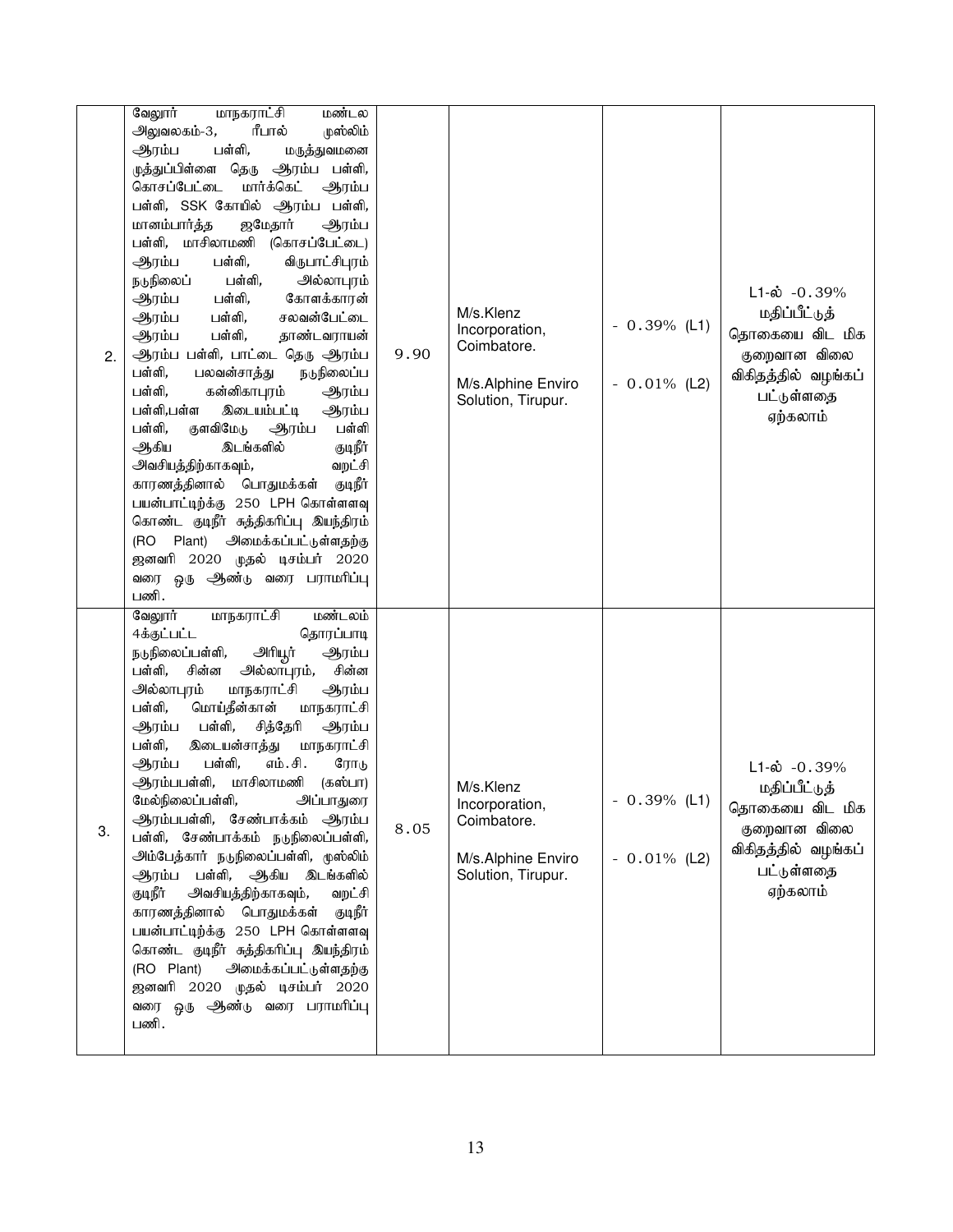| 2. | வேலூர் மாநகராட்சி மண்டல அலுவலகம்-3, ரீபால் முஸ்லிம் ஆரம்ப பள்ளி, மருத்துவமனை முத்துப்பிள்ளை தெரு ஆரம்ப பள்ளி, கொசப்பேட்டை மார்க்கெட் ஆரம்ப பள்ளி, SSK கோயில் ஆரம்ப பள்ளி, மானம்பார்த்த ஜமேதார் ஆரம்ப பள்ளி, மாசிலாமணி (கொசப்பேட்டை) ஆரம்ப பள்ளி, விருபாட்சிபுரம் நடுநிலைப் பள்ளி, அல்லாபுரம் ஆரம்ப பள்ளி, கோளக்காரன் ஆரம்ப பள்ளி, சலவன்பேட்டை ஆரம்ப பள்ளி, தாண்டவராயன் ஆரம்ப பள்ளி, பாட்டை தெரு ஆரம்ப பள்ளி, பலவன்சாத்து நடுநிலைப்ப பள்ளி, கன்னிகாபுரம் ஆரம்ப பள்ளி,பள்ள இடையம்பட்டி ஆரம்ப பள்ளி, குளவிமேடு ஆரம்ப பள்ளி ஆகிய இடங்களில் குடிநீர் அவசியத்திற்காகவும், வறட்சி காரணத்தினால் பொதுமக்கள் குடிநீர் பயன்பாட்டிற்கு 250 LPH கொள்ளளவு கொண்ட குடிநீர் சுத்திகரிப்பு இயந்திரம் (RO Plant) அமைக்கப்பட்டுள்ளதற்கு ஜனவரி 2020 முதல் டிசம்பர் 2020 வரை ஒரு ஆண்டு வரை பராமரிப்பு பணி. | 9.90 | M/s.Klenz Incorporation, Coimbatore.<br><br>M/s.Alphine Enviro Solution, Tirupur. | - 0.39% (L1)<br><br>- 0.01% (L2) | L1-ல் -0.39% மதிப்பீட்டுத் தொகையை விட மிக குறைவான விலை விகிதத்தில் வழங்கப் பட்டுள்ளதை ஏற்கலாம் |
|---|---|---|---|---|---|
| 3. | வேலூர் மாநகராட்சி மண்டலம் 4க்குட்பட்ட தொரப்பாடி நடுநிலைப்பள்ளி, அரியூர் ஆரம்ப பள்ளி, சின்ன அல்லாபுரம், சின்ன அல்லாபுரம் மாநகராட்சி ஆரம்ப பள்ளி, மொய்தீன்கான் மாநகராட்சி ஆரம்ப பள்ளி, சித்தேரி ஆரம்ப பள்ளி, இடையன்சாத்து மாநகராட்சி ஆரம்ப பள்ளி, எம்.சி. ரோடு ஆரம்பபள்ளி, மாசிலாமணி (கஸ்பா) மேல்நிலைப்பள்ளி, அப்பாதுரை ஆரம்பபள்ளி, சேண்பாக்கம் ஆரம்ப பள்ளி, சேண்பாக்கம் நடுநிலைப்பள்ளி, அம்பேத்கார் நடுநிலைப்பள்ளி, முஸ்லிம் ஆரம்ப பள்ளி, ஆகிய இடங்களில் குடிநீர் அவசியத்திற்காகவும், வறட்சி காரணத்தினால் பொதுமக்கள் குடிநீர் பயன்பாட்டிற்கு 250 LPH கொள்ளளவு கொண்ட குடிநீர் சுத்திகரிப்பு இயந்திரம் (RO Plant) அமைக்கப்பட்டுள்ளதற்கு ஜனவரி 2020 முதல் டிசம்பர் 2020 வரை ஒரு ஆண்டு வரை பராமரிப்பு பணி. | 8.05 | M/s.Klenz Incorporation, Coimbatore.<br><br>M/s.Alphine Enviro Solution, Tirupur. | - 0.39% (L1)<br><br>- 0.01% (L2) | L1-ல் -0.39% மதிப்பீட்டுத் தொகையை விட மிக குறைவான விலை விகிதத்தில் வழங்கப் பட்டுள்ளதை ஏற்கலாம் |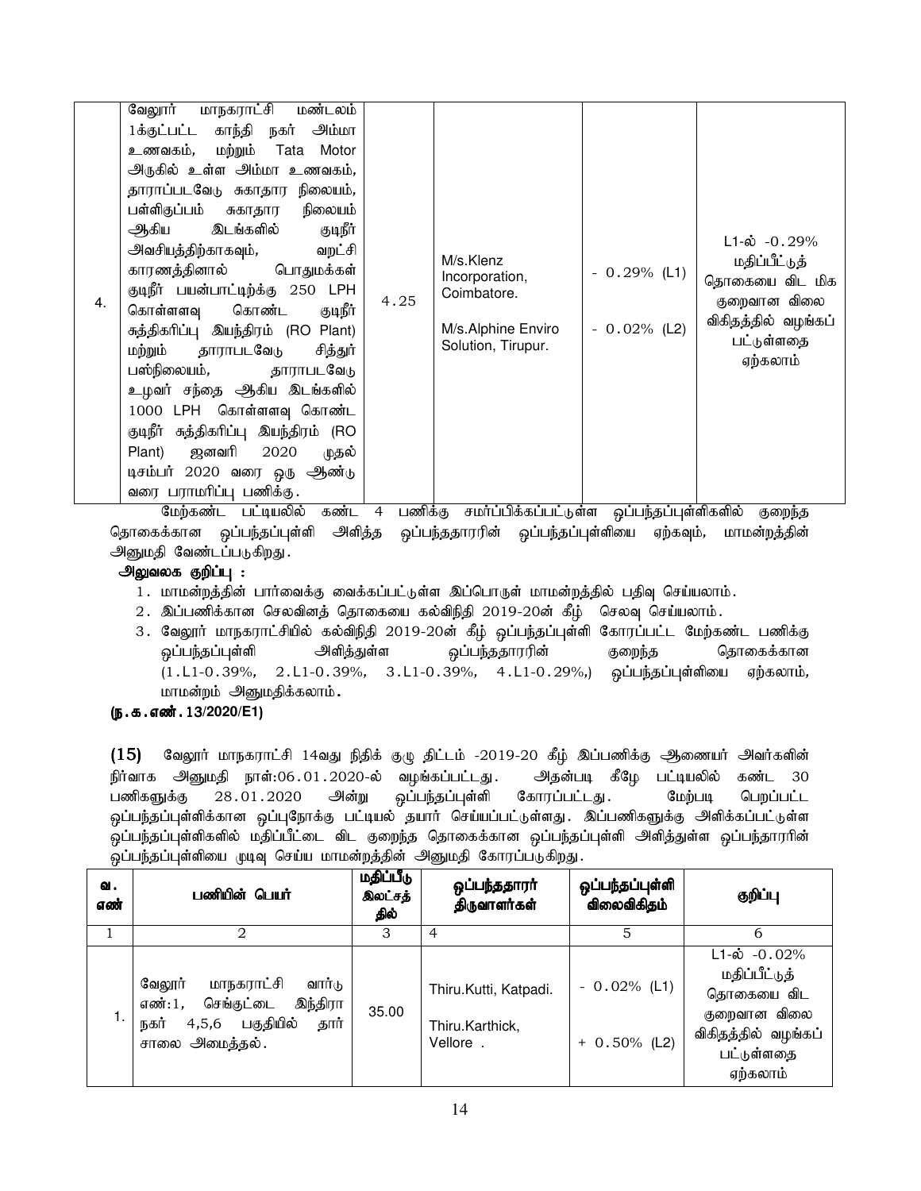| 4. | வேலூர் மாநகராட்சி மண்டலம் 1க்குட்பட்ட காந்தி நகர் அம்மா உணவகம், மற்றும் Tata Motor அருகில் உள்ள அம்மா உணவகம், தாராப்படவேடு சுகாதார நிலையம், பள்ளிகுப்பம் சுகாதார நிலையம் ஆகிய இடங்களில் குடிநீர் அவசியத்திற்காகவும், வறட்சி காரணத்தினால் பொதுமக்கள் குடிநீர் பயன்பாட்டிற்க்கு 250 LPH கொள்ளளவு கொண்ட குடிநீர் சுத்திகரிப்பு இயந்திரம் (RO Plant) மற்றும் தாராபடவேடு சித்தூர் பஸ்நிலையம், தாராபடவேடு உழவர் சந்தை ஆகிய இடங்களில் 1000 LPH கொள்ளளவு கொண்ட குடிநீர் சுத்திகரிப்பு இயந்திரம் (RO Plant) ஜனவரி 2020 முதல் டிசம்பர் 2020 வரை ஒரு ஆண்டு வரை பராமரிப்பு பணிக்கு. | 4.25 | M/s.Klenz Incorporation, Coimbatore.<br><br>M/s.Alphine Enviro Solution, Tirupur. | - 0.29% (L1)<br><br>- 0.02% (L2) | L1-ல் -0.29% மதிப்பீட்டுத் தொகையை விட மிக குறைவான விலை விகிதத்தில் வழங்கப் பட்டுள்ளதை ஏற்கலாம் |
|---|---|---|---|---|---|

மேற்கண்ட பட்டியலில் கண்ட 4 பணிக்கு சமர்ப்பிக்கப்பட்டுள்ள ஒப்பந்தப்புள்ளிகளில் குறைந்த தொகைக்கான ஒப்பந்தப்புள்ளி அளித்த ஒப்பந்ததாரரின் ஒப்பந்தப்புள்ளியை ஏற்கவும், மாமன்றத்தின் அனுமதி வேண்டப்படுகிறது.

**அலுவலக குறிப்பு :**

1. மாமன்றத்தின் பார்வைக்கு வைக்கப்பட்டுள்ள இப்பொருள் மாமன்றத்தில் பதிவு செய்யலாம்.
2. இப்பணிக்கான செலவினத் தொகையை கல்விநிதி 2019-20ன் கீழ் செலவு செய்யலாம்.
3. வேலூர் மாநகராட்சியில் கல்விநிதி 2019-20ன் கீழ் ஒப்பந்தப்புள்ளி கோரப்பட்ட மேற்கண்ட பணிக்கு ஒப்பந்தப்புள்ளி அளித்துள்ள ஒப்பந்ததாரரின் குறைந்த தொகைக்கான (1.L1-0.39%, 2.L1-0.39%, 3.L1-0.39%, 4.L1-0.29%,) ஒப்பந்தப்புள்ளியை ஏற்கலாம், மாமன்றம் அனுமதிக்கலாம்.

**(ந.க.எண்.13/2020/E1)**

**(15)** வேலூர் மாநகராட்சி 14வது நிதிக் குழு திட்டம் -2019-20 கீழ் இப்பணிக்கு ஆணையர் அவர்களின் நிர்வாக அனுமதி நாள்:06.01.2020-ல் வழங்கப்பட்டது. அதன்படி கீழே பட்டியலில் கண்ட 30 பணிகளுக்கு 28.01.2020 அன்று ஒப்பந்தப்புள்ளி கோரப்பட்டது. மேற்படி பெறப்பட்ட ஒப்பந்தப்புள்ளிக்கான ஒப்புநோக்கு பட்டியல் தயார் செய்யப்பட்டுள்ளது. இப்பணிகளுக்கு அளிக்கப்பட்டுள்ள ஒப்பந்தப்புள்ளிகளில் மதிப்பீட்டை விட குறைந்த தொகைக்கான ஒப்பந்தப்புள்ளி அளித்துள்ள ஒப்பந்தாரரின் ஒப்பந்தப்புள்ளியை முடிவு செய்ய மாமன்றத்தின் அனுமதி கோரப்படுகிறது.

| வ. எண் | பணியின் பெயர் | மதிப்பீடு இலட்சத்தில் | ஒப்பந்ததாரர் திருவாளர்கள் | ஒப்பந்தப்புள்ளி விலைவிகிதம் | குறிப்பு |
|---|---|---|---|---|---|
| 1 | 2 | 3 | 4 | 5 | 6 |
| 1. | வேலூர் மாநகராட்சி வார்டு எண்:1, செங்குட்டை இந்திரா நகர் 4,5,6 பகுதியில் தார் சாலை அமைத்தல். | 35.00 | Thiru.Kutti, Katpadi.<br><br>Thiru.Karthick, Vellore . | - 0.02% (L1)<br><br>+ 0.50% (L2) | L1-ல் -0.02% மதிப்பீட்டுத் தொகையை விட குறைவான விலை விகிதத்தில் வழங்கப் பட்டுள்ளதை ஏற்கலாம் |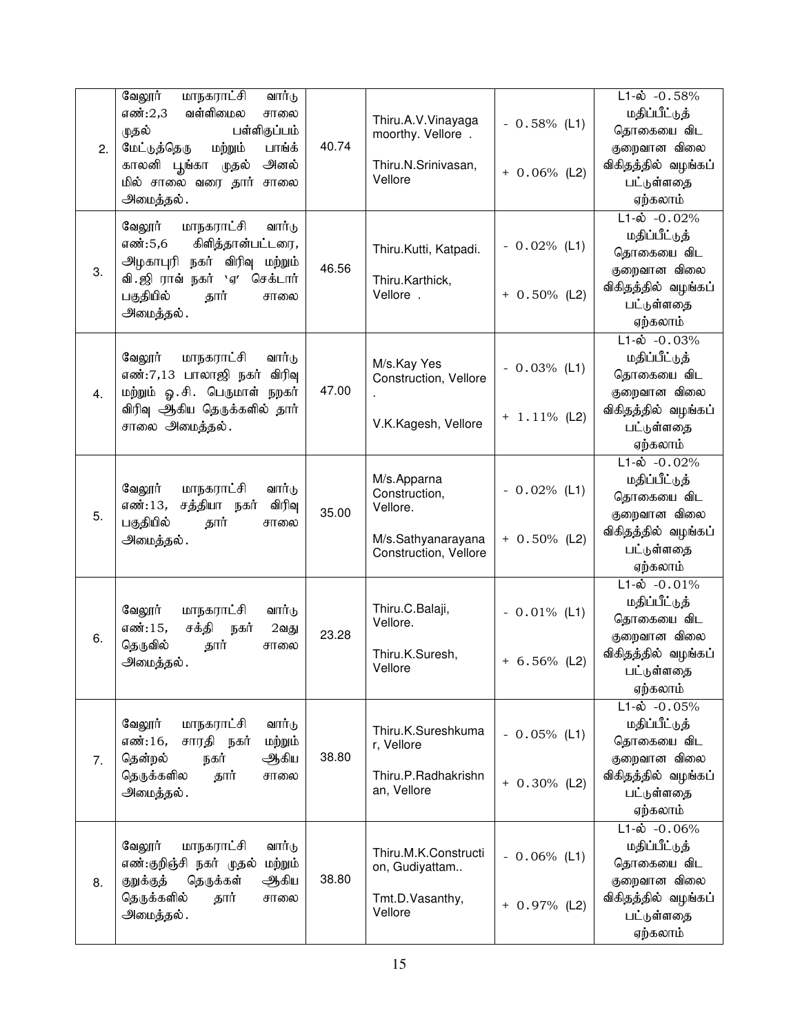| 2. | வேலூர் மாநகராட்சி வார்டு எண்:2,3 வள்ளிமலை சாலை முதல் பள்ளிகுப்பம் மேட்டுத்தெரு மற்றும் பாங்க் காலனி பூங்கா முதல் அனல் மில் சாலை வரை தார் சாலை அமைத்தல். | 40.74 | Thiru.A.V.Vinayaga moorthy. Vellore .<br><br>Thiru.N.Srinivasan, Vellore | - 0.58% (L1)<br><br>+ 0.06% (L2) | L1-ல் -0.58% மதிப்பீட்டுத் தொகையை விட குறைவான விலை விகிதத்தில் வழங்கப் பட்டுள்ளதை ஏற்கலாம் |
|---|---|---|---|---|---|
| 3. | வேலூர் மாநகராட்சி வார்டு எண்:5,6 கிளித்தான்பட்டரை, அழகாபுரி நகர் விரிவு மற்றும் வி.ஜி ராவ் நகர் 'ஏ' செக்டார் பகுதியில் தார் சாலை அமைத்தல். | 46.56 | Thiru.Kutti, Katpadi.<br><br>Thiru.Karthick, Vellore . | - 0.02% (L1)<br><br>+ 0.50% (L2) | L1-ல் -0.02% மதிப்பீட்டுத் தொகையை விட குறைவான விலை விகிதத்தில் வழங்கப் பட்டுள்ளதை ஏற்கலாம் |
| 4. | வேலூர் மாநகராட்சி வார்டு எண்:7,13 பாலாஜி நகர் விரிவு மற்றும் ஓ.சி. பெருமாள் நறகர் விரிவு ஆகிய தெருக்களில் தார் சாலை அமைத்தல். | 47.00 | M/s.Kay Yes Construction, Vellore .<br><br>V.K.Kagesh, Vellore | - 0.03% (L1)<br><br>+ 1.11% (L2) | L1-ல் -0.03% மதிப்பீட்டுத் தொகையை விட குறைவான விலை விகிதத்தில் வழங்கப் பட்டுள்ளதை ஏற்கலாம் |
| 5. | வேலூர் மாநகராட்சி வார்டு எண்:13, சத்தியா நகர் விரிவு பகுதியில் தார் சாலை அமைத்தல். | 35.00 | M/s.Apparna Construction, Vellore.<br><br>M/s.Sathyanarayana Construction, Vellore | - 0.02% (L1)<br><br>+ 0.50% (L2) | L1-ல் -0.02% மதிப்பீட்டுத் தொகையை விட குறைவான விலை விகிதத்தில் வழங்கப் பட்டுள்ளதை ஏற்கலாம் |
| 6. | வேலூர் மாநகராட்சி வார்டு எண்:15, சக்தி நகர் 2வது தெருவில் தார் சாலை அமைத்தல். | 23.28 | Thiru.C.Balaji, Vellore.<br><br>Thiru.K.Suresh, Vellore | - 0.01% (L1)<br><br>+ 6.56% (L2) | L1-ல் -0.01% மதிப்பீட்டுத் தொகையை விட குறைவான விலை விகிதத்தில் வழங்கப் பட்டுள்ளதை ஏற்கலாம் |
| 7. | வேலூர் மாநகராட்சி வார்டு எண்:16, சாரதி நகர் மற்றும் தென்றல் நகர் ஆகிய தெருக்களில தார் சாலை அமைத்தல். | 38.80 | Thiru.K.Sureshkumar, Vellore<br><br>Thiru.P.Radhakrishnan, Vellore | - 0.05% (L1)<br><br>+ 0.30% (L2) | L1-ல் -0.05% மதிப்பீட்டுத் தொகையை விட குறைவான விலை விகிதத்தில் வழங்கப் பட்டுள்ளதை ஏற்கலாம் |
| 8. | வேலூர் மாநகராட்சி வார்டு எண்:குறிஞ்சி நகர் முதல் மற்றும் குறுக்குத் தெருக்கள் ஆகிய தெருக்களில் தார் சாலை அமைத்தல். | 38.80 | Thiru.M.K.Construction, Gudiyattam..<br><br>Tmt.D.Vasanthy, Vellore | - 0.06% (L1)<br><br>+ 0.97% (L2) | L1-ல் -0.06% மதிப்பீட்டுத் தொகையை விட குறைவான விலை விகிதத்தில் வழங்கப் பட்டுள்ளதை ஏற்கலாம் |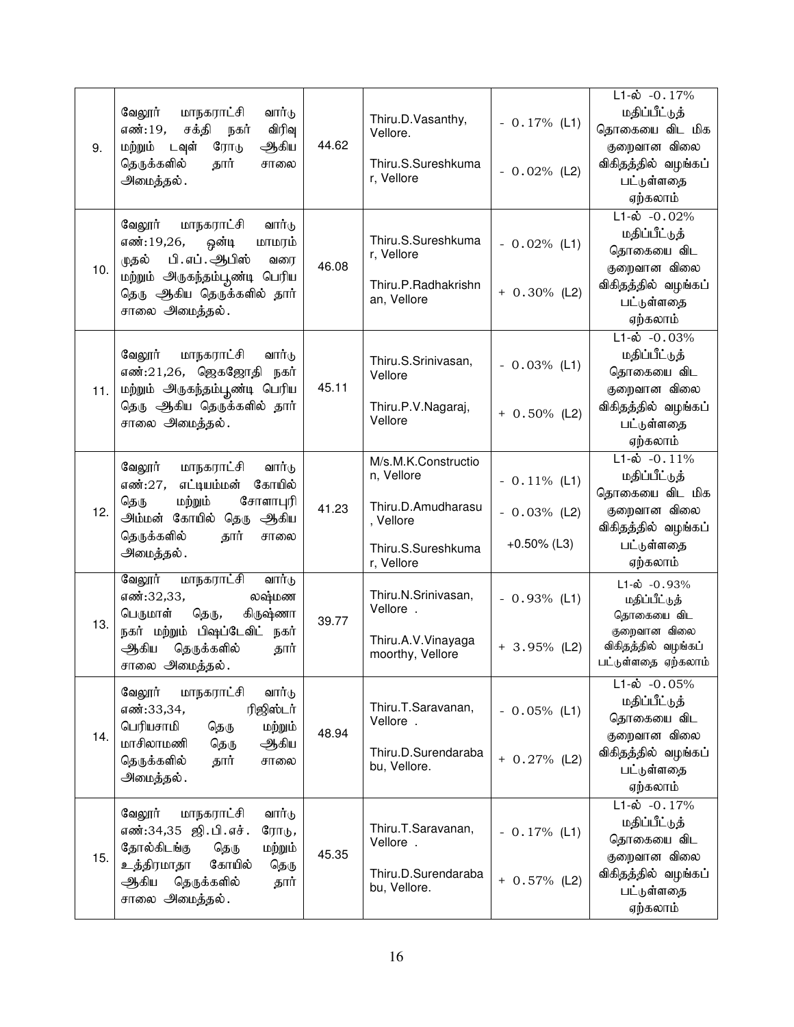| 9. | வேலூர் மாநகராட்சி வார்டு எண்:19, சக்தி நகர் விரிவு மற்றும் டவுள் ரோடு ஆகிய தெருக்களில் தார் சாலை அமைத்தல். | 44.62 | Thiru.D.Vasanthy, Vellore.<br><br>Thiru.S.Sureshkumar, Vellore | - 0.17% (L1)<br><br>- 0.02% (L2) | L1-ல் -0.17% மதிப்பீட்டுத் தொகையை விட மிக குறைவான விலை விகிதத்தில் வழங்கப் பட்டுள்ளதை ஏற்கலாம் |
|---|---|---|---|---|---|
| 10. | வேலூர் மாநகராட்சி வார்டு எண்:19,26, ஒன்டி மாமரம் முதல் பி.எப்.ஆபிஸ் வரை மற்றும் அருகந்தம்பூண்டி பெரிய தெரு ஆகிய தெருக்களில் தார் சாலை அமைத்தல். | 46.08 | Thiru.S.Sureshkumar, Vellore<br><br>Thiru.P.Radhakrishnan, Vellore | - 0.02% (L1)<br><br>+ 0.30% (L2) | L1-ல் -0.02% மதிப்பீட்டுத் தொகையை விட குறைவான விலை விகிதத்தில் வழங்கப் பட்டுள்ளதை ஏற்கலாம் |
| 11. | வேலூர் மாநகராட்சி வார்டு எண்:21,26, ஜெகஜோதி நகர் மற்றும் அருகந்தம்பூண்டி பெரிய தெரு ஆகிய தெருக்களில் தார் சாலை அமைத்தல். | 45.11 | Thiru.S.Srinivasan, Vellore<br><br>Thiru.P.V.Nagaraj, Vellore | - 0.03% (L1)<br><br>+ 0.50% (L2) | L1-ல் -0.03% மதிப்பீட்டுத் தொகையை விட குறைவான விலை விகிதத்தில் வழங்கப் பட்டுள்ளதை ஏற்கலாம் |
| 12. | வேலூர் மாநகராட்சி வார்டு எண்:27, எட்டியம்மன் கோயில் தெரு மற்றும் சோளாபுரி அம்மன் கோயில் தெரு ஆகிய தெருக்களில் தார் சாலை அமைத்தல். | 41.23 | M/s.M.K.Construction, Vellore<br><br>Thiru.D.Amudharasu, Vellore<br><br>Thiru.S.Sureshkumar, Vellore | - 0.11% (L1)<br><br>- 0.03% (L2)<br><br>+0.50% (L3) | L1-ல் -0.11% மதிப்பீட்டுத் தொகையை விட மிக குறைவான விலை விகிதத்தில் வழங்கப் பட்டுள்ளதை ஏற்கலாம் |
| 13. | வேலூர் மாநகராட்சி வார்டு எண்:32,33, லஷ்மண பெருமாள் தெரு, கிருஷ்ணா நகர் மற்றும் பிஷப்டேவிட் நகர் ஆகிய தெருக்களில் தார் சாலை அமைத்தல். | 39.77 | Thiru.N.Srinivasan, Vellore .<br><br>Thiru.A.V.Vinayagamoorthy, Vellore | - 0.93% (L1)<br><br>+ 3.95% (L2) | L1-ல் -0.93% மதிப்பீட்டுத் தொகையை விட குறைவான விலை விகிதத்தில் வழங்கப் பட்டுள்ளதை ஏற்கலாம் |
| 14. | வேலூர் மாநகராட்சி வார்டு எண்:33,34, ரிஜிஸ்டர் பெரியசாமி தெரு மற்றும் மாசிலாமணி தெரு ஆகிய தெருக்களில் தார் சாலை அமைத்தல். | 48.94 | Thiru.T.Saravanan, Vellore .<br><br>Thiru.D.Surendarababu, Vellore. | - 0.05% (L1)<br><br>+ 0.27% (L2) | L1-ல் -0.05% மதிப்பீட்டுத் தொகையை விட குறைவான விலை விகிதத்தில் வழங்கப் பட்டுள்ளதை ஏற்கலாம் |
| 15. | வேலூர் மாநகராட்சி வார்டு எண்:34,35 ஜி.பி.எச். ரோடு, தோல்கிடங்கு தெரு மற்றும் உத்திரமாதா கோயில் தெரு ஆகிய தெருக்களில் தார் சாலை அமைத்தல். | 45.35 | Thiru.T.Saravanan, Vellore .<br><br>Thiru.D.Surendarababu, Vellore. | - 0.17% (L1)<br><br>+ 0.57% (L2) | L1-ல் -0.17% மதிப்பீட்டுத் தொகையை விட குறைவான விலை விகிதத்தில் வழங்கப் பட்டுள்ளதை ஏற்கலாம் |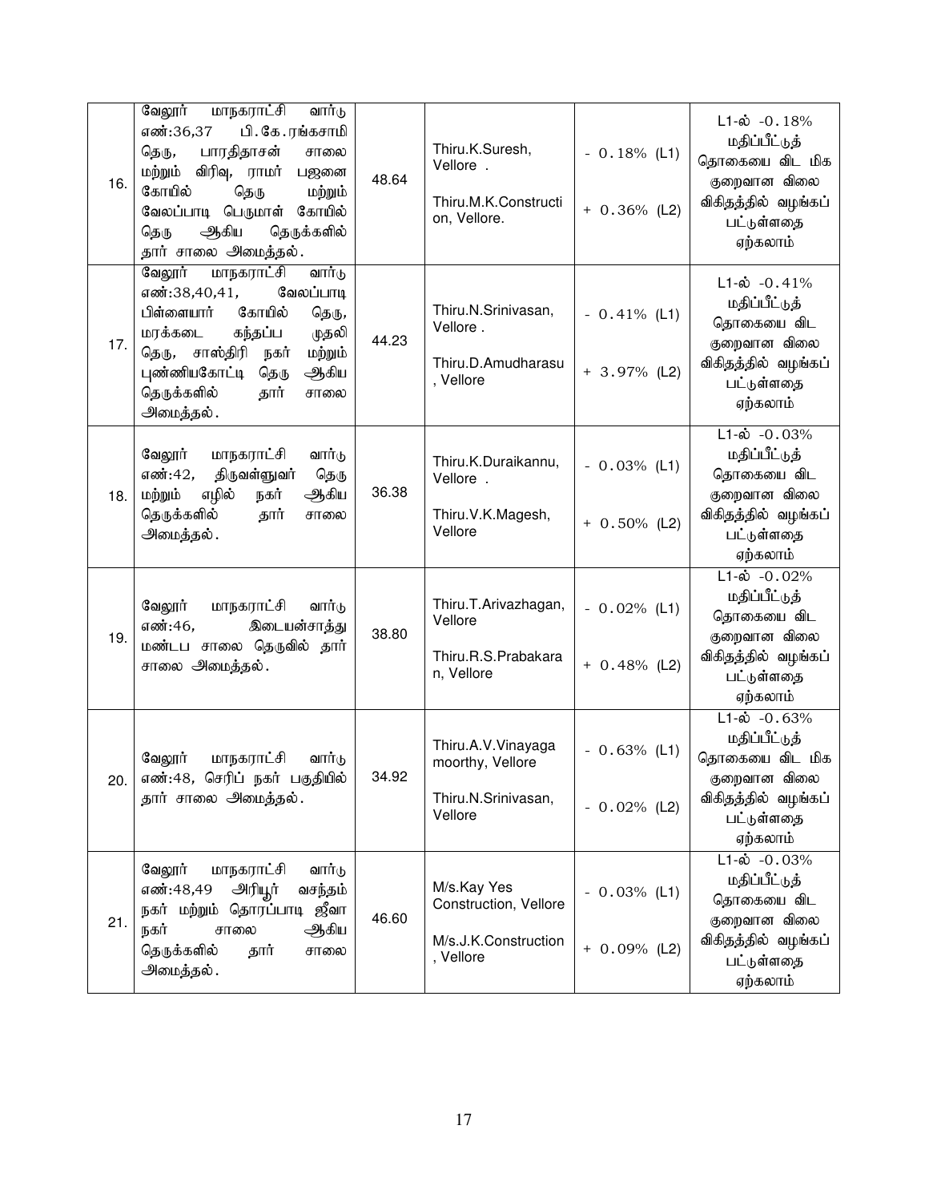| 16. | வேலூர் மாநகராட்சி வார்டு எண்:36,37 பி.கே.ரங்கசாமி தெரு, பாரதிதாசன் சாலை மற்றும் விரிவு, ராமர் பஜனை கோயில் தெரு மற்றும் வேலப்பாடி பெருமாள் கோயில் தெரு ஆகிய தெருக்களில் தார் சாலை அமைத்தல். | 48.64 | Thiru.K.Suresh, Vellore . <br> Thiru.M.K.Construction, Vellore. | - 0.18% (L1) <br> + 0.36% (L2) | L1-ல் -0.18% மதிப்பீட்டுத் தொகையை விட மிக குறைவான விலை விகிதத்தில் வழங்கப் பட்டுள்ளதை ஏற்கலாம் |
|---|---|---|---|---|---|
| 17. | வேலூர் மாநகராட்சி வார்டு எண்:38,40,41, வேலப்பாடி பிள்ளையார் கோயில் தெரு, மரக்கடை கந்தப்ப முதலி தெரு, சாஸ்திரி நகர் மற்றும் புண்ணியகோட்டி தெரு ஆகிய தெருக்களில் தார் சாலை அமைத்தல். | 44.23 | Thiru.N.Srinivasan, Vellore . <br> Thiru.D.Amudharasu, Vellore | - 0.41% (L1) <br> + 3.97% (L2) | L1-ல் -0.41% மதிப்பீட்டுத் தொகையை விட குறைவான விலை விகிதத்தில் வழங்கப் பட்டுள்ளதை ஏற்கலாம் |
| 18. | வேலூர் மாநகராட்சி வார்டு எண்:42, திருவள்ளுவர் தெரு மற்றும் எழில் நகர் ஆகிய தெருக்களில் தார் சாலை அமைத்தல். | 36.38 | Thiru.K.Duraikannu, Vellore . <br> Thiru.V.K.Magesh, Vellore | - 0.03% (L1) <br> + 0.50% (L2) | L1-ல் -0.03% மதிப்பீட்டுத் தொகையை விட குறைவான விலை விகிதத்தில் வழங்கப் பட்டுள்ளதை ஏற்கலாம் |
| 19. | வேலூர் மாநகராட்சி வார்டு எண்:46, இடையன்சாத்து மண்டப சாலை தெருவில் தார் சாலை அமைத்தல். | 38.80 | Thiru.T.Arivazhagan, Vellore <br> Thiru.R.S.Prabakaran, Vellore | - 0.02% (L1) <br> + 0.48% (L2) | L1-ல் -0.02% மதிப்பீட்டுத் தொகையை விட குறைவான விலை விகிதத்தில் வழங்கப் பட்டுள்ளதை ஏற்கலாம் |
| 20. | வேலூர் மாநகராட்சி வார்டு எண்:48, செரிப் நகர் பகுதியில் தார் சாலை அமைத்தல். | 34.92 | Thiru.A.V.Vinayagamoorthy, Vellore <br> Thiru.N.Srinivasan, Vellore | - 0.63% (L1) <br> - 0.02% (L2) | L1-ல் -0.63% மதிப்பீட்டுத் தொகையை விட மிக குறைவான விலை விகிதத்தில் வழங்கப் பட்டுள்ளதை ஏற்கலாம் |
| 21. | வேலூர் மாநகராட்சி வார்டு எண்:48,49 அரியூர் வசந்தம் நகர் மற்றும் தொரப்பாடி ஜீவா நகர் சாலை ஆகிய தெருக்களில் தார் சாலை அமைத்தல். | 46.60 | M/s.Kay Yes Construction, Vellore <br> M/s.J.K.Construction, Vellore | - 0.03% (L1) <br> + 0.09% (L2) | L1-ல் -0.03% மதிப்பீட்டுத் தொகையை விட குறைவான விலை விகிதத்தில் வழங்கப் பட்டுள்ளதை ஏற்கலாம் |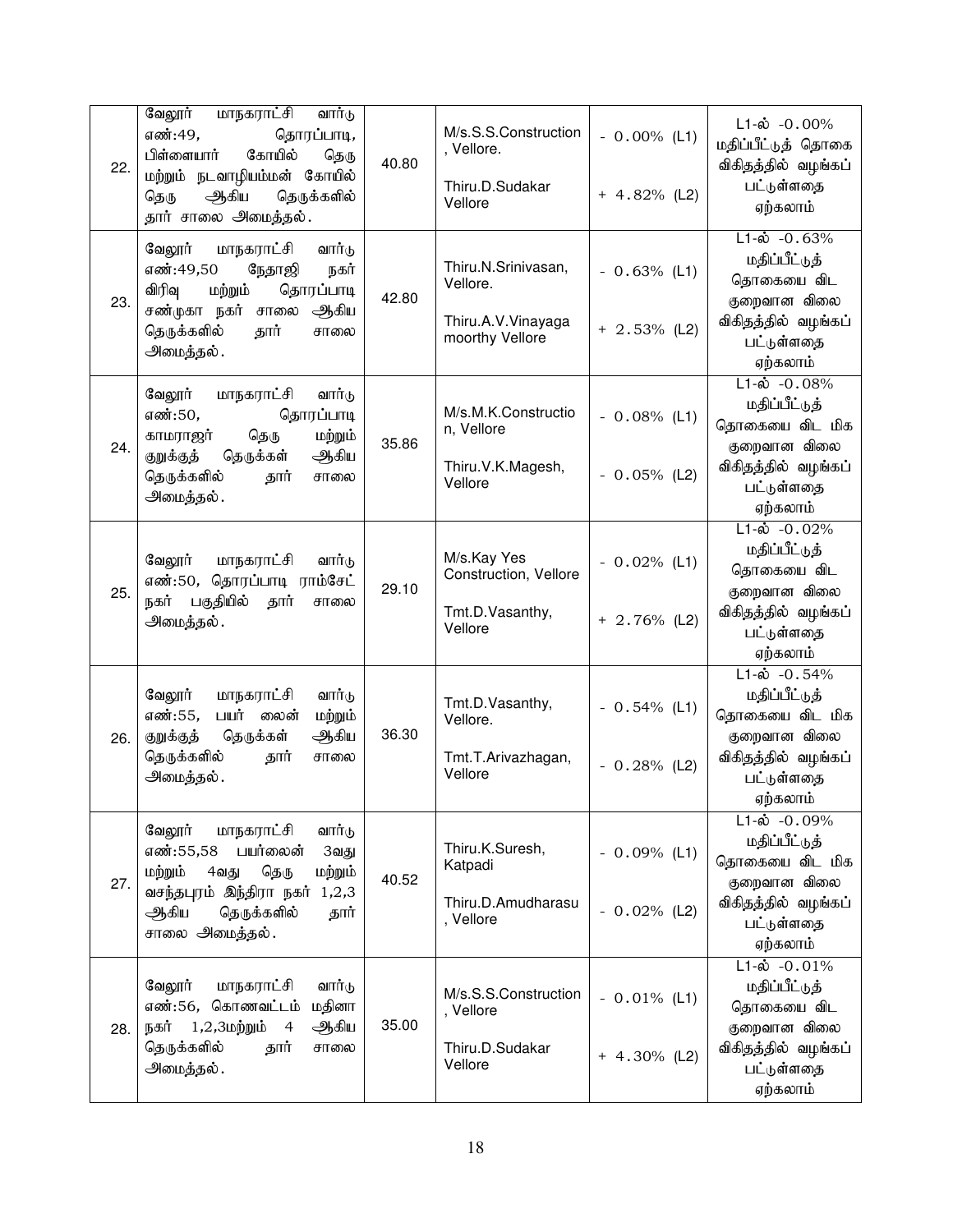| 22. | வேலூர் மாநகராட்சி வார்டு எண்:49, தொரப்பாடி, பிள்ளையார் கோயில் தெரு மற்றும் நடவாழியம்மன் கோயில் தெரு ஆகிய தெருக்களில் தார் சாலை அமைத்தல். | 40.80 | M/s.S.S.Construction , Vellore.<br><br>Thiru.D.Sudakar Vellore | - 0.00% (L1)<br><br>+ 4.82% (L2) | L1-ல் -0.00% மதிப்பீட்டுத் தொகை விகிதத்தில் வழங்கப் பட்டுள்ளதை ஏற்கலாம் |
|---|---|---|---|---|---|
| 23. | வேலூர் மாநகராட்சி வார்டு எண்:49,50 நேதாஜி நகர் விரிவு மற்றும் தொரப்பாடி சண்முகா நகர் சாலை ஆகிய தெருக்களில் தார் சாலை அமைத்தல். | 42.80 | Thiru.N.Srinivasan, Vellore.<br><br>Thiru.A.V.Vinayaga moorthy Vellore | - 0.63% (L1)<br><br>+ 2.53% (L2) | L1-ல் -0.63% மதிப்பீட்டுத் தொகையை விட குறைவான விலை விகிதத்தில் வழங்கப் பட்டுள்ளதை ஏற்கலாம் |
| 24. | வேலூர் மாநகராட்சி வார்டு எண்:50, தொரப்பாடி காமராஜர் தெரு மற்றும் குறுக்குத் தெருக்கள் ஆகிய தெருக்களில் தார் சாலை அமைத்தல். | 35.86 | M/s.M.K.Constructio n, Vellore<br><br>Thiru.V.K.Magesh, Vellore | - 0.08% (L1)<br><br>- 0.05% (L2) | L1-ல் -0.08% மதிப்பீட்டுத் தொகையை விட மிக குறைவான விலை விகிதத்தில் வழங்கப் பட்டுள்ளதை ஏற்கலாம் |
| 25. | வேலூர் மாநகராட்சி வார்டு எண்:50, தொரப்பாடி ராம்சேட் நகர் பகுதியில் தார் சாலை அமைத்தல். | 29.10 | M/s.Kay Yes Construction, Vellore<br><br>Tmt.D.Vasanthy, Vellore | - 0.02% (L1)<br><br>+ 2.76% (L2) | L1-ல் -0.02% மதிப்பீட்டுத் தொகையை விட குறைவான விலை விகிதத்தில் வழங்கப் பட்டுள்ளதை ஏற்கலாம் |
| 26. | வேலூர் மாநகராட்சி வார்டு எண்:55, பயர் லைன் மற்றும் குறுக்குத் தெருக்கள் ஆகிய தெருக்களில் தார் சாலை அமைத்தல். | 36.30 | Tmt.D.Vasanthy, Vellore.<br><br>Tmt.T.Arivazhagan, Vellore | - 0.54% (L1)<br><br>- 0.28% (L2) | L1-ல் -0.54% மதிப்பீட்டுத் தொகையை விட மிக குறைவான விலை விகிதத்தில் வழங்கப் பட்டுள்ளதை ஏற்கலாம் |
| 27. | வேலூர் மாநகராட்சி வார்டு எண்:55,58 பயர்லைன் 3வது மற்றும் 4வது தெரு மற்றும் வசந்தபுரம் இந்திரா நகர் 1,2,3 ஆகிய தெருக்களில் தார் சாலை அமைத்தல். | 40.52 | Thiru.K.Suresh, Katpadi<br><br>Thiru.D.Amudharasu , Vellore | - 0.09% (L1)<br><br>- 0.02% (L2) | L1-ல் -0.09% மதிப்பீட்டுத் தொகையை விட மிக குறைவான விலை விகிதத்தில் வழங்கப் பட்டுள்ளதை ஏற்கலாம் |
| 28. | வேலூர் மாநகராட்சி வார்டு எண்:56, கொணவட்டம் மதினா நகர் 1,2,3மற்றும் 4 ஆகிய தெருக்களில் தார் சாலை அமைத்தல். | 35.00 | M/s.S.S.Construction , Vellore<br><br>Thiru.D.Sudakar Vellore | - 0.01% (L1)<br><br>+ 4.30% (L2) | L1-ல் -0.01% மதிப்பீட்டுத் தொகையை விட குறைவான விலை விகிதத்தில் வழங்கப் பட்டுள்ளதை ஏற்கலாம் |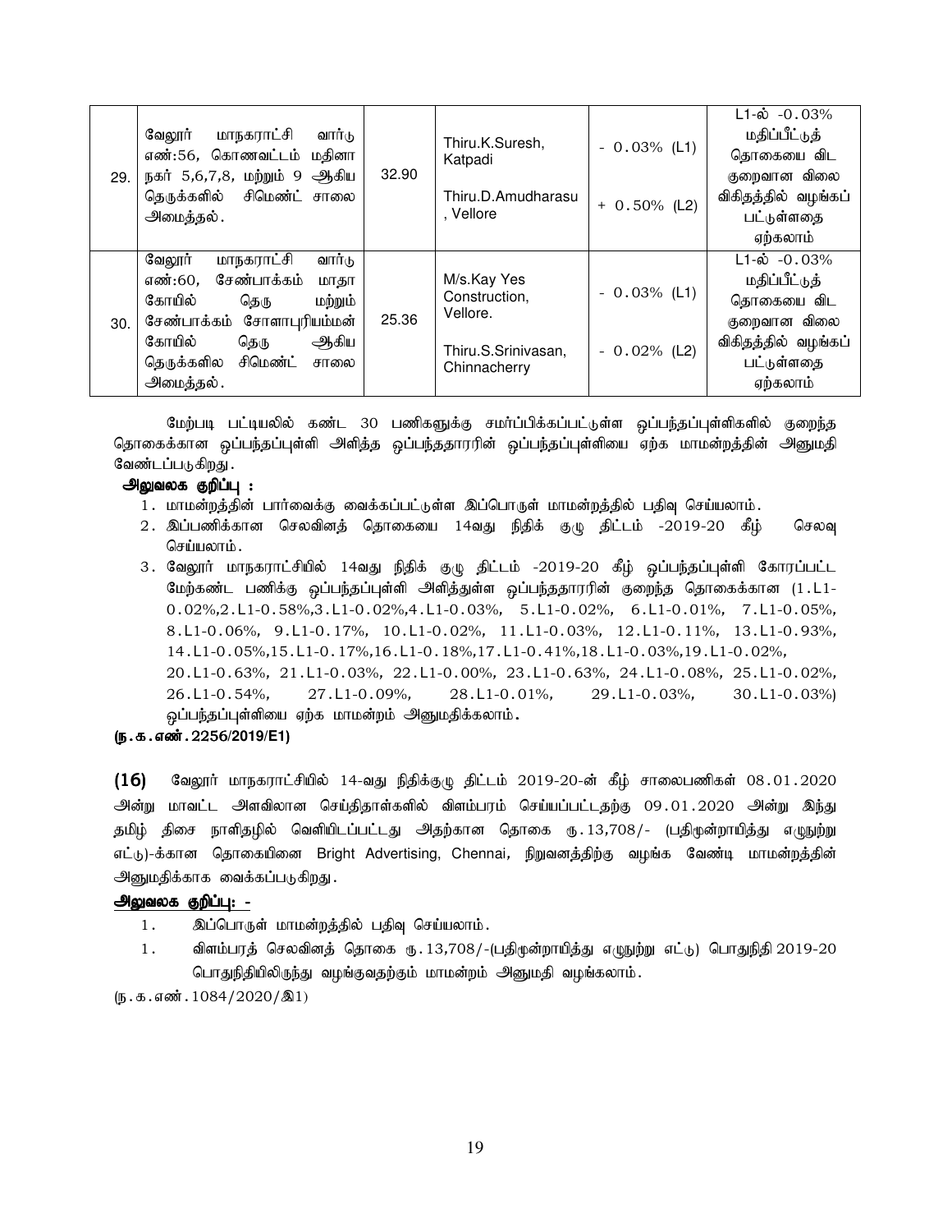| 29. | வேலூர் மாநகராட்சி வார்டு எண்:56, கொணவட்டம் மதினா நகர் 5,6,7,8, மற்றும் 9 ஆகிய தெருக்களில் சிமெண்ட் சாலை அமைத்தல். | 32.90 | Thiru.K.Suresh, Katpadi<br><br>Thiru.D.Amudharasu , Vellore | - 0.03% (L1)<br><br>+ 0.50% (L2) | L1-ல் -0.03% மதிப்பீட்டுத் தொகையை விட குறைவான விலை விகிதத்தில் வழங்கப் பட்டுள்ளதை ஏற்கலாம் |
|---|---|---|---|---|---|
| 30. | வேலூர் மாநகராட்சி வார்டு எண்:60, சேண்பாக்கம் மாதா கோயில் தெரு மற்றும் சேண்பாக்கம் சோளாபுரியம்மன் கோயில் தெரு ஆகிய தெருக்களில சிமெண்ட் சாலை அமைத்தல். | 25.36 | M/s.Kay Yes Construction, Vellore.<br><br>Thiru.S.Srinivasan, Chinnacherry | - 0.03% (L1)<br><br>- 0.02% (L2) | L1-ல் -0.03% மதிப்பீட்டுத் தொகையை விட குறைவான விலை விகிதத்தில் வழங்கப் பட்டுள்ளதை ஏற்கலாம் |

மேற்படி பட்டியலில் கண்ட 30 பணிகளுக்கு சமர்ப்பிக்கப்பட்டுள்ள ஒப்பந்தப்புள்ளிகளில் குறைந்த தொகைக்கான ஒப்பந்தப்புள்ளி அளித்த ஒப்பந்ததாரரின் ஒப்பந்தப்புள்ளியை ஏற்க மாமன்றத்தின் அனுமதி வேண்டப்படுகிறது.

**அலுவலக குறிப்பு :**

1. மாமன்றத்தின் பார்வைக்கு வைக்கப்பட்டுள்ள இப்பொருள் மாமன்றத்தில் பதிவு செய்யலாம்.
2. இப்பணிக்கான செலவினத் தொகையை 14வது நிதிக் குழு திட்டம் -2019-20 கீழ் செலவு செய்யலாம்.
3. வேலூர் மாநகராட்சியில் 14வது நிதிக் குழு திட்டம் -2019-20 கீழ் ஒப்பந்தப்புள்ளி கோரப்பட்ட மேற்கண்ட பணிக்கு ஒப்பந்தப்புள்ளி அளித்துள்ள ஒப்பந்ததாரரின் குறைந்த தொகைக்கான (1.L1-0.02%,2.L1-0.58%,3.L1-0.02%,4.L1-0.03%, 5.L1-0.02%, 6.L1-0.01%, 7.L1-0.05%, 8.L1-0.06%, 9.L1-0.17%, 10.L1-0.02%, 11.L1-0.03%, 12.L1-0.11%, 13.L1-0.93%, 14.L1-0.05%,15.L1-0.17%,16.L1-0.18%,17.L1-0.41%,18.L1-0.03%,19.L1-0.02%, 20.L1-0.63%, 21.L1-0.03%, 22.L1-0.00%, 23.L1-0.63%, 24.L1-0.08%, 25.L1-0.02%, 26.L1-0.54%, 27.L1-0.09%, 28.L1-0.01%, 29.L1-0.03%, 30.L1-0.03%) ஒப்பந்தப்புள்ளியை ஏற்க மாமன்றம் அனுமதிக்கலாம்.

**(ந.க.எண்.2256/2019/E1)**

**(16)** வேலூர் மாநகராட்சியில் 14-வது நிதிக்குழு திட்டம் 2019-20-ன் கீழ் சாலைபணிகள் 08.01.2020 அன்று மாவட்ட அளவிலான செய்தித்தாள்களில் விளம்பரம் செய்யப்பட்டதற்கு 09.01.2020 அன்று இந்து தமிழ் திசை நாளிதழில் வெளியிடப்பட்டது அதற்கான தொகை ரூ.13,708/- (பதிமூன்றாயித்து எழுநூற்று எட்டு)-க்கான தொகையினை Bright Advertising, Chennai, நிறுவனத்திற்கு வழங்க வேண்டி மாமன்றத்தின் அனுமதிக்காக வைக்கப்படுகிறது.

**அலுவலக குறிப்பு: -**

1. இப்பொருள் மாமன்றத்தில் பதிவு செய்யலாம்.
1. விளம்பரத் செலவினத் தொகை ரூ.13,708/-(பதிமூன்றாயித்து எழுநூற்று எட்டு) பொதுநிதி 2019-20 பொதுநிதியிலிருந்து வழங்குவதற்கும் மாமன்றம் அனுமதி வழங்கலாம்.

(ந.க.எண்.1084/2020/இ1)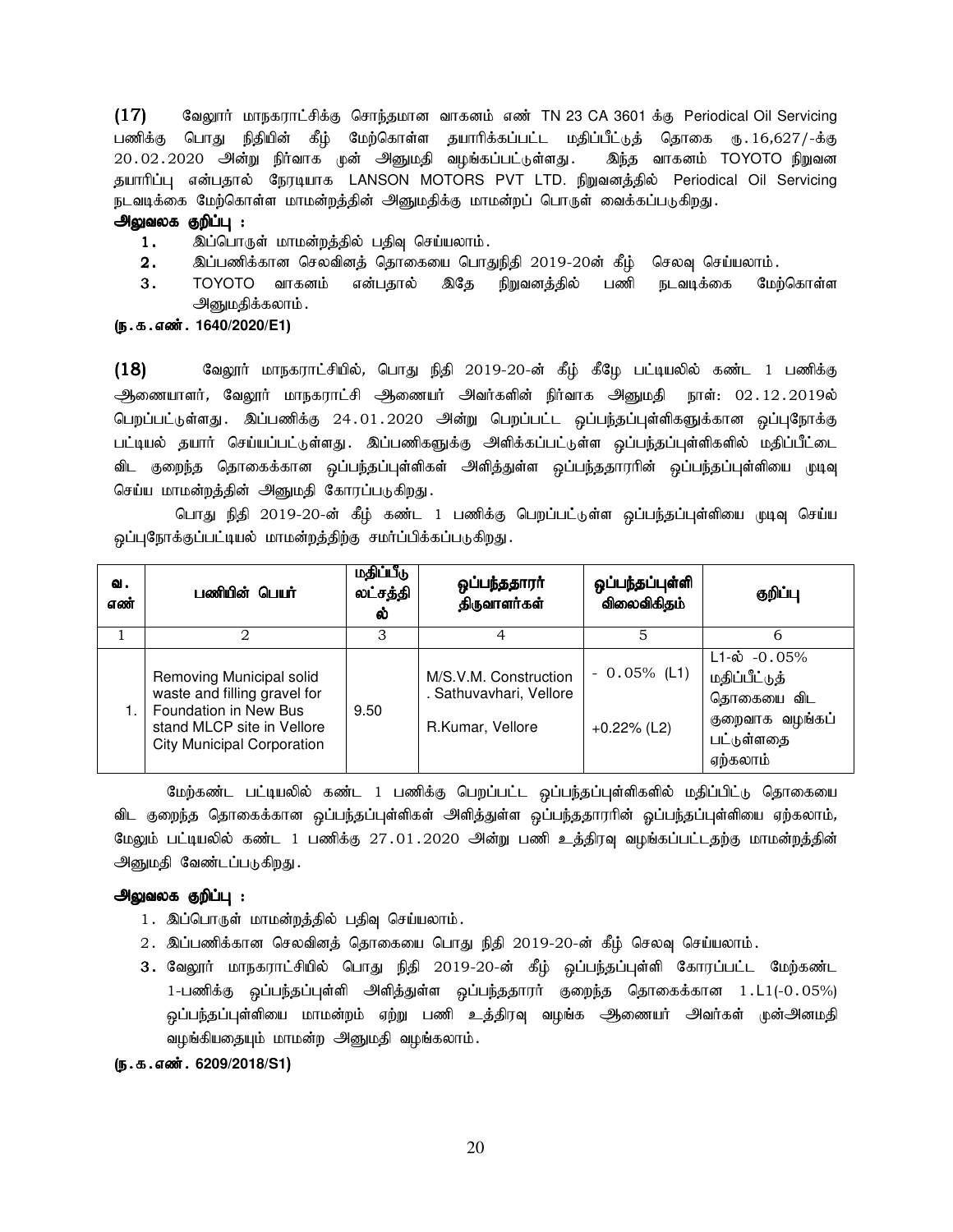**(17)** வேலூர் மாநகராட்சிக்கு சொந்தமான வாகனம் எண் TN 23 CA 3601 க்கு Periodical Oil Servicing பணிக்கு பொது நிதியின் கீழ் மேற்கொள்ள தயாரிக்கப்பட்ட மதிப்பீட்டுத் தொகை ரு.16,627/-க்கு 20.02.2020 அன்று நிர்வாக முன் அனுமதி வழங்கப்பட்டுள்ளது. இந்த வாகனம் TOYOTO நிறுவன தயாரிப்பு என்பதால் நேரடியாக LANSON MOTORS PVT LTD. நிறுவனத்தில் Periodical Oil Servicing நடவடிக்கை மேற்கொள்ள மாமன்றத்தின் அனுமதிக்கு மாமன்றப் பொருள் வைக்கப்படுகிறது.

**அலுவலக குறிப்பு :**

1. இப்பொருள் மாமன்றத்தில் பதிவு செய்யலாம்.
2. இப்பணிக்கான செலவினத் தொகையை பொதுநிதி 2019-20ன் கீழ் செலவு செய்யலாம்.
3. TOYOTO வாகனம் என்பதால் இதே நிறுவனத்தில் பணி நடவடிக்கை மேற்கொள்ள அனுமதிக்கலாம்.

**(ந.க.எண். 1640/2020/E1)**

**(18)** வேலூர் மாநகராட்சியில், பொது நிதி 2019-20-ன் கீழ் கீழே பட்டியலில் கண்ட 1 பணிக்கு ஆணையாளர், வேலூர் மாநகராட்சி ஆணையர் அவர்களின் நிர்வாக அனுமதி நாள்: 02.12.2019ல் பெறப்பட்டுள்ளது. இப்பணிக்கு 24.01.2020 அன்று பெறப்பட்ட ஒப்பந்தப்புள்ளிகளுக்கான ஒப்புநோக்கு பட்டியல் தயார் செய்யப்பட்டுள்ளது. இப்பணிகளுக்கு அளிக்கப்பட்டுள்ள ஒப்பந்தப்புள்ளிகளில் மதிப்பீட்டை விட குறைந்த தொகைக்கான ஒப்பந்தப்புள்ளிகள் அளித்துள்ள ஒப்பந்ததாரரின் ஒப்பந்தப்புள்ளியை முடிவு செய்ய மாமன்றத்தின் அனுமதி கோரப்படுகிறது.

பொது நிதி 2019-20-ன் கீழ் கண்ட 1 பணிக்கு பெறப்பட்டுள்ள ஒப்பந்தப்புள்ளியை முடிவு செய்ய ஒப்புநோக்குப்பட்டியல் மாமன்றத்திற்கு சமர்ப்பிக்கப்படுகிறது.

| வ. எண் | பணியின் பெயர் | மதிப்பீடு லட்சத்தில் | ஒப்பந்ததாரர் திருவாளர்கள் | ஒப்பந்தப்புள்ளி விலைவிகிதம் | குறிப்பு |
|---|---|---|---|---|---|
| 1 | 2 | 3 | 4 | 5 | 6 |
| 1. | Removing Municipal solid waste and filling gravel for Foundation in New Bus stand MLCP site in Vellore City Municipal Corporation | 9.50 | M/S.V.M. Construction . Sathuvavhari, Vellore<br>R.Kumar, Vellore | - 0.05% (L1)<br>+0.22% (L2) | L1-ல் -0.05% மதிப்பீட்டுத் தொகையை விட குறைவாக வழங்கப் பட்டுள்ளதை ஏற்கலாம் |

மேற்கண்ட பட்டியலில் கண்ட 1 பணிக்கு பெறப்பட்ட ஒப்பந்தப்புள்ளிகளில் மதிப்பிட்டு தொகையை விட குறைந்த தொகைக்கான ஒப்பந்தப்புள்ளிகள் அளித்துள்ள ஒப்பந்ததாரரின் ஒப்பந்தப்புள்ளியை ஏற்கலாம், மேலும் பட்டியலில் கண்ட 1 பணிக்கு 27.01.2020 அன்று பணி உத்திரவு வழங்கப்பட்டதற்கு மாமன்றத்தின் அனுமதி வேண்டப்படுகிறது.

**அலுவலக குறிப்பு :**

1. இப்பொருள் மாமன்றத்தில் பதிவு செய்யலாம்.
2. இப்பணிக்கான செலவினத் தொகையை பொது நிதி 2019-20-ன் கீழ் செலவு செய்யலாம்.
3. வேலூர் மாநகராட்சியில் பொது நிதி 2019-20-ன் கீழ் ஒப்பந்தப்புள்ளி கோரப்பட்ட மேற்கண்ட 1-பணிக்கு ஒப்பந்தப்புள்ளி அளித்துள்ள ஒப்பந்ததாரர் குறைந்த தொகைக்கான 1.L1(-0.05%) ஒப்பந்தப்புள்ளியை மாமன்றம் ஏற்று பணி உத்திரவு வழங்க ஆணையர் அவர்கள் முன்அனமதி வழங்கியதையும் மாமன்ற அனுமதி வழங்கலாம்.

**(ந.க.எண். 6209/2018/S1)**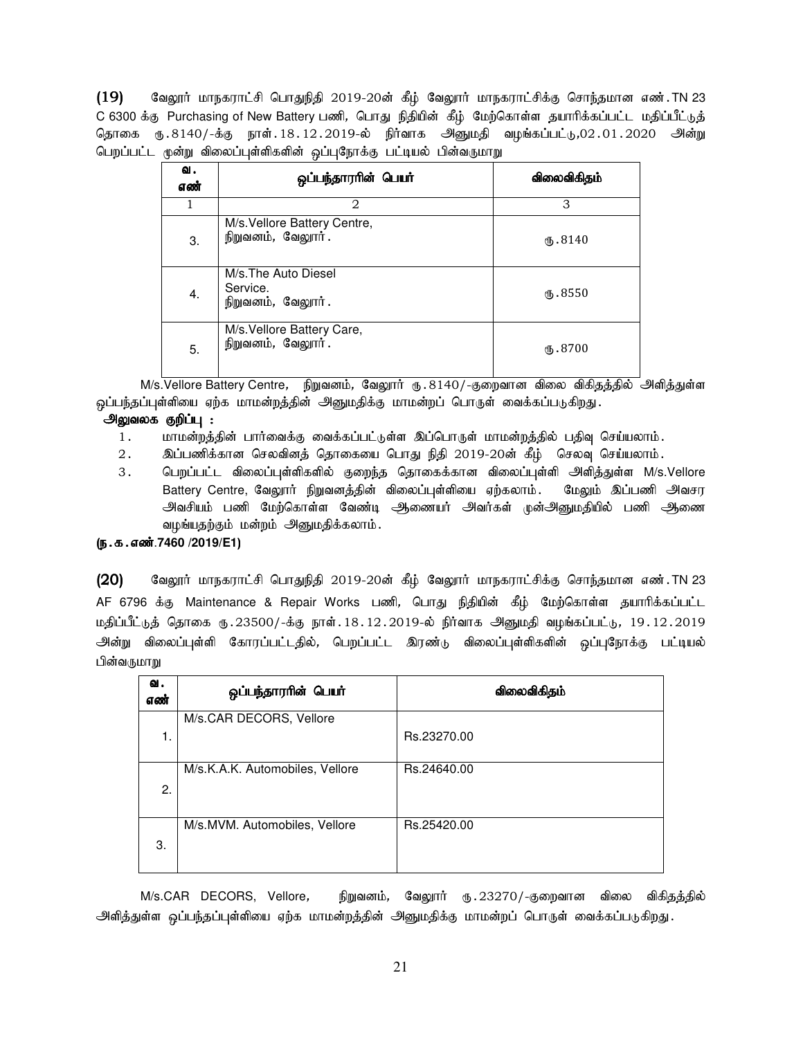**(19)** வேலூர் மாநகராட்சி பொதுநிதி 2019-20ன் கீழ் வேலூர் மாநகராட்சிக்கு சொந்தமான எண்.TN 23 C 6300 க்கு Purchasing of New Battery பணி, பொது நிதியின் கீழ் மேற்கொள்ள தயாரிக்கப்பட்ட மதிப்பீட்டுத் தொகை ரு.8140/-க்கு நாள்.18.12.2019-ல் நிர்வாக அனுமதி வழங்கப்பட்டு,02.01.2020 அன்று பெறப்பட்ட மூன்று விலைப்புள்ளிகளின் ஒப்புநோக்கு பட்டியல் பின்வருமாறு

| வ. எண் | ஒப்பந்தாரரின் பெயர் | விலைவிகிதம் |
|---|---|---|
| 1 | 2 | 3 |
| 3. | M/s.Vellore Battery Centre, நிறுவனம், வேலூர். | ரு.8140 |
| 4. | M/s.The Auto Diesel Service. நிறுவனம், வேலூர். | ரு.8550 |
| 5. | M/s.Vellore Battery Care, நிறுவனம், வேலூர். | ரு.8700 |

M/s.Vellore Battery Centre, நிறுவனம், வேலூர் ரு.8140/-குறைவான விலை விகிதத்தில் அளித்துள்ள ஒப்பந்தப்புள்ளியை ஏற்க மாமன்றத்தின் அனுமதிக்கு மாமன்றப் பொருள் வைக்கப்படுகிறது.

**அலுவலக குறிப்பு :**

1. மாமன்றத்தின் பார்வைக்கு வைக்கப்பட்டுள்ள இப்பொருள் மாமன்றத்தில் பதிவு செய்யலாம்.
2. இப்பணிக்கான செலவினத் தொகையை பொது நிதி 2019-20ன் கீழ் செலவு செய்யலாம்.
3. பெறப்பட்ட விலைப்புள்ளிகளில் குறைந்த தொகைக்கான விலைப்புள்ளி அளித்துள்ள M/s.Vellore Battery Centre, வேலூர் நிறுவனத்தின் விலைப்புள்ளியை ஏற்கலாம். மேலும் இப்பணி அவசர அவசியம் பணி மேற்கொள்ள வேண்டி ஆணையர் அவர்கள் முன்அனுமதியில் பணி ஆணை வழங்குவதற்கும் மன்றம் அனுமதிக்கலாம்.

**(ந.க.எண்.7460 /2019/E1)**

**(20)** வேலூர் மாநகராட்சி பொதுநிதி 2019-20ன் கீழ் வேலூர் மாநகராட்சிக்கு சொந்தமான எண்.TN 23 AF 6796 க்கு Maintenance & Repair Works பணி, பொது நிதியின் கீழ் மேற்கொள்ள தயாரிக்கப்பட்ட மதிப்பீட்டுத் தொகை ரு.23500/-க்கு நாள்.18.12.2019-ல் நிர்வாக அனுமதி வழங்கப்பட்டு, 19.12.2019 அன்று விலைப்புள்ளி கோரப்பட்டதில், பெறப்பட்ட இரண்டு விலைப்புள்ளிகளின் ஒப்புநோக்கு பட்டியல் பின்வருமாறு

| வ. எண் | ஒப்பந்தாரரின் பெயர் | விலைவிகிதம் |
|---|---|---|
| 1. | M/s.CAR DECORS, Vellore | Rs.23270.00 |
| 2. | M/s.K.A.K. Automobiles, Vellore | Rs.24640.00 |
| 3. | M/s.MVM. Automobiles, Vellore | Rs.25420.00 |

M/s.CAR DECORS, Vellore, நிறுவனம், வேலூர் ரு.23270/-குறைவான விலை விகிதத்தில் அளித்துள்ள ஒப்பந்தப்புள்ளியை ஏற்க மாமன்றத்தின் அனுமதிக்கு மாமன்றப் பொருள் வைக்கப்படுகிறது.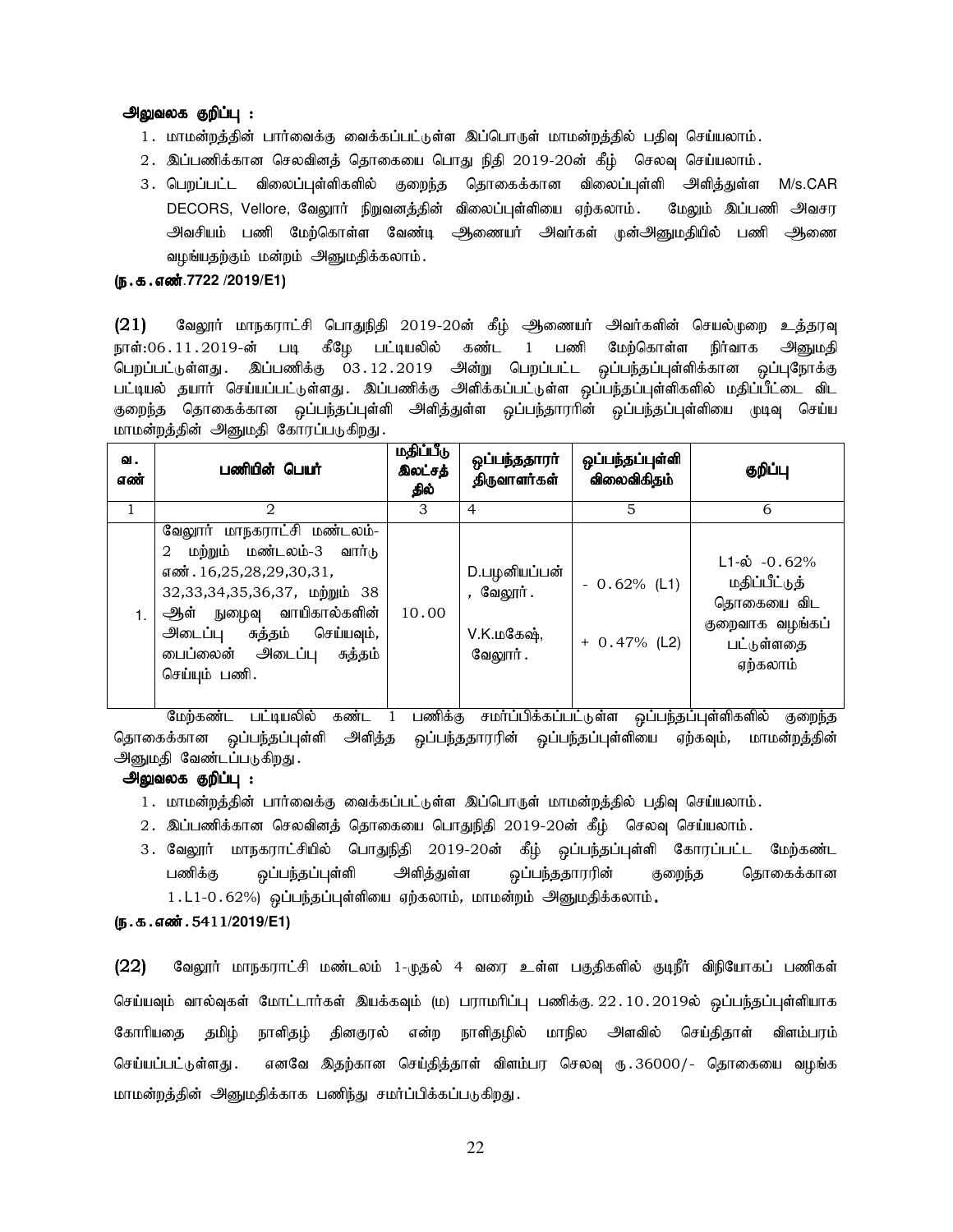**அலுவலக குறிப்பு :**

1. மாமன்றத்தின் பார்வைக்கு வைக்கப்பட்டுள்ள இப்பொருள் மாமன்றத்தில் பதிவு செய்யலாம்.
2. இப்பணிக்கான செலவினத் தொகையை பொது நிதி 2019-20ன் கீழ் செலவு செய்யலாம்.
3. பெறப்பட்ட விலைப்புள்ளிகளில் குறைந்த தொகைக்கான விலைப்புள்ளி அளித்துள்ள M/s.CAR DECORS, Vellore, வேலூர் நிறுவனத்தின் விலைப்புள்ளியை ஏற்கலாம். மேலும் இப்பணி அவசர அவசியம் பணி மேற்கொள்ள வேண்டி ஆணையர் அவர்கள் முன்அனுமதியில் பணி ஆணை வழங்யதற்கும் மன்றம் அனுமதிக்கலாம்.

**(ந.க.எண்.7722 /2019/E1)**

**(21)** வேலூர் மாநகராட்சி பொதுநிதி 2019-20ன் கீழ் ஆணையர் அவர்களின் செயல்முறை உத்தரவு நாள்:06.11.2019-ன் படி கீழே பட்டியலில் கண்ட 1 பணி மேற்கொள்ள நிர்வாக அனுமதி பெறப்பட்டுள்ளது. இப்பணிக்கு 03.12.2019 அன்று பெறப்பட்ட ஒப்பந்தப்புள்ளிக்கான ஒப்புநோக்கு பட்டியல் தயார் செய்யப்பட்டுள்ளது. இப்பணிக்கு அளிக்கப்பட்டுள்ள ஒப்பந்தப்புள்ளிகளில் மதிப்பீட்டை விட குறைந்த தொகைக்கான ஒப்பந்தப்புள்ளி அளித்துள்ள ஒப்பந்தாரரின் ஒப்பந்தப்புள்ளியை முடிவு செய்ய மாமன்றத்தின் அனுமதி கோரப்படுகிறது.

| வ. எண் | பணியின் பெயர் | மதிப்பீடு இலட்சத்தில் | ஒப்பந்ததாரர் திருவாளர்கள் | ஒப்பந்தப்புள்ளி விலைவிகிதம் | குறிப்பு |
|---|---|---|---|---|---|
| 1 | 2 | 3 | 4 | 5 | 6 |
| 1. | வேலூர் மாநகராட்சி மண்டலம்-2 மற்றும் மண்டலம்-3 வார்டு எண்.16,25,28,29,30,31, 32,33,34,35,36,37, மற்றும் 38 ஆள் நுழைவு வாயிகால்களின் அடைப்பு சுத்தம் செய்யவும், பைப்லைன் அடைப்பு சுத்தம் செய்யும் பணி. | 10.00 | D.பழனியப்பன், வேலூர். V.K.மகேஷ், வேலூர். | - 0.62% (L1) + 0.47% (L2) | L1-ல் -0.62% மதிப்பீட்டுத் தொகையை விட குறைவாக வழங்கப் பட்டுள்ளதை ஏற்கலாம் |

மேற்கண்ட பட்டியலில் கண்ட 1 பணிக்கு சமர்ப்பிக்கப்பட்டுள்ள ஒப்பந்தப்புள்ளிகளில் குறைந்த தொகைக்கான ஒப்பந்தப்புள்ளி அளித்த ஒப்பந்ததாரரின் ஒப்பந்தப்புள்ளியை ஏற்கவும், மாமன்றத்தின் அனுமதி வேண்டப்படுகிறது.

**அலுவலக குறிப்பு :**

1. மாமன்றத்தின் பார்வைக்கு வைக்கப்பட்டுள்ள இப்பொருள் மாமன்றத்தில் பதிவு செய்யலாம்.
2. இப்பணிக்கான செலவினத் தொகையை பொதுநிதி 2019-20ன் கீழ் செலவு செய்யலாம்.
3. வேலூர் மாநகராட்சியில் பொதுநிதி 2019-20ன் கீழ் ஒப்பந்தப்புள்ளி கோரப்பட்ட மேற்கண்ட பணிக்கு ஒப்பந்தப்புள்ளி அளித்துள்ள ஒப்பந்ததாரரின் குறைந்த தொகைக்கான 1.L1-0.62%) ஒப்பந்தப்புள்ளியை ஏற்கலாம், மாமன்றம் அனுமதிக்கலாம்.

**(ந.க.எண்.5411/2019/E1)**

**(22)** வேலூர் மாநகராட்சி மண்டலம் 1-முதல் 4 வரை உள்ள பகுதிகளில் குடிநீர் விநியோகப் பணிகள் செய்யவும் வால்வுகள் மோட்டார்கள் இயக்கவும் (ம) பராமரிப்பு பணிக்கு. 22.10.2019ல் ஒப்பந்தப்புள்ளியாக கோரியதை தமிழ் நாளிதழ் தினகுரல் என்ற நாளிதழில் மாநில அளவில் செய்திதாள் விளம்பரம் செய்யப்பட்டுள்ளது. எனவே இதற்கான செய்தித்தாள் விளம்பர செலவு ரூ.36000/- தொகையை வழங்க மாமன்றத்தின் அனுமதிக்காக பணிந்து சமர்ப்பிக்கப்படுகிறது.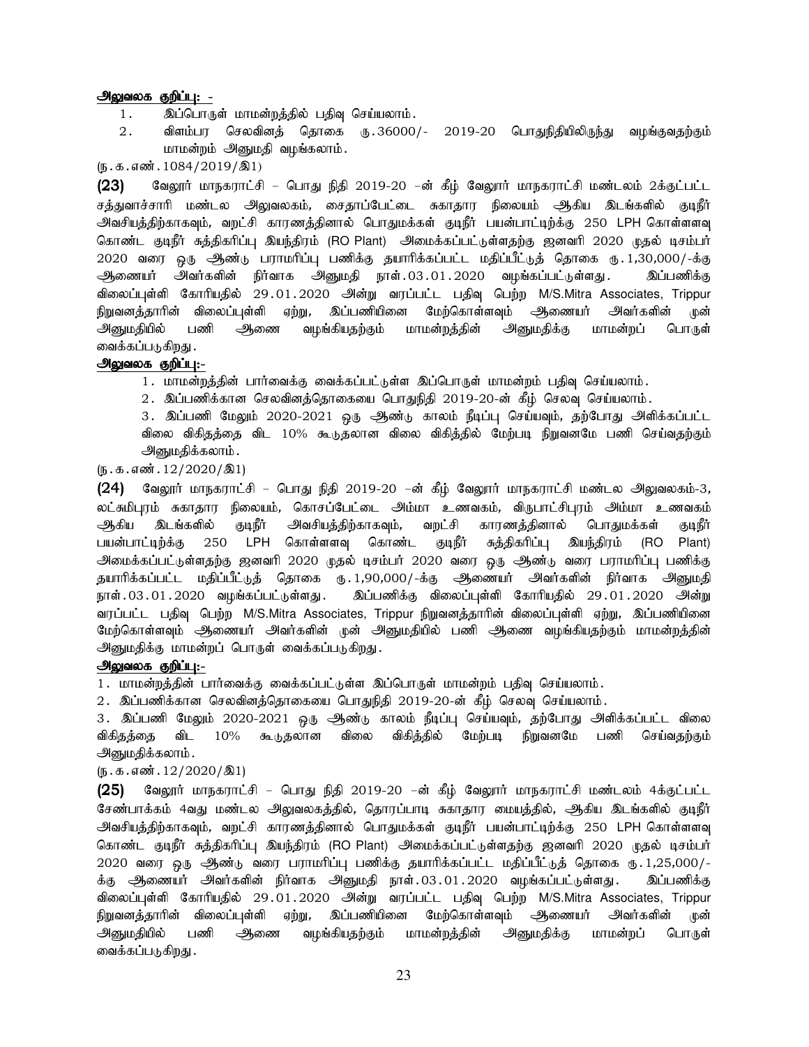**அலுவலக குறிப்பு: -**

1. இப்பொருள் மாமன்றத்தில் பதிவு செய்யலாம்.
2. விளம்பர செலவினத் தொகை ரூ.36000/- 2019-20 பொதுநிதியிலிருந்து வழங்குவதற்கும் மாமன்றம் அனுமதி வழங்கலாம்.

(ந.க.எண்.1084/2019/இ1)

**(23)** வேலூர் மாநகராட்சி – பொது நிதி 2019-20 –ன் கீழ் வேலூர் மாநகராட்சி மண்டலம் 2க்குட்பட்ட சத்துவாச்சாரி மண்டல அலுவலகம், சைதாப்பேட்டை சுகாதார நிலையம் ஆகிய இடங்களில் குடிநீர் அவசியத்திற்காகவும், வறட்சி காரணத்தினால் பொதுமக்கள் குடிநீர் பயன்பாட்டிற்கு 250 LPH கொள்ளளவு கொண்ட குடிநீர் சுத்திகரிப்பு இயந்திரம் (RO Plant) அமைக்கப்பட்டுள்ளதற்கு ஜனவரி 2020 முதல் டிசம்பர் 2020 வரை ஒரு ஆண்டு பராமரிப்பு பணிக்கு தயாரிக்கப்பட்ட மதிப்பீட்டுத் தொகை ரூ.1,30,000/-க்கு ஆணையர் அவர்களின் நிர்வாக அனுமதி நாள்.03.01.2020 வழங்கப்பட்டுள்ளது. இப்பணிக்கு விலைப்புள்ளி கோரியதில் 29.01.2020 அன்று வரப்பட்ட பதிவு பெற்ற M/S.Mitra Associates, Trippur நிறுவனத்தாரின் விலைப்புள்ளி ஏற்று, இப்பணியினை மேற்கொள்ளவும் ஆணையர் அவர்களின் முன் அனுமதியில் பணி ஆணை வழங்கியதற்கும் மாமன்றத்தின் அனுமதிக்கு மாமன்றப் பொருள் வைக்கப்படுகிறது.

**அலுவலக குறிப்பு:-**

1. மாமன்றத்தின் பார்வைக்கு வைக்கப்பட்டுள்ள இப்பொருள் மாமன்றம் பதிவு செய்யலாம்.
2. இப்பணிக்கான செலவினத்தொகையை பொதுநிதி 2019-20-ன் கீழ் செலவு செய்யலாம்.
3. இப்பணி மேலும் 2020-2021 ஒரு ஆண்டு காலம் நீடிப்பு செய்யவும், தற்போது அளிக்கப்பட்ட விலை விகிதத்தை விட 10% கூடுதலான விலை விகித்தில் மேற்படி நிறுவனமே பணி செய்வதற்கும் அனுமதிக்கலாம்.

(ந.க.எண்.12/2020/இ1)

**(24)** வேலூர் மாநகராட்சி – பொது நிதி 2019-20 –ன் கீழ் வேலூர் மாநகராட்சி மண்டல அலுவலகம்-3, லட்சுமிபுரம் சுகாதார நிலையம், கொசப்பேட்டை அம்மா உணவகம், விருபாட்சிபுரம் அம்மா உணவகம் ஆகிய இடங்களில் குடிநீர் அவசியத்திற்காகவும், வறட்சி காரணத்தினால் பொதுமக்கள் குடிநீர் பயன்பாட்டிற்கு 250 LPH கொள்ளளவு கொண்ட குடிநீர் சுத்திகரிப்பு இயந்திரம் (RO Plant) அமைக்கப்பட்டுள்ளதற்கு ஜனவரி 2020 முதல் டிசம்பர் 2020 வரை ஒரு ஆண்டு வரை பராமரிப்பு பணிக்கு தயாரிக்கப்பட்ட மதிப்பீட்டுத் தொகை ரூ.1,90,000/-க்கு ஆணையர் அவர்களின் நிர்வாக அனுமதி நாள்.03.01.2020 வழங்கப்பட்டுள்ளது. இப்பணிக்கு விலைப்புள்ளி கோரியதில் 29.01.2020 அன்று வரப்பட்ட பதிவு பெற்ற M/S.Mitra Associates, Trippur நிறுவனத்தாரின் விலைப்புள்ளி ஏற்று, இப்பணியினை மேற்கொள்ளவும் ஆணையர் அவர்களின் முன் அனுமதியில் பணி ஆணை வழங்கியதற்கும் மாமன்றத்தின் அனுமதிக்கு மாமன்றப் பொருள் வைக்கப்படுகிறது.

**அலுவலக குறிப்பு:-**

1. மாமன்றத்தின் பார்வைக்கு வைக்கப்பட்டுள்ள இப்பொருள் மாமன்றம் பதிவு செய்யலாம்.
2. இப்பணிக்கான செலவினத்தொகையை பொதுநிதி 2019-20-ன் கீழ் செலவு செய்யலாம்.
3. இப்பணி மேலும் 2020-2021 ஒரு ஆண்டு காலம் நீடிப்பு செய்யவும், தற்போது அளிக்கப்பட்ட விலை விகிதத்தை விட 10% கூடுதலான விலை விகித்தில் மேற்படி நிறுவனமே பணி செய்வதற்கும் அனுமதிக்கலாம்.

(ந.க.எண்.12/2020/இ1)

**(25)** வேலூர் மாநகராட்சி – பொது நிதி 2019-20 –ன் கீழ் வேலூர் மாநகராட்சி மண்டலம் 4க்குட்பட்ட சேண்பாக்கம் 4வது மண்டல அலுவலகத்தில், தொரப்பாடி சுகாதார மையத்தில், ஆகிய இடங்களில் குடிநீர் அவசியத்திற்காகவும், வறட்சி காரணத்தினால் பொதுமக்கள் குடிநீர் பயன்பாட்டிற்கு 250 LPH கொள்ளளவு கொண்ட குடிநீர் சுத்திகரிப்பு இயந்திரம் (RO Plant) அமைக்கப்பட்டுள்ளதற்கு ஜனவரி 2020 முதல் டிசம்பர் 2020 வரை ஒரு ஆண்டு வரை பராமரிப்பு பணிக்கு தயாரிக்கப்பட்ட மதிப்பீட்டுத் தொகை ரூ.1,25,000/-க்கு ஆணையர் அவர்களின் நிர்வாக அனுமதி நாள்.03.01.2020 வழங்கப்பட்டுள்ளது. இப்பணிக்கு விலைப்புள்ளி கோரியதில் 29.01.2020 அன்று வரப்பட்ட பதிவு பெற்ற M/S.Mitra Associates, Trippur நிறுவனத்தாரின் விலைப்புள்ளி ஏற்று, இப்பணியினை மேற்கொள்ளவும் ஆணையர் அவர்களின் முன் அனுமதியில் பணி ஆணை வழங்கியதற்கும் மாமன்றத்தின் அனுமதிக்கு மாமன்றப் பொருள் வைக்கப்படுகிறது.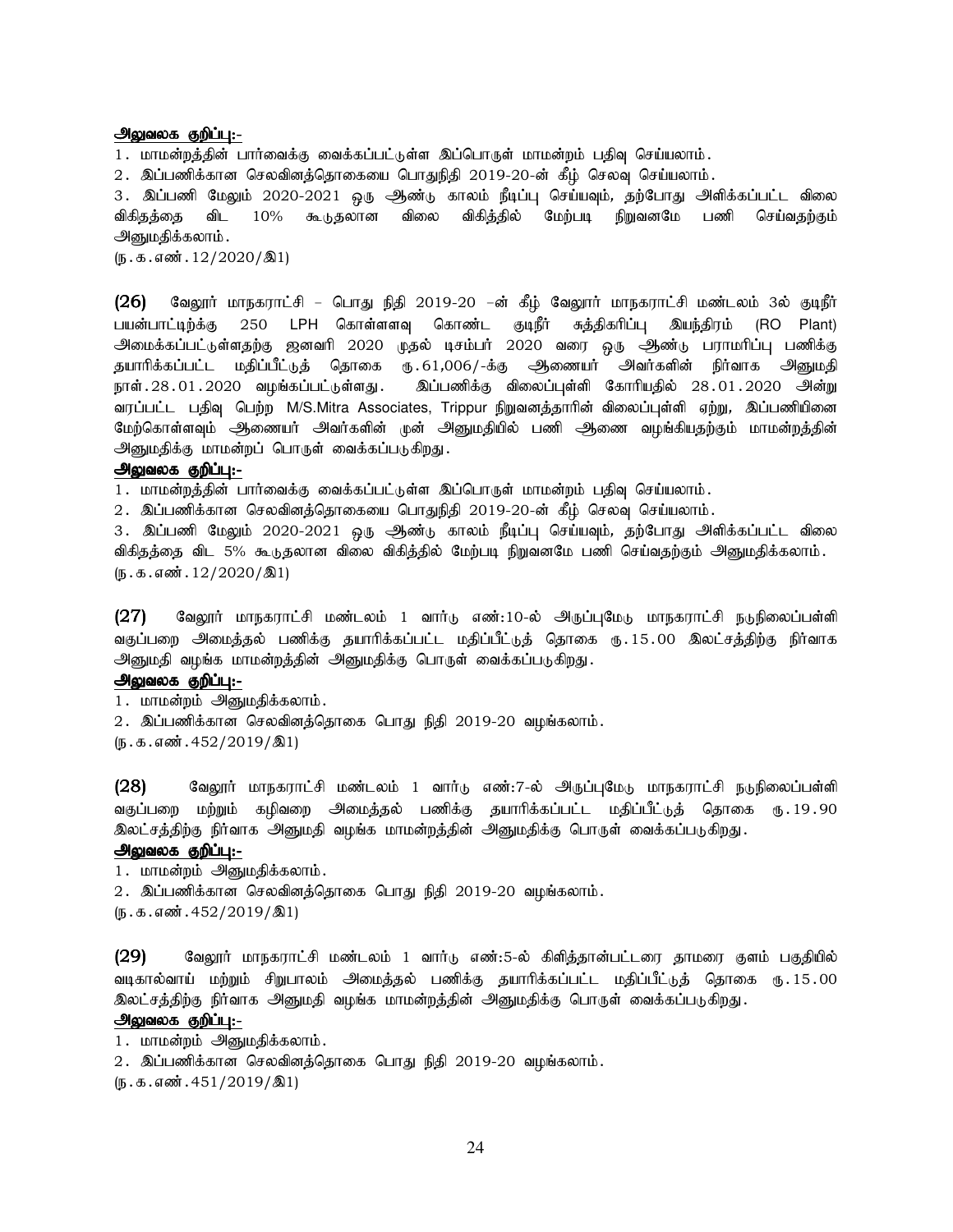**அலுவலக குறிப்பு:-**

1. மாமன்றத்தின் பார்வைக்கு வைக்கப்பட்டுள்ள இப்பொருள் மாமன்றம் பதிவு செய்யலாம்.
2. இப்பணிக்கான செலவினத்தொகையை பொதுநிதி 2019-20-ன் கீழ் செலவு செய்யலாம்.
3. இப்பணி மேலும் 2020-2021 ஒரு ஆண்டு காலம் நீடிப்பு செய்யவும், தற்போது அளிக்கப்பட்ட விலை விகிதத்தை விட 10% கூடுதலான விலை விகிதத்தில் மேற்படி நிறுவனமே பணி செய்வதற்கும் அனுமதிக்கலாம்.

(ந.க.எண்.12/2020/இ1)

**(26)** வேலூர் மாநகராட்சி – பொது நிதி 2019-20 –ன் கீழ் வேலூர் மாநகராட்சி மண்டலம் 3ல் குடிநீர் பயன்பாட்டிற்க்கு 250 LPH கொள்ளளவு கொண்ட குடிநீர் சுத்திகரிப்பு இயந்திரம் (RO Plant) அமைக்கப்பட்டுள்ளதற்கு ஜனவரி 2020 முதல் டிசம்பர் 2020 வரை ஒரு ஆண்டு பராமரிப்பு பணிக்கு தயாரிக்கப்பட்ட மதிப்பீட்டுத் தொகை ரூ.61,006/-க்கு ஆணையர் அவர்களின் நிர்வாக அனுமதி நாள்.28.01.2020 வழங்கப்பட்டுள்ளது. இப்பணிக்கு விலைப்புள்ளி கோரியதில் 28.01.2020 அன்று வரப்பட்ட பதிவு பெற்ற M/S.Mitra Associates, Trippur நிறுவனத்தாரின் விலைப்புள்ளி ஏற்று, இப்பணியினை மேற்கொள்ளவும் ஆணையர் அவர்களின் முன் அனுமதியில் பணி ஆணை வழங்கியதற்கும் மாமன்றத்தின் அனுமதிக்கு மாமன்றப் பொருள் வைக்கப்படுகிறது.

**அலுவலக குறிப்பு:-**

1. மாமன்றத்தின் பார்வைக்கு வைக்கப்பட்டுள்ள இப்பொருள் மாமன்றம் பதிவு செய்யலாம்.
2. இப்பணிக்கான செலவினத்தொகையை பொதுநிதி 2019-20-ன் கீழ் செலவு செய்யலாம்.
3. இப்பணி மேலும் 2020-2021 ஒரு ஆண்டு காலம் நீடிப்பு செய்யவும், தற்போது அளிக்கப்பட்ட விலை விகிதத்தை விட 5% கூடுதலான விலை விகிதத்தில் மேற்படி நிறுவனமே பணி செய்வதற்கும் அனுமதிக்கலாம்.

(ந.க.எண்.12/2020/இ1)

**(27)** வேலூர் மாநகராட்சி மண்டலம் 1 வார்டு எண்:10-ல் அருப்புமேடு மாநகராட்சி நடுநிலைப்பள்ளி வகுப்பறை அமைத்தல் பணிக்கு தயாரிக்கப்பட்ட மதிப்பீட்டுத் தொகை ரூ.15.00 இலட்சத்திற்கு நிர்வாக அனுமதி வழங்க மாமன்றத்தின் அனுமதிக்கு பொருள் வைக்கப்படுகிறது.

**அலுவலக குறிப்பு:-**

1. மாமன்றம் அனுமதிக்கலாம்.
2. இப்பணிக்கான செலவினத்தொகை பொது நிதி 2019-20 வழங்கலாம்.

(ந.க.எண்.452/2019/இ1)

**(28)** வேலூர் மாநகராட்சி மண்டலம் 1 வார்டு எண்:7-ல் அருப்புமேடு மாநகராட்சி நடுநிலைப்பள்ளி வகுப்பறை மற்றும் கழிவறை அமைத்தல் பணிக்கு தயாரிக்கப்பட்ட மதிப்பீட்டுத் தொகை ரூ.19.90 இலட்சத்திற்கு நிர்வாக அனுமதி வழங்க மாமன்றத்தின் அனுமதிக்கு பொருள் வைக்கப்படுகிறது.

**அலுவலக குறிப்பு:-**

1. மாமன்றம் அனுமதிக்கலாம்.
2. இப்பணிக்கான செலவினத்தொகை பொது நிதி 2019-20 வழங்கலாம்.

(ந.க.எண்.452/2019/இ1)

**(29)** வேலூர் மாநகராட்சி மண்டலம் 1 வார்டு எண்:5-ல் கிளித்தான்பட்டரை தாமரை குளம் பகுதியில் வடிகால்வாய் மற்றும் சிறுபாலம் அமைத்தல் பணிக்கு தயாரிக்கப்பட்ட மதிப்பீட்டுத் தொகை ரூ.15.00 இலட்சத்திற்கு நிர்வாக அனுமதி வழங்க மாமன்றத்தின் அனுமதிக்கு பொருள் வைக்கப்படுகிறது.

**அலுவலக குறிப்பு:-**

1. மாமன்றம் அனுமதிக்கலாம்.
2. இப்பணிக்கான செலவினத்தொகை பொது நிதி 2019-20 வழங்கலாம்.

(ந.க.எண்.451/2019/இ1)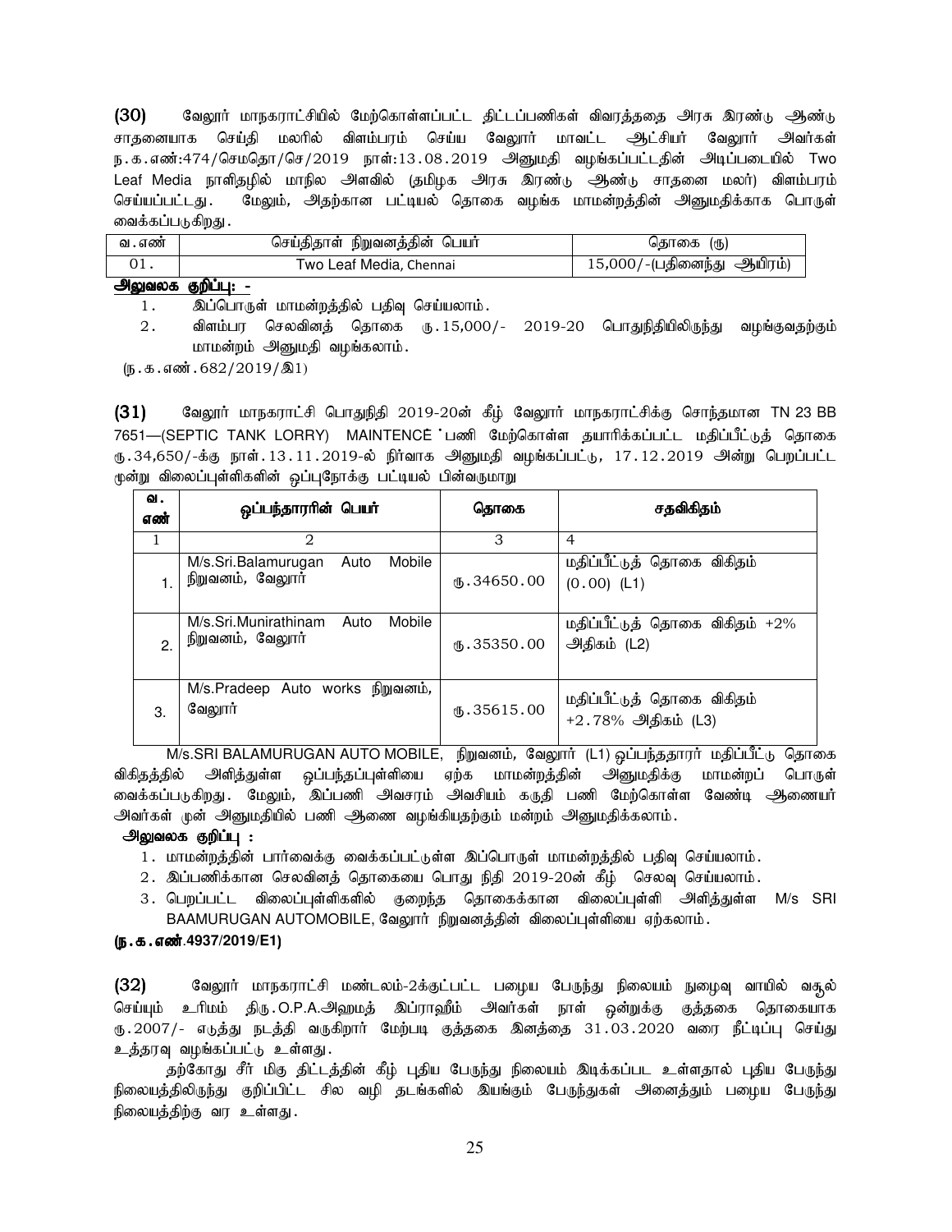**(30)** வேலூர் மாநகராட்சியில் மேற்கொள்ளப்பட்ட திட்டப்பணிகள் விவரத்ததை அரசு இரண்டு ஆண்டு சாதனையாக செய்தி மலரில் விளம்பரம் செய்ய வேலூர் மாவட்ட ஆட்சியர் வேலூர் அவர்கள் ந.க.எண்:474/செமதொ/செ/2019 நாள்:13.08.2019 அனுமதி வழங்கப்பட்டதின் அடிப்படையில் Two Leaf Media நாளிதழில் மாநில அளவில் (தமிழக அரசு இரண்டு ஆண்டு சாதனை மலர்) விளம்பரம் செய்யப்பட்டது. மேலும், அதற்கான பட்டியல் தொகை வழங்க மாமன்றத்தின் அனுமதிக்காக பொருள் வைக்கப்படுகிறது.

| வ.எண் | செய்திதாள் நிறுவனத்தின் பெயர் | தொகை (ரு) |
|---|---|---|
| 01. | Two Leaf Media, Chennai | 15,000/-(பதினைந்து ஆயிரம்) |

**அலுவலக குறிப்பு: -**

1. இப்பொருள் மாமன்றத்தில் பதிவு செய்யலாம்.
2. விளம்பர செலவினத் தொகை ரு.15,000/- 2019-20 பொதுநிதியிலிருந்து வழங்குவதற்கும் மாமன்றம் அனுமதி வழங்கலாம்.

(ந.க.எண்.682/2019/இ1)

**(31)** வேலூர் மாநகராட்சி பொதுநிதி 2019-20ன் கீழ் வேலூர் மாநகராட்சிக்கு சொந்தமான TN 23 BB 7651—(SEPTIC TANK LORRY) MAINTENCE பணி மேற்கொள்ள தயாரிக்கப்பட்ட மதிப்பீட்டுத் தொகை ரு.34,650/-க்கு நாள்.13.11.2019-ல் நிர்வாக அனுமதி வழங்கப்பட்டு, 17.12.2019 அன்று பெறப்பட்ட மூன்று விலைப்புள்ளிகளின் ஒப்புநோக்கு பட்டியல் பின்வருமாறு

| வ. எண் | ஒப்பந்தாரரின் பெயர் | தொகை | சதவிகிதம் |
|---|---|---|---|
| 1 | 2 | 3 | 4 |
| 1. | M/s.Sri.Balamurugan Auto Mobile நிறுவனம், வேலூர் | ரு.34650.00 | மதிப்பீட்டுத் தொகை விகிதம் (0.00) (L1) |
| 2. | M/s.Sri.Munirathinam Auto Mobile நிறுவனம், வேலூர் | ரு.35350.00 | மதிப்பீட்டுத் தொகை விகிதம் +2% அதிகம் (L2) |
| 3. | M/s.Pradeep Auto works நிறுவனம், வேலூர் | ரு.35615.00 | மதிப்பீட்டுத் தொகை விகிதம் +2.78% அதிகம் (L3) |

M/s.SRI BALAMURUGAN AUTO MOBILE, நிறுவனம், வேலூர் (L1) ஒப்பந்ததாரர் மதிப்பீட்டு தொகை விகிதத்தில் அளித்துள்ள ஒப்பந்தப்புள்ளியை ஏற்க மாமன்றத்தின் அனுமதிக்கு மாமன்றப் பொருள் வைக்கப்படுகிறது. மேலும், இப்பணி அவசரம் அவசியம் கருதி பணி மேற்கொள்ள வேண்டி ஆணையர் அவர்கள் முன் அனுமதியில் பணி ஆணை வழங்கியதற்கும் மன்றம் அனுமதிக்கலாம்.

**அலுவலக குறிப்பு :**

1. மாமன்றத்தின் பார்வைக்கு வைக்கப்பட்டுள்ள இப்பொருள் மாமன்றத்தில் பதிவு செய்யலாம்.
2. இப்பணிக்கான செலவினத் தொகையை பொது நிதி 2019-20ன் கீழ் செலவு செய்யலாம்.
3. பெறப்பட்ட விலைப்புள்ளிகளில் குறைந்த தொகைக்கான விலைப்புள்ளி அளித்துள்ள M/s SRI BAAMURUGAN AUTOMOBILE, வேலூர் நிறுவனத்தின் விலைப்புள்ளியை ஏற்கலாம்.

**(ந.க.எண்.4937/2019/E1)**

**(32)** வேலூர் மாநகராட்சி மண்டலம்-2க்குட்பட்ட பழைய பேருந்து நிலையம் நுழைவு வாயில் வசூல் செய்யும் உரிமம் திரு.O.P.A.அஹமத் இப்ராஹீம் அவர்கள் நாள் ஒன்றுக்கு குத்தகை தொகையாக ரு.2007/- எடுத்து நடத்தி வருகிறார் மேற்படி குத்தகை இனத்தை 31.03.2020 வரை நீட்டிப்பு செய்து உத்தரவு வழங்கப்பட்டு உள்ளது.

தற்கோது சீர் மிகு திட்டத்தின் கீழ் புதிய பேருந்து நிலையம் இடிக்கப்பட உள்ளதால் புதிய பேருந்து நிலையத்திலிருந்து குறிப்பிட்ட சில வழி தடங்களில் இயங்கும் பேருந்துகள் அனைத்தும் பழைய பேருந்து நிலையத்திற்கு வர உள்ளது.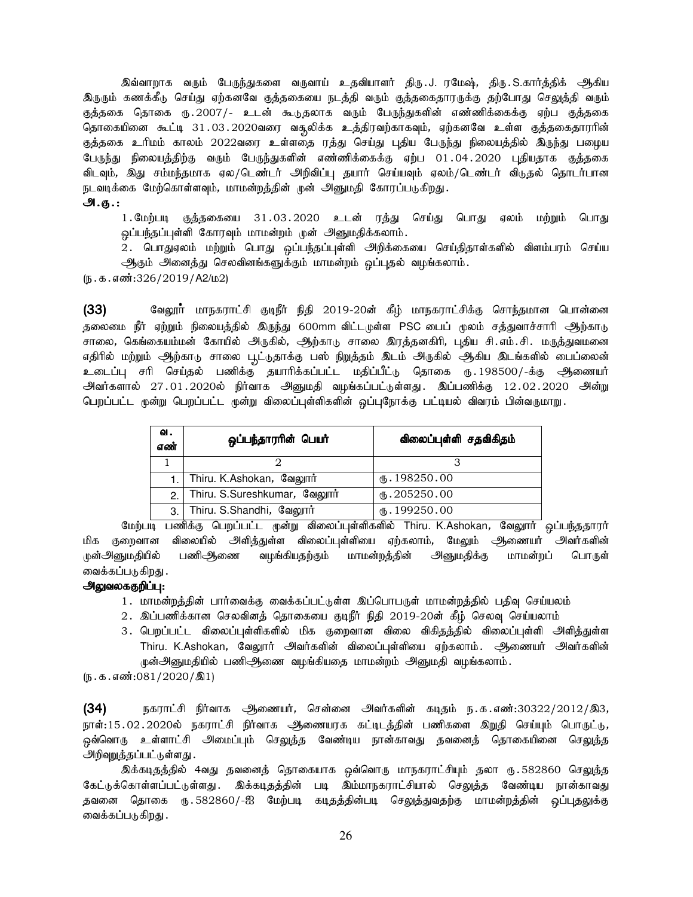இவ்வாறாக வரும் பேருந்துகளை வருவாய் உதவியாளர் திரு.J. ரமேஷ், திரு.S.கார்த்திக் ஆகிய இருடும் கணக்கீடு செய்து ஏற்கனவே குத்தகையை நடத்தி வரும் குத்தகைதாரருக்கு தற்போது செலுத்தி வரும் குத்தகை தொகை ரூ.2007/- உடன் கூடுதலாக வரும் பேருந்துகளின் எண்ணிக்கைக்கு ஏற்ப குத்தகை தொகையினை கூட்டி 31.03.2020வரை வசூலிக்க உத்திரவற்காகவும், ஏற்கனவே உள்ள குத்தகைதாரரின் குத்தகை உரிமம் காலம் 2022வரை உள்ளதை ரத்து செய்து புதிய பேருந்து நிலையத்தில் இருந்து பழைய பேருந்து நிலையத்திற்கு வரும் பேருந்துகளின் எண்ணிக்கைக்கு ஏற்ப 01.04.2020 புதியதாக குத்தகை விடவும், இது சம்மந்தமாக ஏல/டெண்டர் அறிவிப்பு தயார் செய்யவும் ஏலம்/டெண்டர் விடுதல் தொடர்பான நடவடிக்கை மேற்கொள்ளவும், மாமன்றத்தின் முன் அனுமதி கோரப்படுகிறது.

**அ.கு.:**

1.மேற்படி குத்தகையை 31.03.2020 உடன் ரத்து செய்து பொது ஏலம் மற்றும் பொது ஒப்பந்தப்புள்ளி கோரவும் மாமன்றம் முன் அனுமதிக்கலாம்.

2. பொதுஏலம் மற்றும் பொது ஒப்பந்தப்புள்ளி அறிக்கையை செய்திதாள்களில் விளம்பரம் செய்ய ஆகும் அனைத்து செலவினங்களுக்கும் மாமன்றம் ஒப்புதல் வழங்கலாம்.

(ந.க.எண்:326/2019/A2/ம2)

**(33)** வேலூர் மாநகராட்சி குடிநீர் நிதி 2019-20ன் கீழ் மாநகராட்சிக்கு சொந்தமான பொன்னை தலைமை நீர் ஏற்றும் நிலையத்தில் இருந்து 600mm விட்டமுள்ள PSC பைப் மூலம் சத்துவாச்சாரி ஆற்காடு சாலை, கெங்கையம்மன் கோயில் அருகில், ஆற்காடு சாலை இரத்தனகிரி, புதிய சி.எம்.சி. மருத்துவமனை எதிரில் மற்றும் ஆற்காடு சாலை பூட்டுதாக்கு பஸ் நிறுத்தம் இடம் அருகில் ஆகிய இடங்களில் பைப்லைன் உடைப்பு சரி செய்தல் பணிக்கு தயாரிக்கப்பட்ட மதிப்பீட்டு தொகை ரூ.198500/-க்கு ஆணையர் அவர்களால் 27.01.2020ல் நிர்வாக அனுமதி வழங்கப்பட்டுள்ளது. இப்பணிக்கு 12.02.2020 அன்று பெறப்பட்ட மூன்று பெறப்பட்ட மூன்று விலைப்புள்ளிகளின் ஒப்புநோக்கு பட்டியல் விவரம் பின்வருமாறு.

| வ. எண் | ஒப்பந்தாரின் பெயர் | விலைப்புள்ளி சதவிகிதம் |
|---|---|---|
| 1 | 2 | 3 |
| 1. | Thiru. K.Ashokan, வேலூர் | ரூ.198250.00 |
| 2. | Thiru. S.Sureshkumar, வேலூர் | ரூ.205250.00 |
| 3. | Thiru. S.Shandhi, வேலூர் | ரூ.199250.00 |

மேற்படி பணிக்கு பெறப்பட்ட மூன்று விலைப்புள்ளிகளில் Thiru. K.Ashokan, வேலூர் ஒப்பந்ததாரர் மிக குறைவான விலையில் அளித்துள்ள விலைப்புள்ளியை ஏற்கலாம், மேலும் ஆணையர் அவர்களின் முன்அனுமதியில் பணிஆணை வழங்கியதற்கும் மாமன்றத்தின் அனுமதிக்கு மாமன்றப் பொருள் வைக்கப்படுகிறது.

**அலுவலககுறிப்பு:**

1. மாமன்றத்தின் பார்வைக்கு வைக்கப்பட்டுள்ள இப்பொபருள் மாமன்றத்தில் பதிவு செய்யலம்
2. இப்பணிக்கான செலவினத் தொகையை குடிநீர் நிதி 2019-20ன் கீழ் செலவு செய்யலாம்
3. பெறப்பட்ட விலைப்புள்ளிகளில் மிக குறைவான விலை விகிதத்தில் விலைப்புள்ளி அளித்துள்ள Thiru. K.Ashokan, வேலூர் அவர்களின் விலைப்புள்ளியை ஏற்கலாம். ஆணையர் அவர்களின் முன்அனுமதியில் பணிஆணை வழங்கியதை மாமன்றம் அனுமதி வழங்கலாம்.

(ந.க.எண்:081/2020/இ1)

**(34)** நகராட்சி நிர்வாக ஆணையர், சென்னை அவர்களின் கடிதம் ந.க.எண்:30322/2012/இ3, நாள்:15.02.2020ல் நகராட்சி நிர்வாக ஆணையரக கட்டிடத்தின் பணிகளை இறுதி செய்யும் பொருட்டு, ஒவ்வொரு உள்ளாட்சி அமைப்பும் செலுத்த வேண்டிய நான்காவது தவனைத் தொகையினை செலுத்த அறிவுறுத்தப்பட்டுள்ளது.

இக்கடிதத்தில் 4வது தவனைத் தொகையாக ஒவ்வொரு மாநகராட்சியும் தலா ரூ.582860 செலுத்த கேட்டுக்கொள்ளப்பட்டுள்ளது. இக்கடிதத்தின் படி இம்மாநகராட்சியால் செலுத்த வேண்டிய நான்காவது தவனை தொகை ரூ.582860/-ஐ மேற்படி கடிதத்தின்படி செலுத்துவதற்கு மாமன்றத்தின் ஒப்புதலுக்கு வைக்கப்படுகிறது.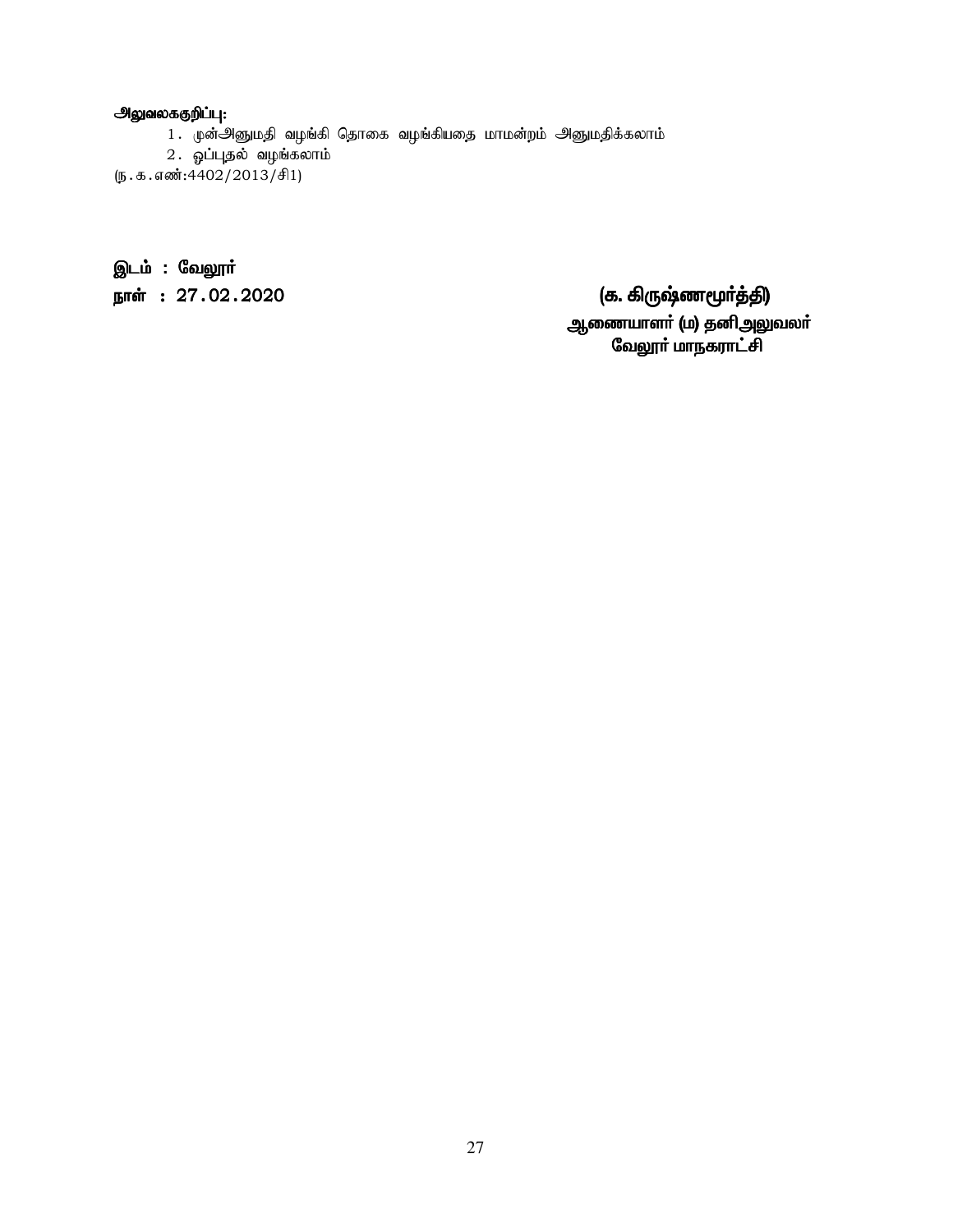**அலுவலககுறிப்பு:**

1. முன்அனுமதி வழங்கி தொகை வழங்கியதை மாமன்றம் அனுமதிக்கலாம்
2. ஒப்புதல் வழங்கலாம்

(ந.க.எண்:4402/2013/சி1)

**இடம் : வேலூர்**

**நாள் : 27.02.2020**

**(க. கிருஷ்ணமூர்த்தி)**
**ஆணையாளர் (ம) தனிஅலுவலர்**
**வேலூர் மாநகராட்சி**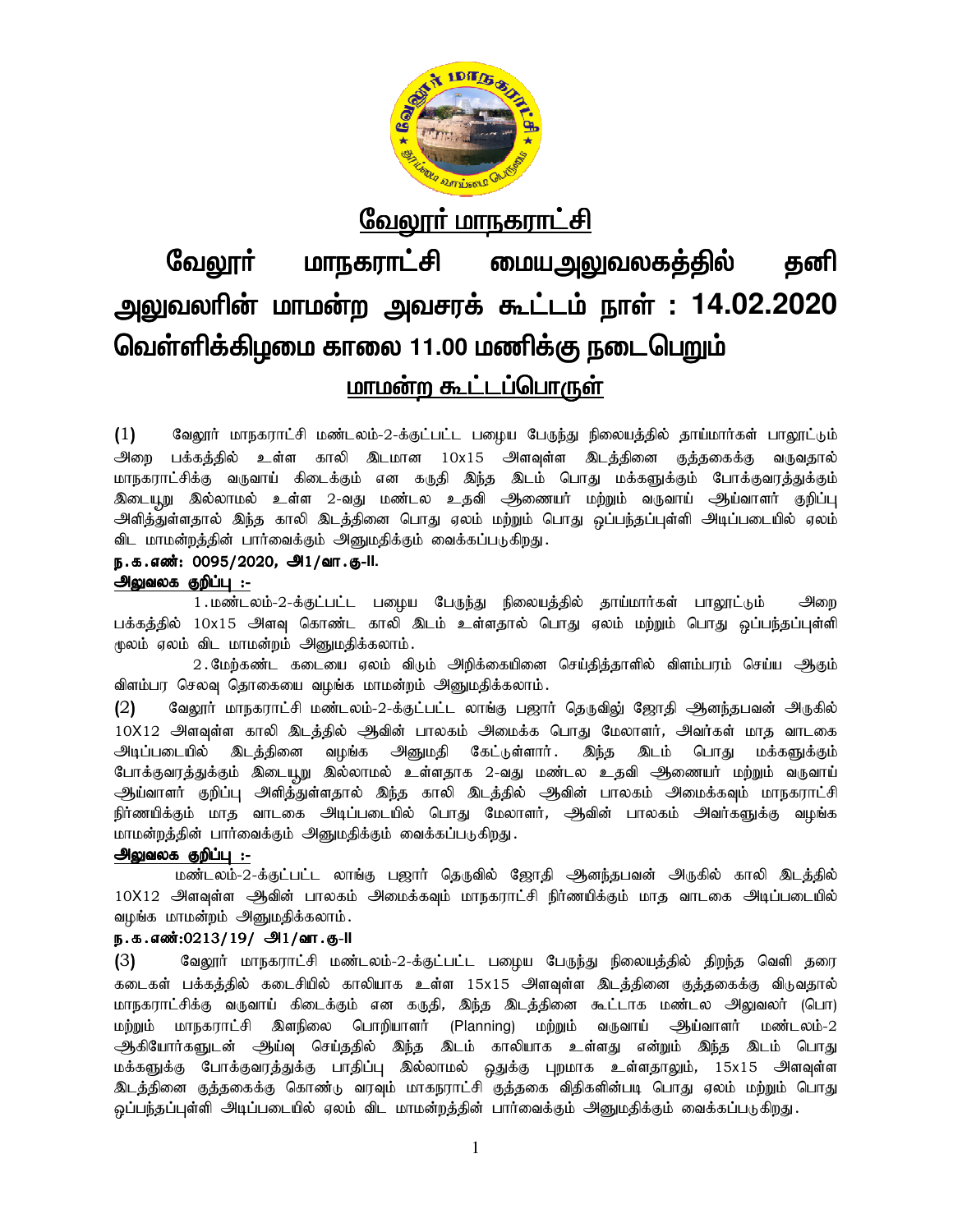## வேலூர் மாநகராட்சி

# வேலூர் மாநகராட்சி மையஅலுவலகத்தில் தனி அலுவலரின் மாமன்ற அவசரக் கூட்டம் நாள் : 14.02.2020 வெள்ளிக்கிழமை காலை 11.00 மணிக்கு நடைபெறும்

## மாமன்ற கூட்டப்பொருள்

(1) வேலூர் மாநகராட்சி மண்டலம்-2-க்குட்பட்ட பழைய பேருந்து நிலையத்தில் தாய்மார்கள் பாலூட்டும் அறை பக்கத்தில் உள்ள காலி இடமான 10x15 அளவுள்ள இடத்தினை குத்தகைக்கு வருவதால் மாநகராட்சிக்கு வருவாய் கிடைக்கும் என கருதி இந்த இடம் பொது மக்களுக்கும் போக்குவரத்துக்கும் இடையூறு இல்லாமல் உள்ள 2-வது மண்டல உதவி ஆணையர் மற்றும் வருவாய் ஆய்வாளர் குறிப்பு அளித்துள்ளதால் இந்த காலி இடத்தினை பொது ஏலம் மற்றும் பொது ஒப்பந்தப்புள்ளி அடிப்படையில் ஏலம் விட மாமன்றத்தின் பார்வைக்கும் அனுமதிக்கும் வைக்கப்படுகிறது.

**ந.க.எண்: 0095/2020, அ1/வா.கு-II.**

**அலுவலக குறிப்பு :-**

1.மண்டலம்-2-க்குட்பட்ட பழைய பேருந்து நிலையத்தில் தாய்மார்கள் பாலூட்டும் அறை பக்கத்தில் 10x15 அளவு கொண்ட காலி இடம் உள்ளதால் பொது ஏலம் மற்றும் பொது ஒப்பந்தப்புள்ளி மூலம் ஏலம் விட மாமன்றம் அனுமதிக்கலாம்.

2.மேற்கண்ட கடையை ஏலம் விடும் அறிக்கையினை செய்தித்தாளில் விளம்பரம் செய்ய ஆகும் விளம்பர செலவு தொகையை வழங்க மாமன்றம் அனுமதிக்கலாம்.

(2) வேலூர் மாநகராட்சி மண்டலம்-2-க்குட்பட்ட லாங்கு பஜார் தெருவில் ஜோதி ஆனந்தபவன் அருகில் 10X12 அளவுள்ள காலி இடத்தில் ஆவின் பாலகம் அமைக்க பொது மேலாளர், அவர்கள் மாத வாடகை அடிப்படையில் இடத்தினை வழங்க அனுமதி கேட்டுள்ளார். இந்த இடம் பொது மக்களுக்கும் போக்குவரத்துக்கும் இடையூறு இல்லாமல் உள்ளதாக 2-வது மண்டல உதவி ஆணையர் மற்றும் வருவாய் ஆய்வாளர் குறிப்பு அளித்துள்ளதால் இந்த காலி இடத்தில் ஆவின் பாலகம் அமைக்கவும் மாநகராட்சி நிர்ணயிக்கும் மாத வாடகை அடிப்படையில் பொது மேலாளர், ஆவின் பாலகம் அவர்களுக்கு வழங்க மாமன்றத்தின் பார்வைக்கும் அனுமதிக்கும் வைக்கப்படுகிறது.

**அலுவலக குறிப்பு :-**

மண்டலம்-2-க்குட்பட்ட லாங்கு பஜார் தெருவில் ஜோதி ஆனந்தபவன் அருகில் காலி இடத்தில் 10X12 அளவுள்ள ஆவின் பாலகம் அமைக்கவும் மாநகராட்சி நிர்ணயிக்கும் மாத வாடகை அடிப்படையில் வழங்க மாமன்றம் அனுமதிக்கலாம்.

**ந.க.எண்:0213/19/ அ1/வா.கு-II**

(3) வேலூர் மாநகராட்சி மண்டலம்-2-க்குட்பட்ட பழைய பேருந்து நிலையத்தில் திறந்த வெளி தரை கடைகள் பக்கத்தில் கடைசியில் காலியாக உள்ள 15x15 அளவுள்ள இடத்தினை குத்தகைக்கு விடுவதால் மாநகராட்சிக்கு வருவாய் கிடைக்கும் என கருதி, இந்த இடத்தினை கூட்டாக மண்டல அலுவலர் (பொ) மற்றும் மாநகராட்சி இளநிலை பொறியாளர் (Planning) மற்றும் வருவாய் ஆய்வாளர் மண்டலம்-2 ஆகியோர்களுடன் ஆய்வு செய்ததில் இந்த இடம் காலியாக உள்ளது என்றும் இந்த இடம் பொது மக்களுக்கு போக்குவரத்துக்கு பாதிப்பு இல்லாமல் ஒதுக்கு புறமாக உள்ளதாலும், 15x15 அளவுள்ள இடத்தினை குத்தகைக்கு கொண்டு வரவும் மாகநராட்சி குத்தகை விதிகளின்படி பொது ஏலம் மற்றும் பொது ஒப்பந்தப்புள்ளி அடிப்படையில் ஏலம் விட மாமன்றத்தின் பார்வைக்கும் அனுமதிக்கும் வைக்கப்படுகிறது.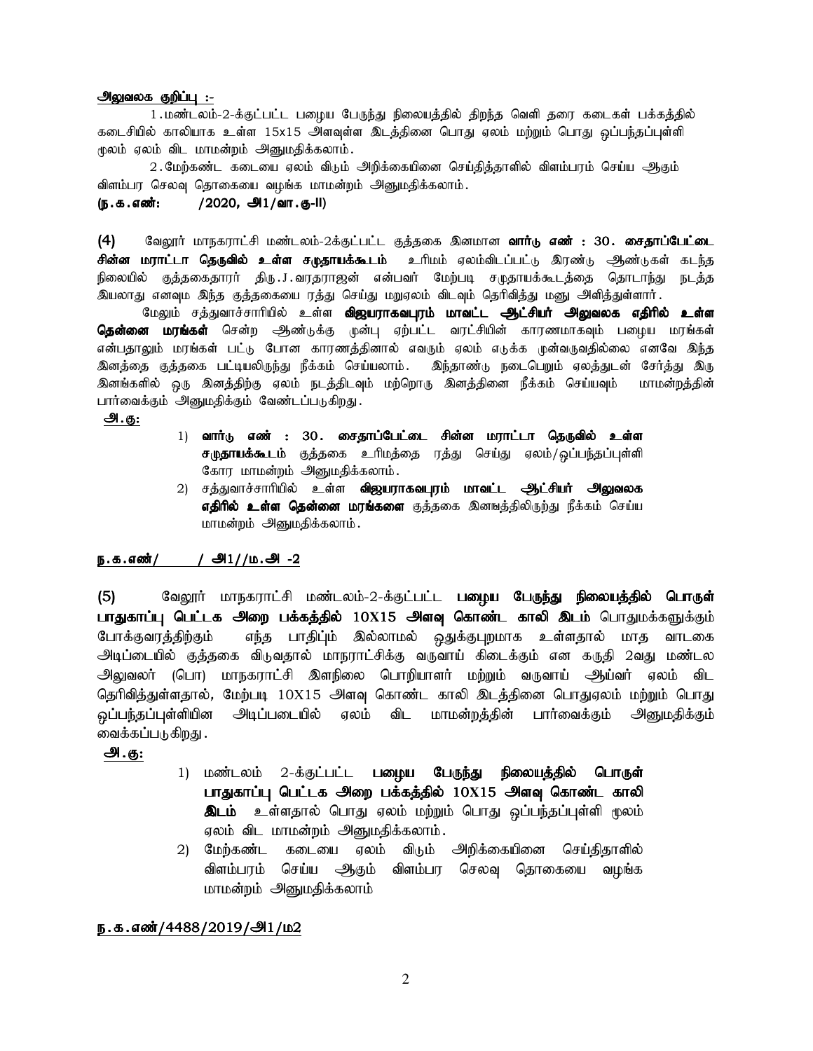<u>அலுவலக குறிப்பு :-</u>

1.மண்டலம்-2-க்குட்பட்ட பழைய பேருந்து நிலையத்தில் திறந்த வெளி தரை கடைகள் பக்கத்தில் கடைசியில் காலியாக உள்ள 15x15 அளவுள்ள இடத்தினை பொது ஏலம் மற்றும் பொது ஒப்பந்தப்புள்ளி மூலம் ஏலம் விட மாமன்றம் அனுமதிக்கலாம்.

2.மேற்கண்ட கடையை ஏலம் விடும் அறிக்கையினை செய்தித்தாளில் விளம்பரம் செய்ய ஆகும் விளம்பர செலவு தொகையை வழங்க மாமன்றம் அனுமதிக்கலாம்.

**(ந.க.எண்: /2020, அ1/வா.கு-II)**

**(4)** வேலூர் மாநகராட்சி மண்டலம்-2க்குட்பட்ட குத்தகை இனமான **வார்டு எண் : 30. சைதாப்பேட்டை சின்ன மராட்டா தெருவில் உள்ள சமுதாயக்கூடம்** உரிமம் ஏலம்விடப்பட்டு இரண்டு ஆண்டுகள் கடந்த நிலையில் குத்தகைதாரர் திரு.J.வரதராஜன் என்பவர் மேற்படி சமுதாயக்கூடத்தை தொடர்ந்து நடத்த இயலாது எனவும் இந்த குத்தகையை ரத்து செய்து மறுஏலம் விடவும் தெரிவித்து மனு அளித்துள்ளார்.

மேலும் சத்துவாச்சாரியில் உள்ள **விஜயராகவபுரம் மாவட்ட ஆட்சியர் அலுவலக எதிரில் உள்ள தென்னை மரங்கள்** சென்ற ஆண்டுக்கு முன்பு ஏற்பட்ட வரட்சியின் காரணமாகவும் பழைய மரங்கள் என்பதாலும் மரங்கள் பட்டு போன காரணத்தினால் எவரும் ஏலம் எடுக்க முன்வருவதில்லை எனவே இந்த இனத்தை குத்தகை பட்டியலிருந்து நீக்கம் செய்யலாம். இந்தாண்டு நடைபெறும் ஏலத்துடன் சேர்த்து இரு இனங்களில் ஒரு இனத்திற்கு ஏலம் நடத்திடவும் மற்றொரு இனத்தினை நீக்கம் செய்யவும் மாமன்றத்தின் பார்வைக்கும் அனுமதிக்கும் வேண்டப்படுகிறது.

<u>**அ.கு:**</u>

1) **வார்டு எண் : 30. சைதாப்பேட்டை சின்ன மராட்டா தெருவில் உள்ள சமுதாயக்கூடம்** குத்தகை உரிமத்தை ரத்து செய்து ஏலம்/ஒப்பந்தப்புள்ளி கோர மாமன்றம் அனுமதிக்கலாம்.
2) சத்துவாச்சாரியில் உள்ள **விஜயராகவபுரம் மாவட்ட ஆட்சியர் அலுவலக எதிரில் உள்ள தென்னை மரங்களை** குத்தகை இனஙத்திலிருந்து நீக்கம் செய்ய மாமன்றம் அனுமதிக்கலாம்.

<u>**ந.க.எண்/ / அ1//ம.அ -2**</u>

**(5)** வேலூர் மாநகராட்சி மண்டலம்-2-க்குட்பட்ட **பழைய பேருந்து நிலையத்தில் பொருள் பாதுகாப்பு பெட்டக அறை பக்கத்தில் 10X15 அளவு கொண்ட காலி இடம்** பொதுமக்களுக்கும் போக்குவரத்திற்கும் எந்த பாதிப்பும் இல்லாமல் ஒதுக்குப்புறமாக உள்ளதால் மாத வாடகை அடிப்டையில் குத்தகை விடுவதால் மாநராட்சிக்கு வருவாய் கிடைக்கும் என கருதி 2வது மண்டல அலுவலர் (பொ) மாநகராட்சி இளநிலை பொறியாளர் மற்றும் வருவாய் ஆய்வர் ஏலம் விட தெரிவித்துள்ளதால், மேற்படி 10X15 அளவு கொண்ட காலி இடத்தினை பொதுஏலம் மற்றும் பொது ஒப்பந்தப்புள்ளியின அடிப்படையில் ஏலம் விட மாமன்றத்தின் பார்வைக்கும் அனுமதிக்கும் வைக்கப்படுகிறது.

<u>**அ.கு:**</u>

1) மண்டலம் 2-க்குட்பட்ட **பழைய பேருந்து நிலையத்தில் பொருள் பாதுகாப்பு பெட்டக அறை பக்கத்தில் 10X15 அளவு கொண்ட காலி இடம்** உள்ளதால் பொது ஏலம் மற்றும் பொது ஒப்பந்தப்புள்ளி மூலம் ஏலம் விட மாமன்றம் அனுமதிக்கலாம்.
2) மேற்கண்ட கடையை ஏலம் விடும் அறிக்கையினை செய்திதாளில் விளம்பரம் செய்ய ஆகும் விளம்பர செலவு தொகையை வழங்க மாமன்றம் அனுமதிக்கலாம்

<u>**ந.க.எண்/4488/2019/அ1/ம2**</u>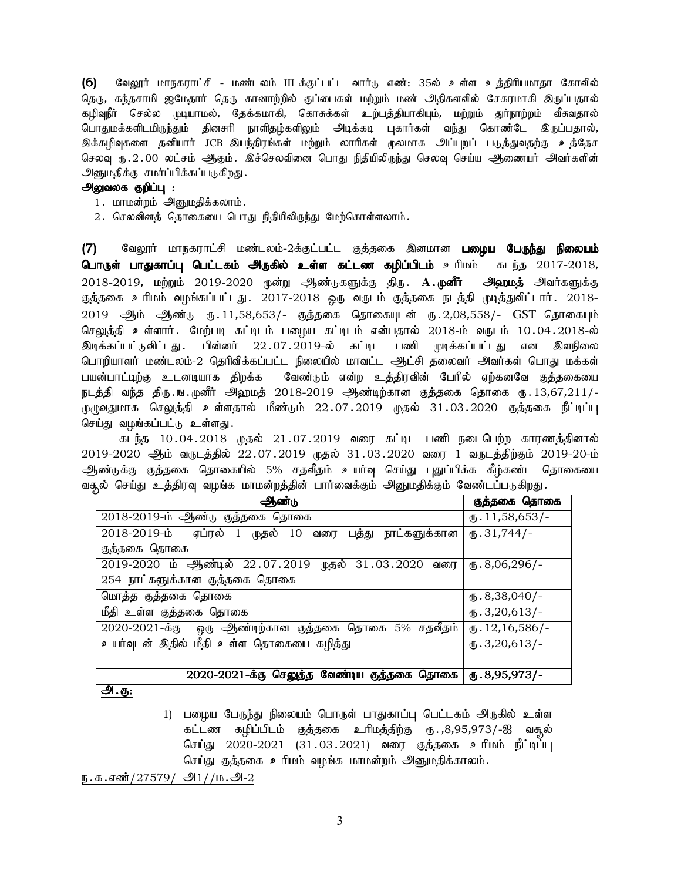**(6)** வேலூர் மாநகராட்சி - மண்டலம் III க்குட்பட்ட வார்டு எண்: 35ல் உள்ள உத்திரியமாதா கோவில் தெரு, கந்தசாமி ஜமேதார் தெரு கானாற்றில் குப்பைகள் மற்றும் மண் அதிகளவில் சேகரமாகி இருப்பதால் கழிவுநீர் செல்ல முடியாமல், தேக்கமாகி, கொசுக்கள் உற்பத்தியாகியும், மற்றும் துர்நாற்றம் வீசுவதால் பொதுமக்களிடமிருந்தும் தினசரி நாளிதழ்களிலும் அடிக்கடி புகார்கள் வந்து கொண்டே இருப்பதால், இக்கழிவுகளை தனியார் JCB இயந்திரங்கள் மற்றும் லாரிகள் மூலமாக அப்புறப் படுத்துவதற்கு உத்தேச செலவு ரு.2.00 லட்சம் ஆகும். இச்செலவினை பொது நிதியிலிருந்து செலவு செய்ய ஆணையர் அவர்களின் அனுமதிக்கு சமர்ப்பிக்கப்படுகிறது.

**அலுவலக குறிப்பு :**

1. மாமன்றம் அனுமதிக்கலாம்.
2. செலவினத் தொகையை பொது நிதியிலிருந்து மேற்கொள்ளலாம்.

**(7)** வேலூர் மாநகராட்சி மண்டலம்-2க்குட்பட்ட குத்தகை இனமான **பழைய பேருந்து நிலையம் பொருள் பாதுகாப்பு பெட்டகம் அருகில் உள்ள கட்டண கழிப்பிடம்** உரிமம் கடந்த 2017-2018, 2018-2019, மற்றும் 2019-2020 மூன்று ஆண்டுகளுக்கு திரு. **A.முனீர் அஹமத்** அவர்களுக்கு குத்தகை உரிமம் வழங்கப்பட்டது. 2017-2018 ஒரு வருடம் குத்தகை நடத்தி முடித்துவிட்டார். 2018-2019 ஆம் ஆண்டு ரு.11,58,653/- குத்தகை தொகையுடன் ரு.2,08,558/- GST தொகையும் செலுத்தி உள்ளார். மேற்படி கட்டிடம் பழைய கட்டிடம் என்பதால் 2018-ம் வருடம் 10.04.2018-ல் இடிக்கப்பட்டுவிட்டது. பின்னர் 22.07.2019-ல் கட்டிட பணி முடிக்கப்பட்டது என இளநிலை பொறியாளர் மண்டலம்-2 தெரிவிக்கப்பட்ட நிலையில் மாவட்ட ஆட்சி தலைவர் அவர்கள் பொது மக்கள் பயன்பாட்டிற்கு உடனடியாக திறக்க வேண்டும் என்ற உத்திரவின் பேரில் ஏற்கனவே குத்தகையை நடத்தி வந்த திரு.அ.முனீர் அஹமத் 2018-2019 ஆண்டிற்கான குத்தகை தொகை ரு.13,67,211/- முழுவதுமாக செலுத்தி உள்ளதால் மீண்டும் 22.07.2019 முதல் 31.03.2020 குத்தகை நீட்டிப்பு செய்து வழங்கப்பட்டு உள்ளது.

கடந்த 10.04.2018 முதல் 21.07.2019 வரை கட்டிட பணி நடைபெற்ற காரணத்தினால் 2019-2020 ஆம் வருடத்தில் 22.07.2019 முதல் 31.03.2020 வரை 1 வருடத்திற்கும் 2019-20-ம் ஆண்டுக்கு குத்தகை தொகையில் 5% சதவீதம் உயர்வு செய்து புதுப்பிக்க கீழ்கண்ட தொகையை வசூல் செய்து உத்திரவு வழங்க மாமன்றத்தின் பார்வைக்கும் அனுமதிக்கும் வேண்டப்படுகிறது.

| ஆண்டு | குத்தகை தொகை |
|---|---|
| 2018-2019-ம் ஆண்டு குத்தகை தொகை | ரு.11,58,653/- |
| 2018-2019-ம் ஏப்ரல் 1 முதல் 10 வரை பத்து நாட்களுக்கான குத்தகை தொகை | ரு.31,744/- |
| 2019-2020 ம் ஆண்டில் 22.07.2019 முதல் 31.03.2020 வரை 254 நாட்களுக்கான குத்தகை தொகை | ரு.8,06,296/- |
| மொத்த குத்தகை தொகை | ரு.8,38,040/- |
| மீதி உள்ள குத்தகை தொகை | ரு.3,20,613/- |
| 2020-2021-க்கு ஒரு ஆண்டிற்கான குத்தகை தொகை 5% சதவீதம் உயர்வுடன் இதில் மீதி உள்ள தொகையை கழித்து | ரு.12,16,586/- ரு.3,20,613/- |
| **2020-2021-க்கு செலுத்த வேண்டிய குத்தகை தொகை** | **ரு.8,95,973/-** |

**அ.கு:**

1) பழைய பேருந்து நிலையம் பொருள் பாதுகாப்பு பெட்டகம் அருகில் உள்ள கட்டண கழிப்பிடம் குத்தகை உரிமத்திற்கு ரு.,8,95,973/-ஐ வசூல் செய்து 2020-2021 (31.03.2021) வரை குத்தகை உரிமம் நீட்டிப்பு செய்து குத்தகை உரிமம் வழங்க மாமன்றம் அனுமதிக்காலம்.

ந.க.எண்/27579/ அ1//ம.அ-2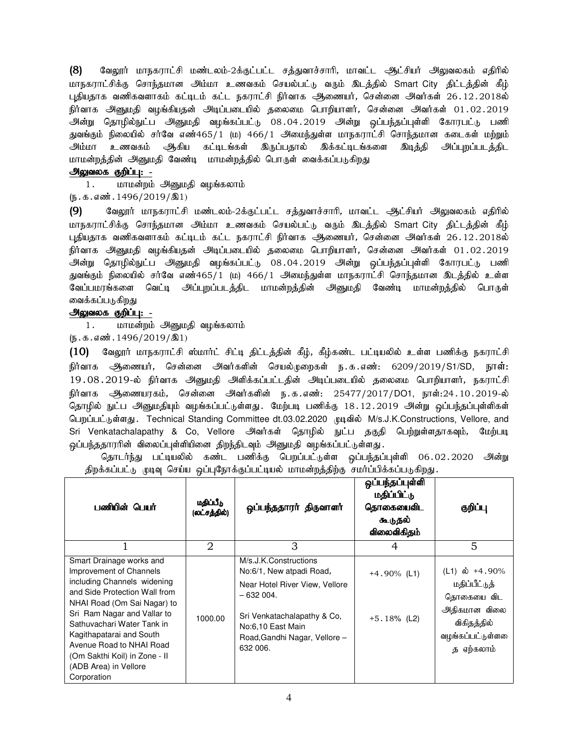(8) வேலூர் மாநகராட்சி மண்டலம்-2க்குட்பட்ட சத்துவாச்சாரி, மாவட்ட ஆட்சியர் அலுவலகம் எதிரில் மாநகராட்சிக்கு சொந்தமான அம்மா உணவகம் செயல்பட்டு வரும் இடத்தில் Smart City திட்டத்தின் கீழ் புதியதாக வணிகவளாகம் கட்டிடம் கட்ட நகராட்சி நிர்வாக ஆணையர், சென்னை அவர்கள் 26.12.2018ல் நிர்வாக அனுமதி வழங்கியதன் அடிப்படையில் தலைமை பொறியாளர், சென்னை அவர்கள் 01.02.2019 அன்று தொழில்நுட்ப அனுமதி வழங்கப்பட்டு 08.04.2019 அன்று ஒப்பந்தப்புள்ளி கோரபட்டு பணி துவங்கும் நிலையில் சர்வே எண்465/1 (ம) 466/1 அமைந்துள்ள மாநகராட்சி சொந்தமான கடைகள் மற்றும் அம்மா உணவகம் ஆகிய கட்டிடங்கள் இருப்பதால் இக்கட்டிடங்களை இடித்தி அப்புறப்படத்திட மாமன்றத்தின் அனுமதி வேண்டி மாமன்றத்தில் பொருள் வைக்கப்படுகிறது

**அலுவலக குறிப்பு: -**

1. மாமன்றம் அனுமதி வழங்கலாம்

(ந.க.எண்.1496/2019/இ1)

(9) வேலூர் மாநகராட்சி மண்டலம்-2க்குட்பட்ட சத்துவாச்சாரி, மாவட்ட ஆட்சியர் அலுவலகம் எதிரில் மாநகராட்சிக்கு சொந்தமான அம்மா உணவகம் செயல்பட்டு வரும் இடத்தில் Smart City திட்டத்தின் கீழ் புதியதாக வணிகவளாகம் கட்டிடம் கட்ட நகராட்சி நிர்வாக ஆணையர், சென்னை அவர்கள் 26.12.2018ல் நிர்வாக அனுமதி வழங்கியதன் அடிப்படையில் தலைமை பொறியாளர், சென்னை அவர்கள் 01.02.2019 அன்று தொழில்நுட்ப அனுமதி வழங்கப்பட்டு 08.04.2019 அன்று ஒப்பந்தப்புள்ளி கோரபட்டு பணி துவங்கும் நிலையில் சர்வே எண்465/1 (ம) 466/1 அமைந்துள்ள மாநகராட்சி சொந்தமான இடத்தில் உள்ள வேப்பமரங்களை வெட்டி அப்புறப்படத்திட மாமன்றத்தின் அனுமதி வேண்டி மாமன்றத்தில் பொருள் வைக்கப்படுகிறது

**அலுவலக குறிப்பு: -**

1. மாமன்றம் அனுமதி வழங்கலாம்

(ந.க.எண்.1496/2019/இ1)

(10) வேலூர் மாநகராட்சி ஸ்மார்ட் சிட்டி திட்டத்தின் கீழ், கீழ்கண்ட பட்டியலில் உள்ள பணிக்கு நகராட்சி நிர்வாக ஆணையர், சென்னை அவர்களின் செயல்முறைகள் ந.க.எண்: 6209/2019/S1/SD, நாள்: 19.08.2019-ல் நிர்வாக அனுமதி அளிக்கப்பட்டதின் அடிப்படையில் தலைமை பொறியாளர், நகராட்சி நிர்வாக ஆணையரகம், சென்னை அவர்களின் ந.க.எண்: 25477/2017/DO1, நாள்:24.10.2019-ல் தொழில் நுட்ப அனுமதியும் வழங்கப்பட்டுள்ளது. மேற்படி பணிக்கு 18.12.2019 அன்று ஒப்பந்தப்புள்ளிகள் பெறப்பட்டுள்ளது. Technical Standing Committee dt.03.02.2020 முடிவில் M/s.J.K.Constructions, Vellore, and Sri Venkatachalapathy & Co, Vellore அவர்கள் தொழில் நுட்ப தகுதி பெற்றுள்ளதாகவும், மேற்படி ஒப்பந்ததாரரின் விலைப்புள்ளியினை திறந்திடவும் அனுமதி வழங்கப்பட்டுள்ளது.

தொடர்ந்து பட்டியலில் கண்ட பணிக்கு பெறப்பட்டுள்ள ஒப்பந்தப்புள்ளி 06.02.2020 அன்று திறக்கப்பட்டு முடிவு செய்ய ஒப்புநோக்குப்பட்டியல் மாமன்றத்திற்கு சமா்ப்பிக்கப்படுகிறது.

| பணியின் பெயர் | மதிப்பீடு (லட்சத்தில்) | ஒப்பந்ததாரா் திருவாளா் | ஒப்பந்தப்புள்ளி மதிப்பிட்டு தொகையைவிட கூடுதல் விலைவிகிதம் | குறிப்பு |
|---|---|---|---|---|
| 1 | 2 | 3 | 4 | 5 |
| Smart Drainage works and Improvement of Channels including Channels widening and Side Protection Wall from NHAI Road (Om Sai Nagar) to Sri Ram Nagar and Vallar to Sathuvachari Water Tank in Kagithapatarai and South Avenue Road to NHAI Road (Om Sakthi Koil) in Zone - II (ADB Area) in Vellore Corporation | 1000.00 | M/s.J.K.Constructions No:6/1, New atpadi Road, Near Hotel River View, Vellore – 632 004.<br><br>Sri Venkatachalapathy & Co, No:6,10 East Main Road,Gandhi Nagar, Vellore – 632 006. | +4.90% (L1)<br><br>+5.18% (L2) | (L1) ல் +4.90% மதிப்பீட்டுத் தொகையை விட அதிகமான விலை விகிதத்தில் வழங்கப்பட்டுள்ளதை ஏற்கலாம் |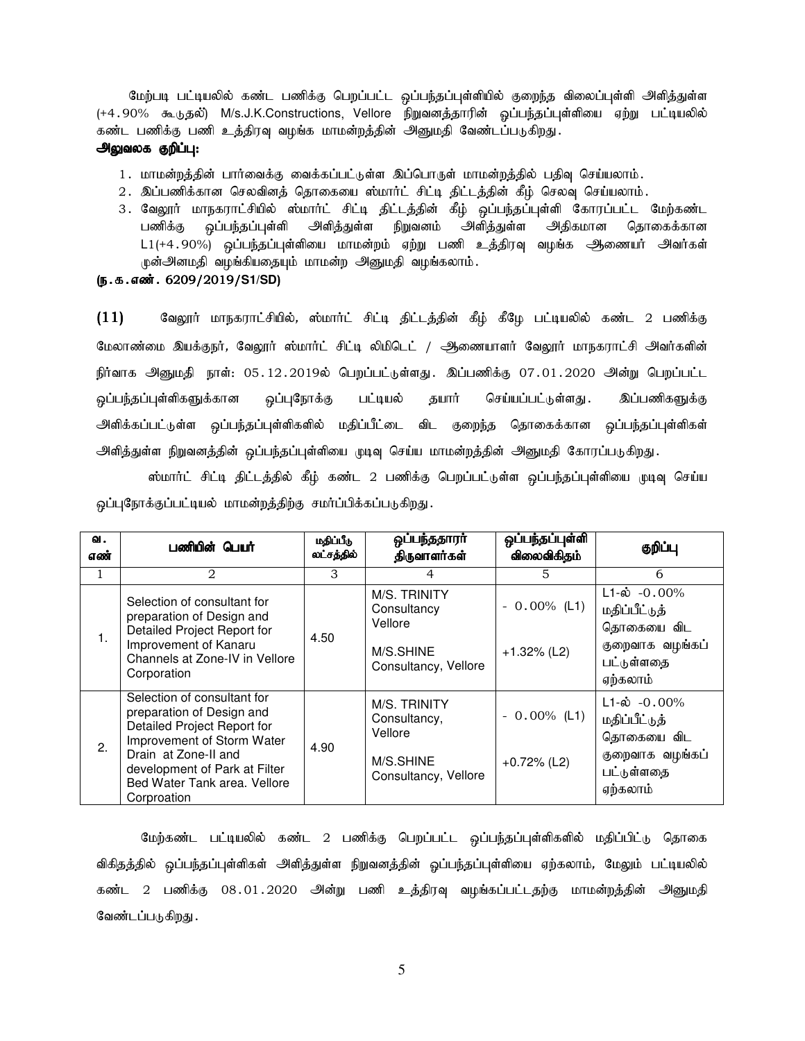மேற்படி பட்டியலில் கண்ட பணிக்கு பெறப்பட்ட ஒப்பந்தப்புள்ளியில் குறைந்த விலைப்புள்ளி அளித்துள்ள (+4.90% கூடுதல்) M/s.J.K.Constructions, Vellore நிறுவனத்தாரின் ஒப்பந்தப்புள்ளியை ஏற்று பட்டியலில் கண்ட பணிக்கு பணி உத்திரவு வழங்க மாமன்றத்தின் அனுமதி வேண்டப்படுகிறது.

**அலுவலக குறிப்பு:**

1. மாமன்றத்தின் பார்வைக்கு வைக்கப்பட்டுள்ள இப்பொருள் மாமன்றத்தில் பதிவு செய்யலாம்.
2. இப்பணிக்கான செலவினத் தொகையை ஸ்மார்ட் சிட்டி திட்டத்தின் கீழ் செலவு செய்யலாம்.
3. வேலூர் மாநகராட்சியில் ஸ்மார்ட் சிட்டி திட்டத்தின் கீழ் ஒப்பந்தப்புள்ளி கோரப்பட்ட மேற்கண்ட பணிக்கு ஒப்பந்தப்புள்ளி அளித்துள்ள நிறுவனம் அளித்துள்ள அதிகமான தொகைக்கான L1(+4.90%) ஒப்பந்தப்புள்ளியை மாமன்றம் ஏற்று பணி உத்திரவு வழங்க ஆணையர் அவர்கள் முன்அனுமதி வழங்கியதையும் மாமன்ற அனுமதி வழங்கலாம்.

**(ந.க.எண். 6209/2019/S1/SD)**

**(11)** வேலூர் மாநகராட்சியில், ஸ்மார்ட் சிட்டி திட்டத்தின் கீழ் கீழே பட்டியலில் கண்ட 2 பணிக்கு மேலாண்மை இயக்குநர், வேலூர் ஸ்மார்ட் சிட்டி லிமிடெட் / ஆணையாளர் வேலூர் மாநகராட்சி அவர்களின் நிர்வாக அனுமதி நாள்: 05.12.2019ல் பெறப்பட்டுள்ளது. இப்பணிக்கு 07.01.2020 அன்று பெறப்பட்ட ஒப்பந்தப்புள்ளிகளுக்கான ஒப்புநோக்கு பட்டியல் தயார் செய்யப்பட்டுள்ளது. இப்பணிகளுக்கு அளிக்கப்பட்டுள்ள ஒப்பந்தப்புள்ளிகளில் மதிப்பீட்டை விட குறைந்த தொகைக்கான ஒப்பந்தப்புள்ளிகள் அளித்துள்ள நிறுவனத்தின் ஒப்பந்தப்புள்ளியை முடிவு செய்ய மாமன்றத்தின் அனுமதி கோரப்படுகிறது.

ஸ்மார்ட் சிட்டி திட்டத்தில் கீழ் கண்ட 2 பணிக்கு பெறப்பட்டுள்ள ஒப்பந்தப்புள்ளியை முடிவு செய்ய ஒப்புநோக்குப்பட்டியல் மாமன்றத்திற்கு சமர்ப்பிக்கப்படுகிறது.

| வ. எண் | பணியின் பெயர் | மதிப்பீடு லட்சத்தில் | ஒப்பந்ததாரர் திருவாளர்கள் | ஒப்பந்தப்புள்ளி விலைவிகிதம் | குறிப்பு |
|---|---|---|---|---|---|
| 1 | 2 | 3 | 4 | 5 | 6 |
| 1. | Selection of consultant for preparation of Design and Detailed Project Report for Improvement of Kanaru Channels at Zone-IV in Vellore Corporation | 4.50 | M/S. TRINITY Consultancy Vellore<br>M/S.SHINE Consultancy, Vellore | - 0.00% (L1)<br>+1.32% (L2) | L1-ல் -0.00% மதிப்பீட்டுத் தொகையை விட குறைவாக வழங்கப் பட்டுள்ளதை ஏற்கலாம் |
| 2. | Selection of consultant for preparation of Design and Detailed Project Report for Improvement of Storm Water Drain at Zone-II and development of Park at Filter Bed Water Tank area. Vellore Corproation | 4.90 | M/S. TRINITY Consultancy, Vellore<br>M/S.SHINE Consultancy, Vellore | - 0.00% (L1)<br>+0.72% (L2) | L1-ல் -0.00% மதிப்பீட்டுத் தொகையை விட குறைவாக வழங்கப் பட்டுள்ளதை ஏற்கலாம் |

மேற்கண்ட பட்டியலில் கண்ட 2 பணிக்கு பெறப்பட்ட ஒப்பந்தப்புள்ளிகளில் மதிப்பிட்டு தொகை விகிதத்தில் ஒப்பந்தப்புள்ளிகள் அளித்துள்ள நிறுவனத்தின் ஒப்பந்தப்புள்ளியை ஏற்கலாம், மேலும் பட்டியலில் கண்ட 2 பணிக்கு 08.01.2020 அன்று பணி உத்திரவு வழங்கப்பட்டதற்கு மாமன்றத்தின் அனுமதி வேண்டப்படுகிறது.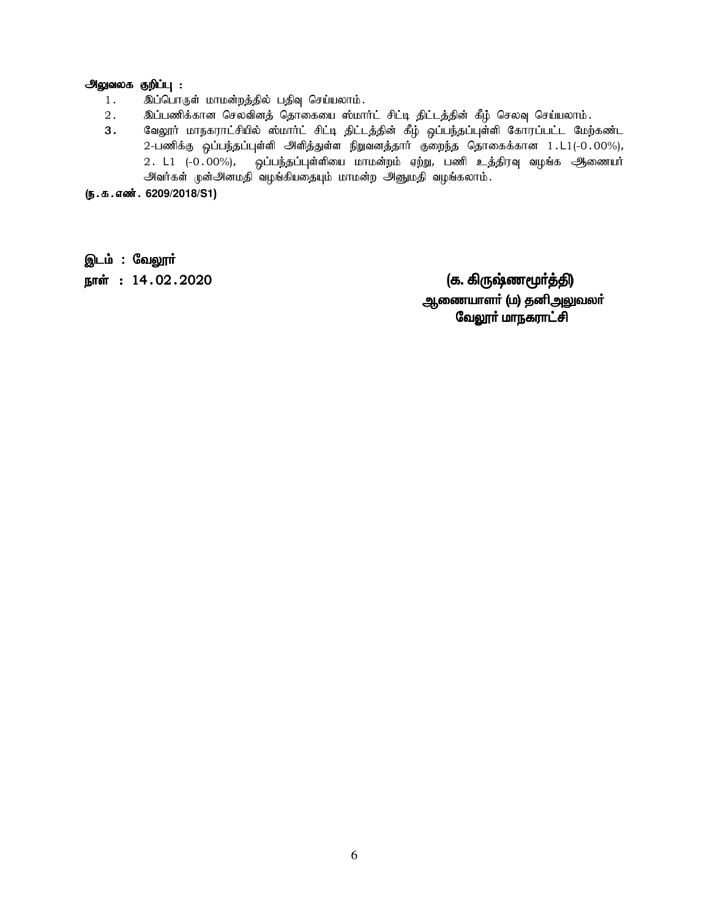**அலுவலக குறிப்பு :**

1. இப்பொருள் மாமன்றத்தில் பதிவு செய்யலாம்.
2. இப்பணிக்கான செலவினத் தொகையை ஸ்மார்ட் சிட்டி திட்டத்தின் கீழ் செலவு செய்யலாம்.
3. வேலூர் மாநகராட்சியில் ஸ்மார்ட் சிட்டி திட்டத்தின் கீழ் ஒப்பந்தப்புள்ளி கோரப்பட்ட மேற்கண்ட 2-பணிக்கு ஒப்பந்தப்புள்ளி அளித்துள்ள நிறுவனத்தார் குறைந்த தொகைக்கான 1.L1(-0.00%), 2. L1 (-0.00%), ஒப்பந்தப்புள்ளியை மாமன்றம் ஏற்று, பணி உத்திரவு வழங்க ஆணையர் அவர்கள் முன்அனமதி வழங்கியதையும் மாமன்ற அனுமதி வழங்கலாம்.

**(ந.க.எண். 6209/2018/S1)**

**இடம் : வேலூர்**

**நாள் : 14.02.2020**

**(க. கிருஷ்ணமூர்த்தி)**
**ஆணையாளர் (ம) தனிஅலுவலர்**
**வேலூர் மாநகராட்சி**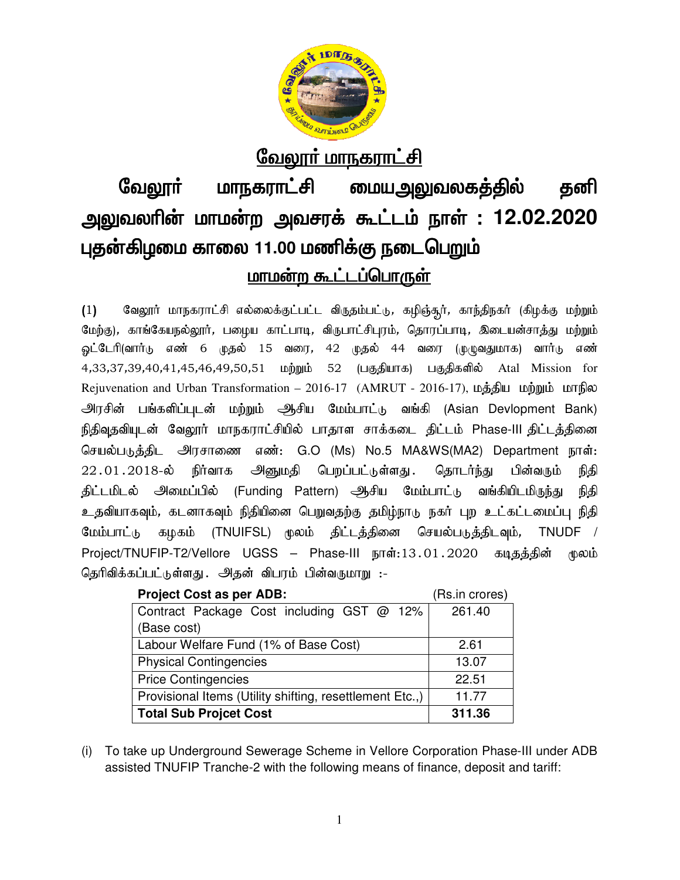# வேலூர் மாநகராட்சி

## வேலூர் மாநகராட்சி மையஅலுவலகத்தில் தனி அலுவலரின் மாமன்ற அவசரக் கூட்டம் நாள் : 12.02.2020 புதன்கிழமை காலை 11.00 மணிக்கு நடைபெறும்

### மாமன்ற கூட்டப்பொருள்

(1) வேலூர் மாநகராட்சி எல்லைக்குட்பட்ட விருதம்பட்டு, கழிஞ்சூர், காந்திநகர் (கிழக்கு மற்றும் மேற்கு), காங்கேயநல்லூர், பழைய காட்பாடி, விருபாட்சிபுரம், தொரப்பாடி, இடையன்சாத்து மற்றும் ஓட்டேரி(வார்டு எண் 6 முதல் 15 வரை, 42 முதல் 44 வரை (முழுவதுமாக) வார்டு எண் 4,33,37,39,40,41,45,46,49,50,51 மற்றும் 52 (பகுதியாக) பகுதிகளில் Atal Mission for Rejuvenation and Urban Transformation – 2016-17 (AMRUT - 2016-17), மத்திய மற்றும் மாநில அரசின் பங்களிப்புடன் மற்றும் ஆசிய மேம்பாட்டு வங்கி (Asian Devlopment Bank) நிதிவுதவியுடன் வேலூர் மாநகராட்சியில் பாதாள சாக்கடை திட்டம் Phase-III திட்டத்தினை செயல்படுத்திட அரசாணை எண்: G.O (Ms) No.5 MA&WS(MA2) Department நாள்: 22.01.2018-ல் நிர்வாக அனுமதி பெறப்பட்டுள்ளது. தொடர்ந்து பின்வரும் நிதி திட்டமிடல் அமைப்பில் (Funding Pattern) ஆசிய மேம்பாட்டு வங்கியிடமிருந்து நிதி உதவியாகவும், கடனாகவும் நிதியினை பெறுவதற்கு தமிழ்நாடு நகர் புற உட்கட்டமைப்பு நிதி மேம்பாட்டு கழகம் (TNUIFSL) மூலம் திட்டத்தினை செயல்படுத்திடவும், TNUDF / Project/TNUFIP-T2/Vellore UGSS – Phase-III நாள்:13.01.2020 கடிதத்தின் மூலம் தெரிவிக்கப்பட்டுள்ளது. அதன் விபரம் பின்வருமாறு :-

| **Project Cost as per ADB:** | (Rs.in crores) |
|---|---|
| Contract Package Cost including GST @ 12% (Base cost) | 261.40 |
| Labour Welfare Fund (1% of Base Cost) | 2.61 |
| Physical Contingencies | 13.07 |
| Price Contingencies | 22.51 |
| Provisional Items (Utility shifting, resettlement Etc.,) | 11.77 |
| **Total Sub Projcet Cost** | **311.36** |

(i) To take up Underground Sewerage Scheme in Vellore Corporation Phase-III under ADB assisted TNUFIP Tranche-2 with the following means of finance, deposit and tariff: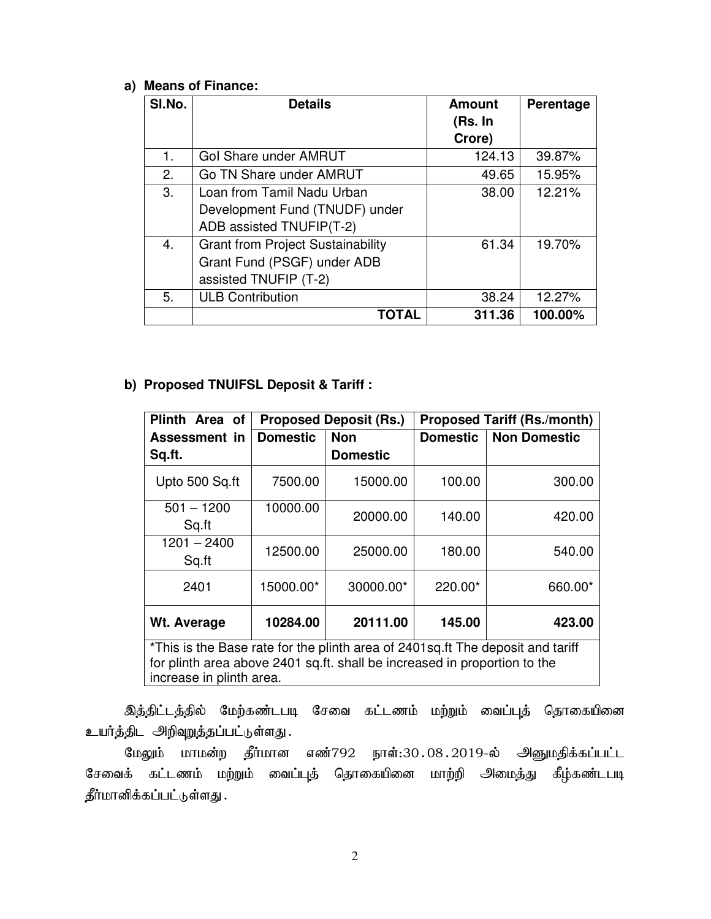**a) Means of Finance:**

| Sl.No. | Details | Amount (Rs. In Crore) | Perentage |
|---|---|---|---|
| 1. | GoI Share under AMRUT | 124.13 | 39.87% |
| 2. | Go TN Share under AMRUT | 49.65 | 15.95% |
| 3. | Loan from Tamil Nadu Urban Development Fund (TNUDF) under ADB assisted TNUFIP(T-2) | 38.00 | 12.21% |
| 4. | Grant from Project Sustainability Grant Fund (PSGF) under ADB assisted TNUFIP (T-2) | 61.34 | 19.70% |
| 5. | ULB Contribution | 38.24 | 12.27% |
| | **TOTAL** | **311.36** | **100.00%** |

**b) Proposed TNUIFSL Deposit & Tariff :**

| Plinth Area of Assessment in Sq.ft. | Proposed Deposit (Rs.) | | Proposed Tariff (Rs./month) | |
|---|---|---|---|---|
| | **Domestic** | **Non Domestic** | **Domestic** | **Non Domestic** |
| Upto 500 Sq.ft | 7500.00 | 15000.00 | 100.00 | 300.00 |
| 501 – 1200 Sq.ft | 10000.00 | 20000.00 | 140.00 | 420.00 |
| 1201 – 2400 Sq.ft | 12500.00 | 25000.00 | 180.00 | 540.00 |
| 2401 | 15000.00* | 30000.00* | 220.00* | 660.00* |
| **Wt. Average** | **10284.00** | **20111.00** | **145.00** | **423.00** |

*This is the Base rate for the plinth area of 2401sq.ft The deposit and tariff for plinth area above 2401 sq.ft. shall be increased in proportion to the increase in plinth area.

இத்திட்டத்தில் மேற்கண்டபடி சேவை கட்டணம் மற்றும் வைப்புத் தொகையினை உயர்த்திட அறிவுறுத்தப்பட்டுள்ளது.

மேலும் மாமன்ற தீர்மான எண்792 நாள்:30.08.2019-ல் அனுமதிக்கப்பட்ட சேவைக் கட்டணம் மற்றும் வைப்புத் தொகையினை மாற்றி அமைத்து கீழ்கண்டபடி தீர்மானிக்கப்பட்டுள்ளது.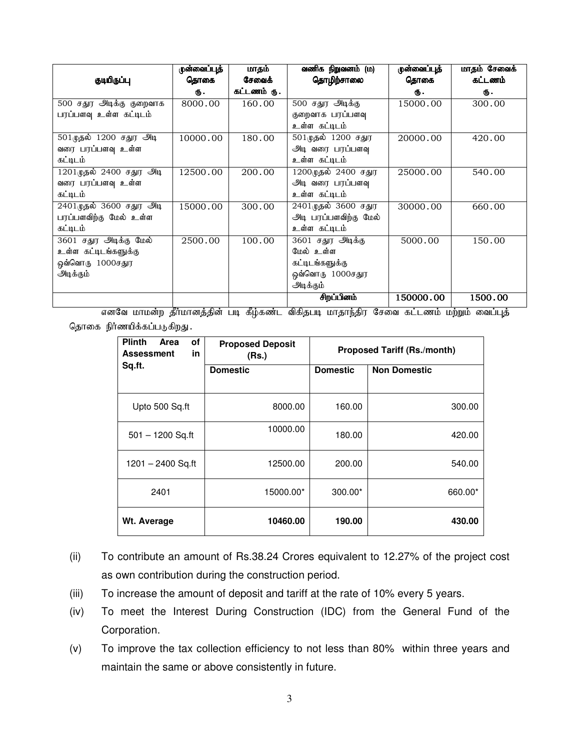| குடியிருப்பு | முன்வைப்புத் தொகை ரூ. | மாதம் சேவைக் கட்டணம் ரூ. | வணிக நிறுவனம் (ம) தொழிற்சாலை | முன்வைப்புத் தொகை ரூ. | மாதம் சேவைக் கட்டணம் ரூ. |
|---|---|---|---|---|---|
| 500 சதுர அடிக்கு குறைவாக பரப்பளவு உள்ள கட்டிடம் | 8000.00 | 160.00 | 500 சதுர அடிக்கு குறைவாக பரப்பளவு உள்ள கட்டிடம் | 15000.00 | 300.00 |
| 501முதல் 1200 சதுர அடி வரை பரப்பளவு உள்ள கட்டிடம் | 10000.00 | 180.00 | 501முதல் 1200 சதுர அடி வரை பரப்பளவு உள்ள கட்டிடம் | 20000.00 | 420.00 |
| 1201முதல் 2400 சதுர அடி வரை பரப்பளவு உள்ள கட்டிடம் | 12500.00 | 200.00 | 1200முதல் 2400 சதுர அடி வரை பரப்பளவு உள்ள கட்டிடம் | 25000.00 | 540.00 |
| 2401முதல் 3600 சதுர அடி பரப்பளவிற்கு மேல் உள்ள கட்டிடம் | 15000.00 | 300.00 | 2401முதல் 3600 சதுர அடி பரப்பளவிற்கு மேல் உள்ள கட்டிடம் | 30000.00 | 660.00 |
| 3601 சதுர அடிக்கு மேல் உள்ள கட்டிடங்களுக்கு ஒவ்வொரு 1000சதுர அடிக்கும் | 2500.00 | 100.00 | 3601 சதுர அடிக்கு மேல் உள்ள கட்டிடங்களுக்கு ஒவ்வொரு 1000சதுர அடிக்கும் | 5000.00 | 150.00 |
| | | | **சிறப்பினம்** | **150000.00** | **1500.00** |

எனவே மாமன்ற தீர்மானத்தின் படி கீழ்கண்ட விகிதபடி மாதாந்திர சேவை கட்டணம் மற்றும் வைப்புத் தொகை நிர்ணயிக்கப்படுகிறது.

| Plinth Area of Assessment in Sq.ft. | Proposed Deposit (Rs.) | Proposed Tariff (Rs./month) | |
|---|---|---|---|
| | **Domestic** | **Domestic** | **Non Domestic** |
| Upto 500 Sq.ft | 8000.00 | 160.00 | 300.00 |
| 501 – 1200 Sq.ft | 10000.00 | 180.00 | 420.00 |
| 1201 – 2400 Sq.ft | 12500.00 | 200.00 | 540.00 |
| 2401 | 15000.00* | 300.00* | 660.00* |
| **Wt. Average** | **10460.00** | **190.00** | **430.00** |

(ii) To contribute an amount of Rs.38.24 Crores equivalent to 12.27% of the project cost as own contribution during the construction period.

(iii) To increase the amount of deposit and tariff at the rate of 10% every 5 years.

(iv) To meet the Interest During Construction (IDC) from the General Fund of the Corporation.

(v) To improve the tax collection efficiency to not less than 80% within three years and maintain the same or above consistently in future.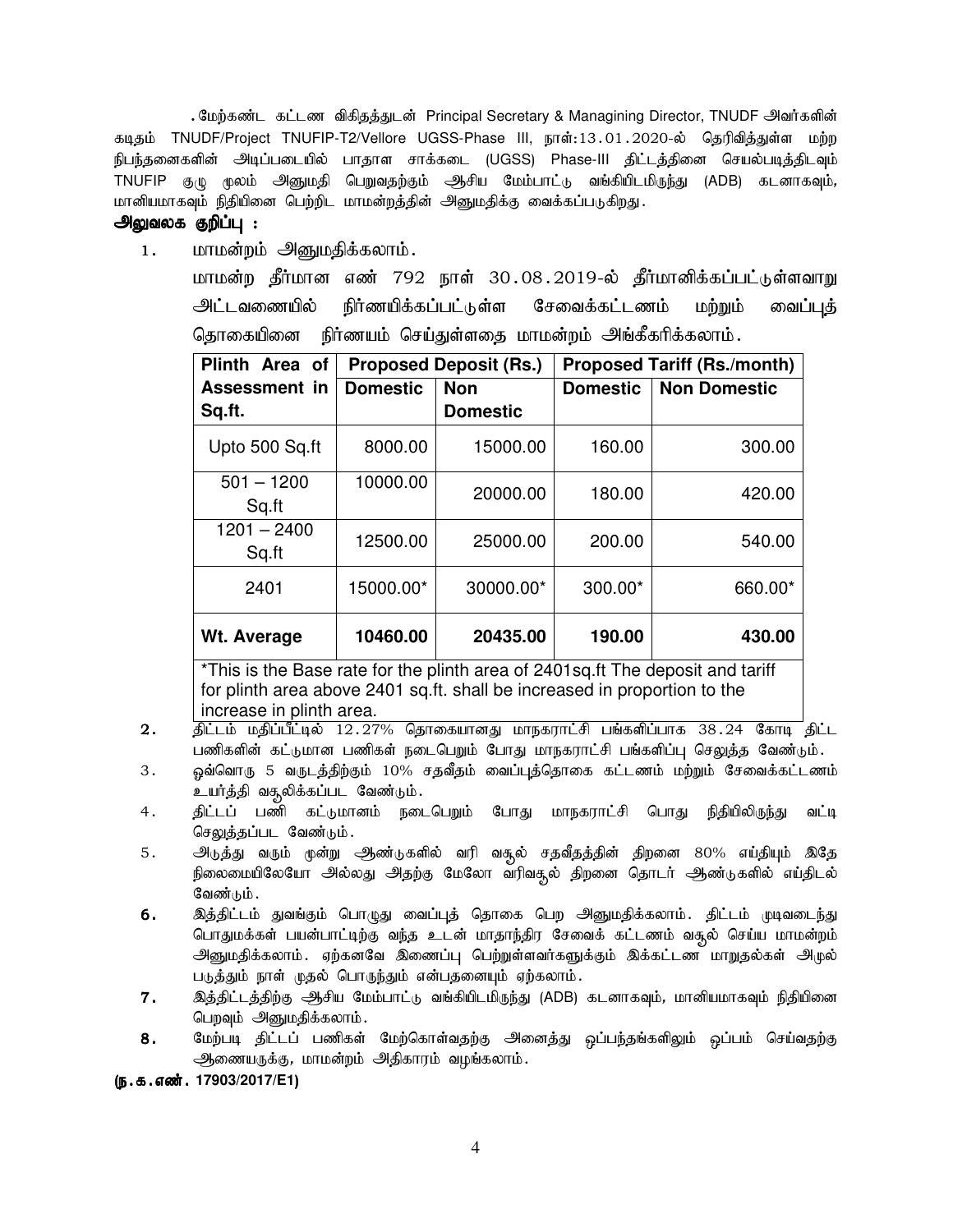.மேற்கண்ட கட்டண விகிதத்துடன் Principal Secretary & Managining Director, TNUDF அவர்களின் கடிதம் TNUDF/Project TNUFIP-T2/Vellore UGSS-Phase III, நாள்:13.01.2020-ல் தெரிவித்துள்ள மற்ற நிபந்தனைகளின் அடிப்படையில் பாதாள சாக்கடை (UGSS) Phase-III திட்டத்தினை செயல்படுத்திடவும் TNUFIP குழு மூலம் அனுமதி பெறுவதற்கும் ஆசிய மேம்பாட்டு வங்கியிடமிருந்து (ADB) கடனாகவும், மானியமாகவும் நிதியினை பெற்றிட மாமன்றத்தின் அனுமதிக்கு வைக்கப்படுகிறது.

**அலுவலக குறிப்பு :**

1. மாமன்றம் அனுமதிக்கலாம்.

   மாமன்ற தீர்மான எண் 792 நாள் 30.08.2019-ல் தீர்மானிக்கப்பட்டுள்ளவாறு அட்டவணையில் நிர்ணயிக்கப்பட்டுள்ள சேவைக்கட்டணம் மற்றும் வைப்புத் தொகையினை நிர்ணயம் செய்துள்ளதை மாமன்றம் அங்கீகரிக்கலாம்.

| Plinth Area of Assessment in Sq.ft. | Proposed Deposit (Rs.) | | Proposed Tariff (Rs./month) | |
|---|---|---|---|---|
| | Domestic | Non Domestic | Domestic | Non Domestic |
| Upto 500 Sq.ft | 8000.00 | 15000.00 | 160.00 | 300.00 |
| 501 – 1200 Sq.ft | 10000.00 | 20000.00 | 180.00 | 420.00 |
| 1201 – 2400 Sq.ft | 12500.00 | 25000.00 | 200.00 | 540.00 |
| 2401 | 15000.00* | 30000.00* | 300.00* | 660.00* |
| **Wt. Average** | **10460.00** | **20435.00** | **190.00** | **430.00** |

*This is the Base rate for the plinth area of 2401sq.ft The deposit and tariff for plinth area above 2401 sq.ft. shall be increased in proportion to the increase in plinth area.

2. திட்டம் மதிப்பீட்டில் 12.27% தொகையானது மாநகராட்சி பங்களிப்பாக 38.24 கோடி திட்ட பணிகளின் கட்டுமான பணிகள் நடைபெறும் போது மாநகராட்சி பங்களிப்பு செலுத்த வேண்டும்.
3. ஒவ்வொரு 5 வருடத்திற்கும் 10% சதவீதம் வைப்புத்தொகை கட்டணம் மற்றும் சேவைக்கட்டணம் உயர்த்தி வசூலிக்கப்பட வேண்டும்.
4. திட்டப் பணி கட்டுமானம் நடைபெறும் போது மாநகராட்சி பொது நிதியிலிருந்து வட்டி செலுத்தப்பட வேண்டும்.
5. அடுத்து வரும் மூன்று ஆண்டுகளில் வரி வசூல் சதவீதத்தின் திறனை 80% எய்தியும் இதே நிலைமையிலேயோ அல்லது அதற்கு மேலோ வரிவசூல் திறனை தொடர் ஆண்டுகளில் எய்திடல் வேண்டும்.
6. இத்திட்டம் துவங்கும் பொழுது வைப்புத் தொகை பெற அனுமதிக்கலாம். திட்டம் முடிவடைந்து பொதுமக்கள் பயன்பாட்டிற்கு வந்த உடன் மாதாந்திர சேவைக் கட்டணம் வசூல் செய்ய மாமன்றம் அனுமதிக்கலாம். ஏற்கனவே இணைப்பு பெற்றுள்ளவர்களுக்கும் இக்கட்டண மாறுதல்கள் அமுல் படுத்தும் நாள் முதல் பொருந்தும் என்பதனையும் ஏற்கலாம்.
7. இத்திட்டத்திற்கு ஆசிய மேம்பாட்டு வங்கியிடமிருந்து (ADB) கடனாகவும், மானியமாகவும் நிதியினை பெறவும் அனுமதிக்கலாம்.
8. மேற்படி திட்டப் பணிகள் மேற்கொள்வதற்கு அனைத்து ஒப்பந்தங்களிலும் ஒப்பம் செய்வதற்கு ஆணையருக்கு, மாமன்றம் அதிகாரம் வழங்கலாம்.

**(ந.க.எண். 17903/2017/E1)**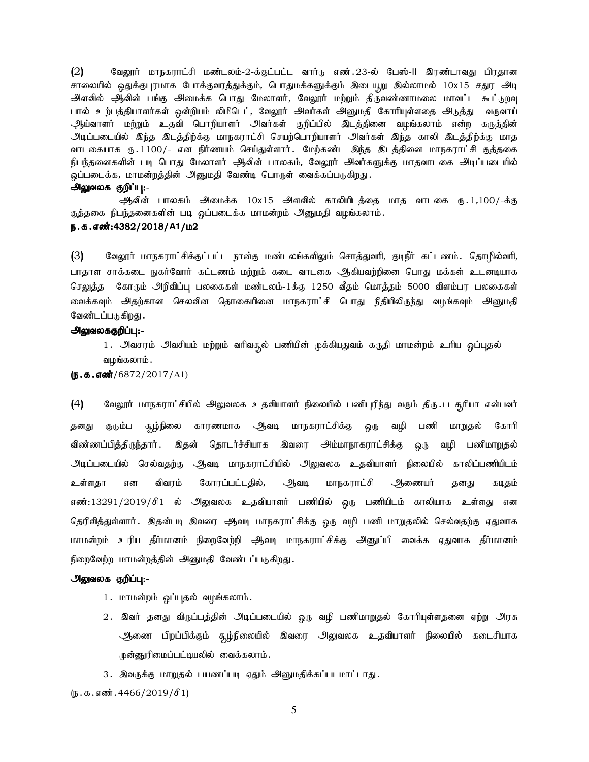(2) வேலூர் மாநகராட்சி மண்டலம்-2-க்குட்பட்ட வார்டு எண்.23-ல் பேஸ்-II இரண்டாவது பிரதான சாலையில் ஒதுக்குபுரமாக போக்குவரத்துக்கும், பொதுமக்களுக்கும் இடையூறு இல்லாமல் 10x15 சதுர அடி அளவில் ஆவின் பங்கு அமைக்க பொது மேலாளர், வேலூர் மற்றும் திருவண்ணாமலை மாவட்ட கூட்டுறவு பால் உற்பத்தியாளர்கள் ஒன்றியம் லிமிடெட், வேலூர் அவர்கள் அனுமதி கோரியுள்ளதை அடுத்து வருவாய் ஆய்வாளர் மற்றும் உதவி பொறியாளர் அவர்கள் குறிப்பில் இடத்தினை வழங்கலாம் என்ற கருத்தின் அடிப்படையில் இந்த இடத்திற்கு மாநகராட்சி செயற்பொறியாளர் அவர்கள் இந்த காலி இடத்திற்கு மாத வாடகையாக ரூ.1100/- என நிர்ணயம் செய்துள்ளார். மேற்கண்ட இந்த இடத்தினை மாநகராட்சி குத்தகை நிபந்தனைகளின் படி பொது மேலாளர் ஆவின் பாலகம், வேலூர் அவர்களுக்கு மாதவாடகை அடிப்படையில் ஒப்படைக்க, மாமன்றத்தின் அனுமதி வேண்டி பொருள் வைக்கப்படுகிறது.

**அலுவலக குறிப்பு:-**

ஆவின் பாலகம் அமைக்க 10x15 அளவில் காலியிடத்தை மாத வாடகை ரூ.1,100/-க்கு குத்தகை நிபந்தனைகளின் படி ஒப்படைக்க மாமன்றம் அனுமதி வழங்கலாம்.

**ந.க.எண்:4382/2018/A1/ம2**

(3) வேலூர் மாநகராட்சிக்குட்பட்ட நான்கு மண்டலங்களிலும் சொத்துவரி, குடிநீர் கட்டணம். தொழில்வரி, பாதாள சாக்கடை நுகர்வோர் கட்டணம் மற்றும் கடை வாடகை ஆகியவற்றினை பொது மக்கள் உடனடியாக செலுத்த கோரும் அறிவிப்பு பலகைகள் மண்டலம்-1க்கு 1250 வீதம் மொத்தம் 5000 விளம்பர பலகைகள் வைக்கவும் அதற்கான செலவின தொகையினை மாநகராட்சி பொது நிதியிலிருந்து வழங்கவும் அனுமதி வேண்டப்படுகிறது.

**அலுவலகக்குறிப்பு:-**

1. அவசரம் அவசியம் மற்றும் வரிவசூல் பணியின் முக்கியதுவம் கருதி மாமன்றம் உரிய ஒப்புதல் வழங்கலாம்.

**(ந.க.எண்**/6872/2017/A1)

(4) வேலூர் மாநகராட்சியில் அலுவலக உதவியாளர் நிலையில் பணிபுரிந்து வரும் திரு.ப சூரியா என்பவர் தனது குடும்ப சூழ்நிலை காரணமாக ஆவடி மாநகராட்சிக்கு ஒரு வழி பணி மாறுதல் கோரி விண்ணப்பித்திருந்தார். இதன் தொடர்ச்சியாக இவரை அம்மாநாகராட்சிக்கு ஒரு வழி பணிமாறுதல் அடிப்படையில் செல்வதற்கு ஆவடி மாநகராட்சியில் அலுவலக உதவியாளர் நிலையில் காலிப்பணியிடம் உள்ளதா என விவரம் கோரப்பட்டதில், ஆவடி மாநகராட்சி ஆணையர் தனது கடிதம் எண்:13291/2019/சி1 ல் அலுவலக உதவியாளர் பணியில் ஒரு பணியிடம் காலியாக உள்ளது என தெரிவித்துள்ளார். இதன்படி இவரை ஆவடி மாநகராட்சிக்கு ஒரு வழி பணி மாறுதலில் செல்வதற்கு ஏதுவாக மாமன்றம் உரிய தீர்மானம் நிறைவேற்றி ஆவடி மாநகராட்சிக்கு அனுப்பி வைக்க ஏதுவாக தீர்மானம் நிறைவேற்ற மாமன்றத்தின் அனுமதி வேண்டப்படுகிறது.

**அலுவலக குறிப்பு:-**

1. மாமன்றம் ஒப்புதல் வழங்கலாம்.
2. இவர் தனது விருப்பத்தின் அடிப்படையில் ஒரு வழி பணிமாறுதல் கோரியுள்ளதனை ஏற்று அரசு ஆணை பிறப்பிக்கும் சூழ்நிலையில் இவரை அலுவலக உதவியாளர் நிலையில் கடைசியாக முன்னுரிமைப்பட்டியலில் வைக்கலாம்.
3. இவருக்கு மாறுதல் பயணப்படி ஏதும் அனுமதிக்கப்படமாட்டாது.

(ந.க.எண்.4466/2019/சி1)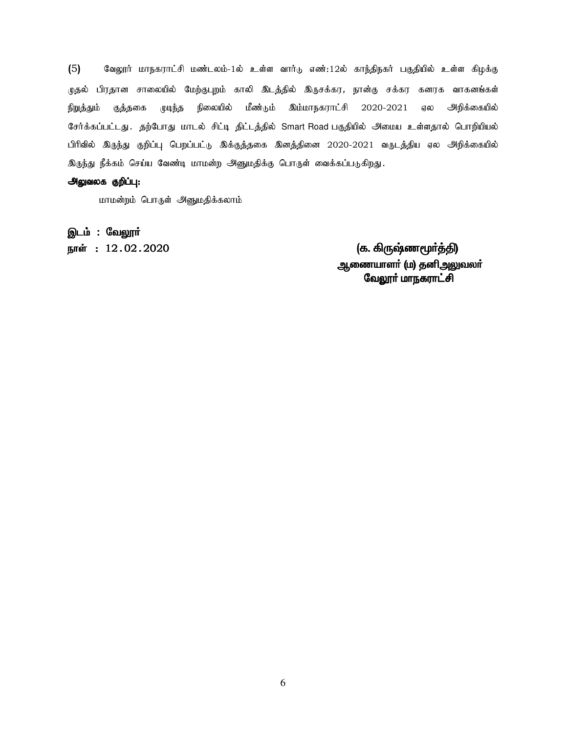(5) வேலூர் மாநகராட்சி மண்டலம்-1ல் உள்ள வார்டு எண்:12ல் காந்திநகர் பகுதியில் உள்ள கிழக்கு முதல் பிரதான சாலையில் மேற்குபுறம் காலி இடத்தில் இருசக்கர, நான்கு சக்கர கனரக வாகனங்கள் நிறுத்தும் குத்தகை முடிந்த நிலையில் மீண்டும் இம்மாநகராட்சி 2020-2021 ஏல அறிக்கையில் சேர்க்கப்பட்டது. தற்போது மாடல் சிட்டி திட்டத்தில் Smart Road பகுதியில் அமைய உள்ளதால் பொறியியல் பிரிவில் இருந்து குறிப்பு பெறப்பட்டு இக்குத்தகை இனத்தினை 2020-2021 வருடத்திய ஏல அறிக்கையில் இருந்து நீக்கம் செய்ய வேண்டி மாமன்ற அனுமதிக்கு பொருள் வைக்கப்படுகிறது.

**அலுவலக குறிப்பு:**

மாமன்றம் பொருள் அனுமதிக்கலாம்

**இடம் : வேலூர்**

**நாள் : 12.02.2020**

**(க. கிருஷ்ணமூர்த்தி)**
**ஆணையாளர் (ம) தனிஅலுவலர்**
**வேலூர் மாநகராட்சி**